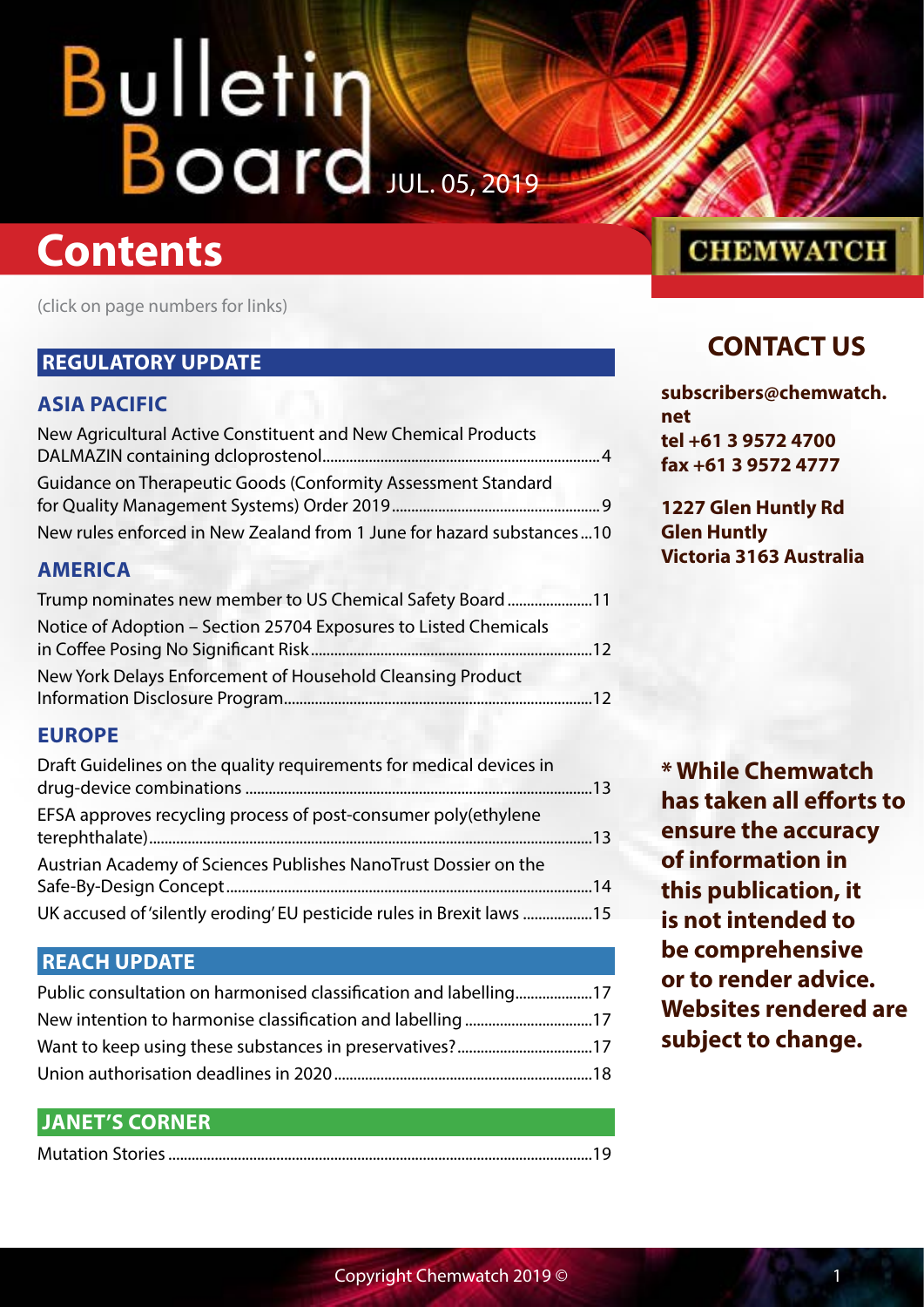# Bulletin Board

JUL. 05, 2019

CHEMWATCH

# Contents

(click on page numbers for links)

## REGULATORY UPDATE

### ASIA PACIFIC

New Agricultural Active Constituent and New Chemical Products DALMAZIN containing dcloprostenol....4

Guidance on Therapeutic Goods (Conformity Assessment Standard for Quality Management Systems) Order 2019....9

New rules enforced in New Zealand from 1 June for hazard substances....10

### AMERICA

Trump nominates new member to US Chemical Safety Board....11

Notice of Adoption – Section 25704 Exposures to Listed Chemicals in Coffee Posing No Significant Risk....12

New York Delays Enforcement of Household Cleansing Product Information Disclosure Program....12

### EUROPE

Draft Guidelines on the quality requirements for medical devices in drug-device combinations....13

EFSA approves recycling process of post-consumer poly(ethylene terephthalate)....13

Austrian Academy of Sciences Publishes NanoTrust Dossier on the Safe-By-Design Concept....14

UK accused of 'silently eroding' EU pesticide rules in Brexit laws....15

## REACH UPDATE

Public consultation on harmonised classification and labelling....17

New intention to harmonise classification and labelling....17

Want to keep using these substances in preservatives?....17

Union authorisation deadlines in 2020....18

## JANET'S CORNER

Mutation Stories....19

## CONTACT US

**subscribers@chemwatch.net**
**tel +61 3 9572 4700**
**fax +61 3 9572 4777**

**1227 Glen Huntly Rd**
**Glen Huntly**
**Victoria 3163 Australia**

**\* While Chemwatch has taken all efforts to ensure the accuracy of information in this publication, it is not intended to be comprehensive or to render advice. Websites rendered are subject to change.**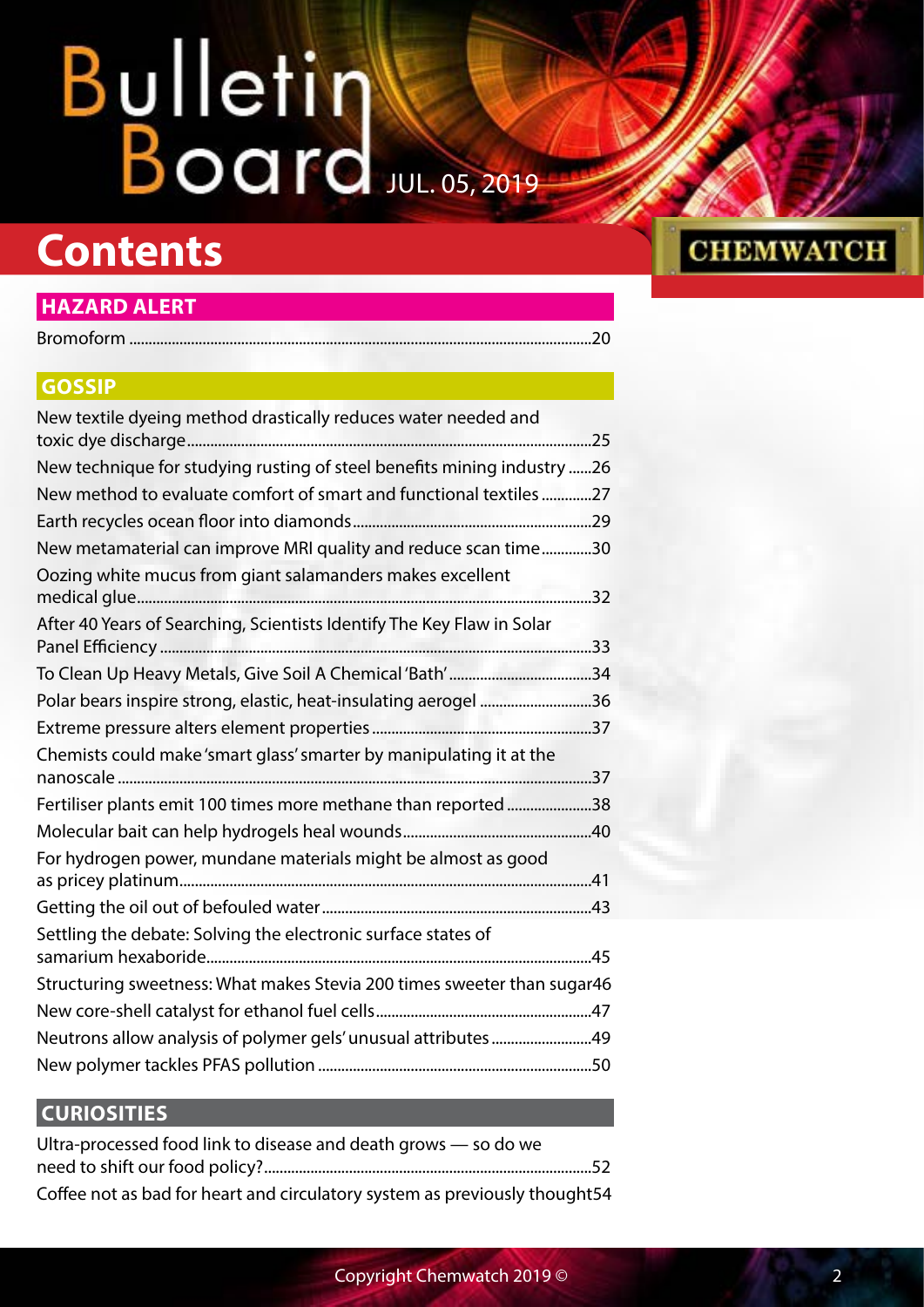# Bulletin Board

JUL. 05, 2019

# Contents

CHEMWATCH

## HAZARD ALERT

Bromoform ....20

## GOSSIP

New textile dyeing method drastically reduces water needed and toxic dye discharge ....25

New technique for studying rusting of steel benefits mining industry ....26

New method to evaluate comfort of smart and functional textiles ....27

Earth recycles ocean floor into diamonds ....29

New metamaterial can improve MRI quality and reduce scan time ....30

Oozing white mucus from giant salamanders makes excellent medical glue ....32

After 40 Years of Searching, Scientists Identify The Key Flaw in Solar Panel Efficiency ....33

To Clean Up Heavy Metals, Give Soil A Chemical 'Bath' ....34

Polar bears inspire strong, elastic, heat-insulating aerogel ....36

Extreme pressure alters element properties ....37

Chemists could make 'smart glass' smarter by manipulating it at the nanoscale ....37

Fertiliser plants emit 100 times more methane than reported ....38

Molecular bait can help hydrogels heal wounds ....40

For hydrogen power, mundane materials might be almost as good as pricey platinum ....41

Getting the oil out of befouled water ....43

Settling the debate: Solving the electronic surface states of samarium hexaboride ....45

Structuring sweetness: What makes Stevia 200 times sweeter than sugar ....46

New core-shell catalyst for ethanol fuel cells ....47

Neutrons allow analysis of polymer gels' unusual attributes ....49

New polymer tackles PFAS pollution ....50

## CURIOSITIES

Ultra-processed food link to disease and death grows — so do we need to shift our food policy? ....52

Coffee not as bad for heart and circulatory system as previously thought ....54

Copyright Chemwatch 2019 ©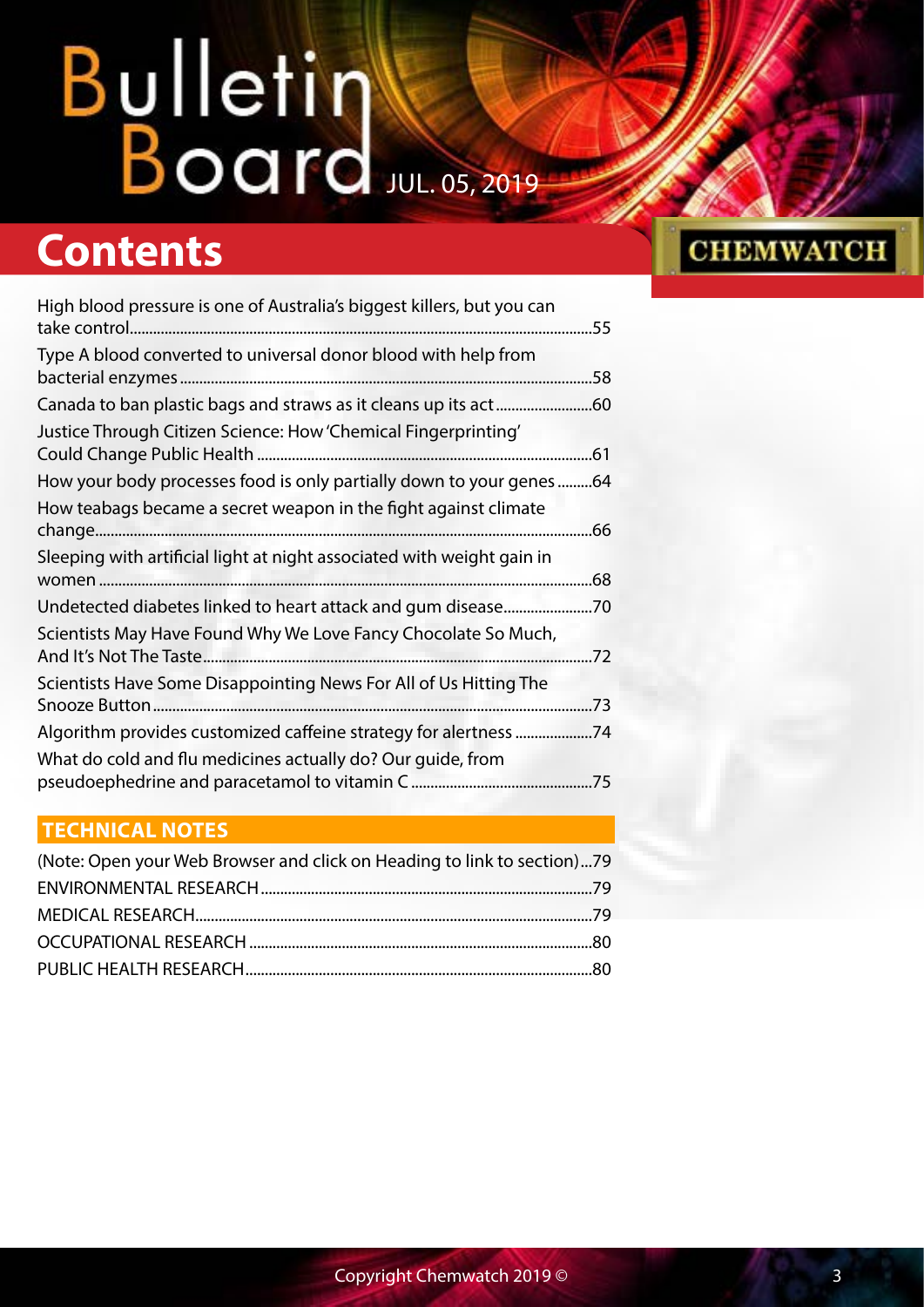# Bulletin Board

JUL. 05, 2019

## Contents

High blood pressure is one of Australia's biggest killers, but you can take control...55

Type A blood converted to universal donor blood with help from bacterial enzymes...58

Canada to ban plastic bags and straws as it cleans up its act...60

Justice Through Citizen Science: How 'Chemical Fingerprinting' Could Change Public Health...61

How your body processes food is only partially down to your genes...64

How teabags became a secret weapon in the fight against climate change...66

Sleeping with artificial light at night associated with weight gain in women...68

Undetected diabetes linked to heart attack and gum disease...70

Scientists May Have Found Why We Love Fancy Chocolate So Much, And It's Not The Taste...72

Scientists Have Some Disappointing News For All of Us Hitting The Snooze Button...73

Algorithm provides customized caffeine strategy for alertness...74

What do cold and flu medicines actually do? Our guide, from pseudoephedrine and paracetamol to vitamin C...75

### TECHNICAL NOTES

(Note: Open your Web Browser and click on Heading to link to section)...79

ENVIRONMENTAL RESEARCH...79

MEDICAL RESEARCH...79

OCCUPATIONAL RESEARCH...80

PUBLIC HEALTH RESEARCH...80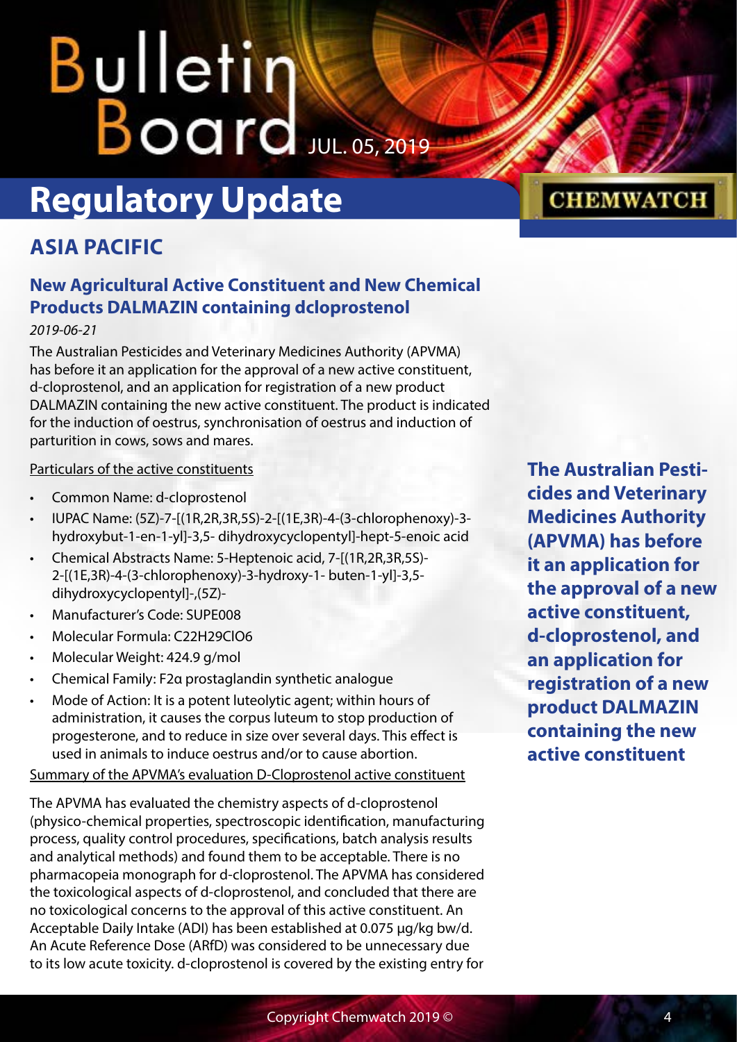# Regulatory Update

## ASIA PACIFIC

### New Agricultural Active Constituent and New Chemical Products DALMAZIN containing dcloprostenol

*2019-06-21*

The Australian Pesticides and Veterinary Medicines Authority (APVMA) has before it an application for the approval of a new active constituent, d-cloprostenol, and an application for registration of a new product DALMAZIN containing the new active constituent. The product is indicated for the induction of oestrus, synchronisation of oestrus and induction of parturition in cows, sows and mares.

**The Australian Pesticides and Veterinary Medicines Authority (APVMA) has before it an application for the approval of a new active constituent, d-cloprostenol, and an application for registration of a new product DALMAZIN containing the new active constituent**

Particulars of the active constituents

- Common Name: d-cloprostenol
- IUPAC Name: (5Z)-7-[(1R,2R,3R,5S)-2-[(1E,3R)-4-(3-chlorophenoxy)-3-hydroxybut-1-en-1-yl]-3,5- dihydroxycyclopentyl]-hept-5-enoic acid
- Chemical Abstracts Name: 5-Heptenoic acid, 7-[(1R,2R,3R,5S)-2-[(1E,3R)-4-(3-chlorophenoxy)-3-hydroxy-1- buten-1-yl]-3,5-dihydroxycyclopentyl]-,(5Z)-
- Manufacturer's Code: SUPE008
- Molecular Formula: $C_{22}H_{29}ClO_6$
- Molecular Weight: 424.9 g/mol
- Chemical Family: F2α prostaglandin synthetic analogue
- Mode of Action: It is a potent luteolytic agent; within hours of administration, it causes the corpus luteum to stop production of progesterone, and to reduce in size over several days. This effect is used in animals to induce oestrus and/or to cause abortion.

Summary of the APVMA's evaluation D-Cloprostenol active constituent

The APVMA has evaluated the chemistry aspects of d-cloprostenol (physico-chemical properties, spectroscopic identification, manufacturing process, quality control procedures, specifications, batch analysis results and analytical methods) and found them to be acceptable. There is no pharmacopeia monograph for d-cloprostenol. The APVMA has considered the toxicological aspects of d-cloprostenol, and concluded that there are no toxicological concerns to the approval of this active constituent. An Acceptable Daily Intake (ADI) has been established at 0.075 µg/kg bw/d. An Acute Reference Dose (ARfD) was considered to be unnecessary due to its low acute toxicity. d-cloprostenol is covered by the existing entry for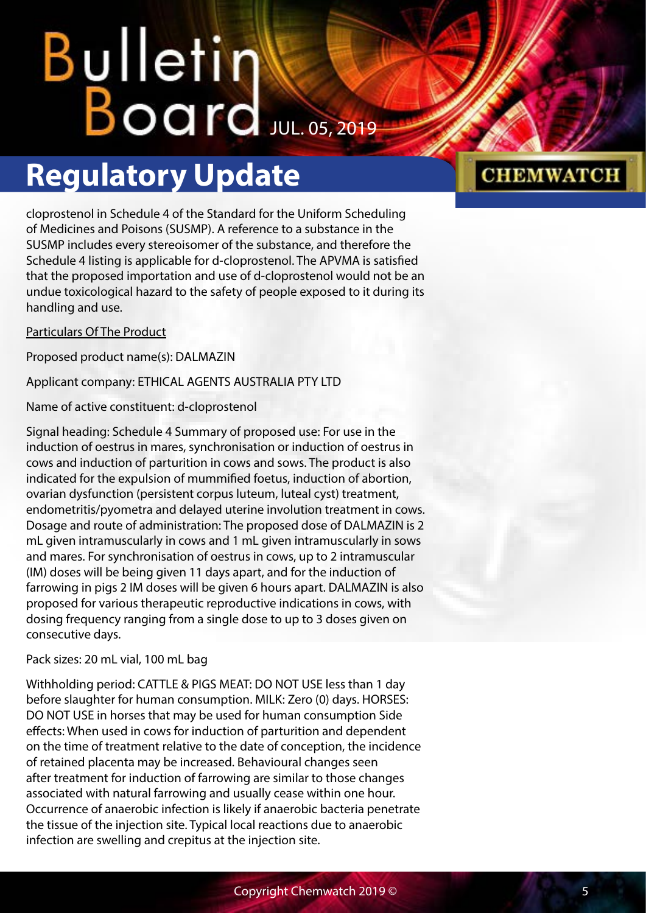cloprostenol in Schedule 4 of the Standard for the Uniform Scheduling of Medicines and Poisons (SUSMP). A reference to a substance in the SUSMP includes every stereoisomer of the substance, and therefore the Schedule 4 listing is applicable for d-cloprostenol. The APVMA is satisfied that the proposed importation and use of d-cloprostenol would not be an undue toxicological hazard to the safety of people exposed to it during its handling and use.

Particulars Of The Product

Proposed product name(s): DALMAZIN

Applicant company: ETHICAL AGENTS AUSTRALIA PTY LTD

Name of active constituent: d-cloprostenol

Signal heading: Schedule 4 Summary of proposed use: For use in the induction of oestrus in mares, synchronisation or induction of oestrus in cows and induction of parturition in cows and sows. The product is also indicated for the expulsion of mummified foetus, induction of abortion, ovarian dysfunction (persistent corpus luteum, luteal cyst) treatment, endometritis/pyometra and delayed uterine involution treatment in cows. Dosage and route of administration: The proposed dose of DALMAZIN is 2 mL given intramuscularly in cows and 1 mL given intramuscularly in sows and mares. For synchronisation of oestrus in cows, up to 2 intramuscular (IM) doses will be being given 11 days apart, and for the induction of farrowing in pigs 2 IM doses will be given 6 hours apart. DALMAZIN is also proposed for various therapeutic reproductive indications in cows, with dosing frequency ranging from a single dose to up to 3 doses given on consecutive days.

Pack sizes: 20 mL vial, 100 mL bag

Withholding period: CATTLE & PIGS MEAT: DO NOT USE less than 1 day before slaughter for human consumption. MILK: Zero (0) days. HORSES: DO NOT USE in horses that may be used for human consumption Side effects: When used in cows for induction of parturition and dependent on the time of treatment relative to the date of conception, the incidence of retained placenta may be increased. Behavioural changes seen after treatment for induction of farrowing are similar to those changes associated with natural farrowing and usually cease within one hour. Occurrence of anaerobic infection is likely if anaerobic bacteria penetrate the tissue of the injection site. Typical local reactions due to anaerobic infection are swelling and crepitus at the injection site.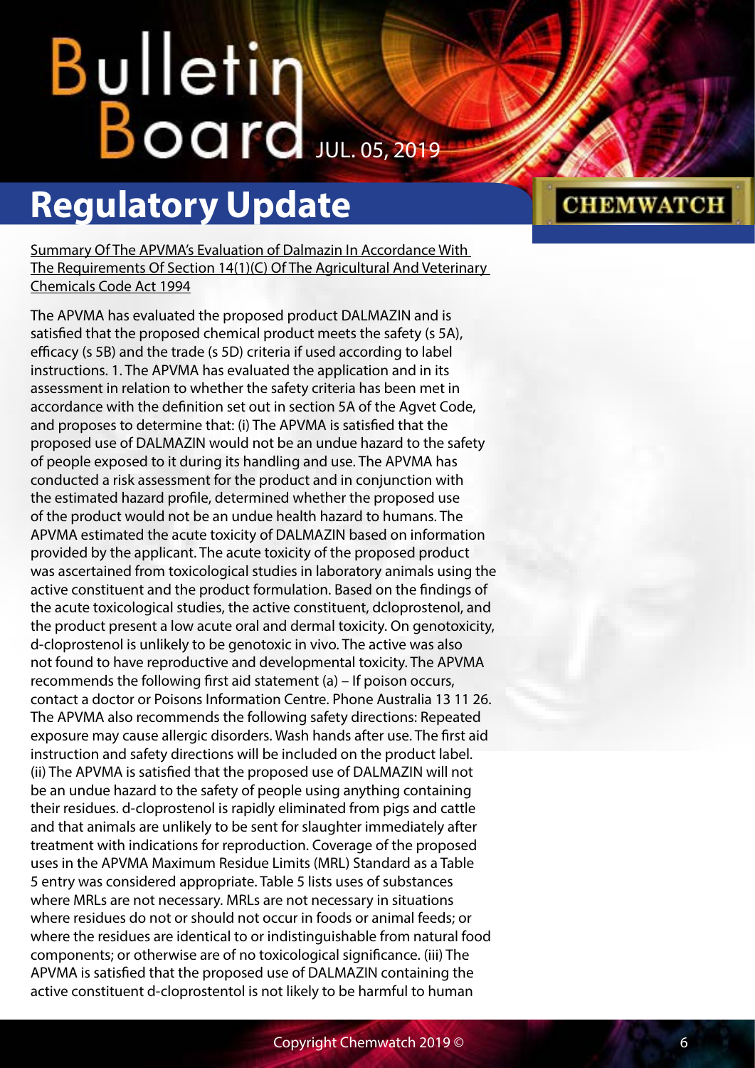## Regulatory Update

Summary Of The APVMA's Evaluation of Dalmazin In Accordance With The Requirements Of Section 14(1)(C) Of The Agricultural And Veterinary Chemicals Code Act 1994

The APVMA has evaluated the proposed product DALMAZIN and is satisfied that the proposed chemical product meets the safety (s 5A), efficacy (s 5B) and the trade (s 5D) criteria if used according to label instructions. 1. The APVMA has evaluated the application and in its assessment in relation to whether the safety criteria has been met in accordance with the definition set out in section 5A of the Agvet Code, and proposes to determine that: (i) The APVMA is satisfied that the proposed use of DALMAZIN would not be an undue hazard to the safety of people exposed to it during its handling and use. The APVMA has conducted a risk assessment for the product and in conjunction with the estimated hazard profile, determined whether the proposed use of the product would not be an undue health hazard to humans. The APVMA estimated the acute toxicity of DALMAZIN based on information provided by the applicant. The acute toxicity of the proposed product was ascertained from toxicological studies in laboratory animals using the active constituent and the product formulation. Based on the findings of the acute toxicological studies, the active constituent, dcloprostenol, and the product present a low acute oral and dermal toxicity. On genotoxicity, d-cloprostenol is unlikely to be genotoxic in vivo. The active was also not found to have reproductive and developmental toxicity. The APVMA recommends the following first aid statement (a) – If poison occurs, contact a doctor or Poisons Information Centre. Phone Australia 13 11 26. The APVMA also recommends the following safety directions: Repeated exposure may cause allergic disorders. Wash hands after use. The first aid instruction and safety directions will be included on the product label. (ii) The APVMA is satisfied that the proposed use of DALMAZIN will not be an undue hazard to the safety of people using anything containing their residues. d-cloprostenol is rapidly eliminated from pigs and cattle and that animals are unlikely to be sent for slaughter immediately after treatment with indications for reproduction. Coverage of the proposed uses in the APVMA Maximum Residue Limits (MRL) Standard as a Table 5 entry was considered appropriate. Table 5 lists uses of substances where MRLs are not necessary. MRLs are not necessary in situations where residues do not or should not occur in foods or animal feeds; or where the residues are identical to or indistinguishable from natural food components; or otherwise are of no toxicological significance. (iii) The APVMA is satisfied that the proposed use of DALMAZIN containing the active constituent d-cloprostentol is not likely to be harmful to human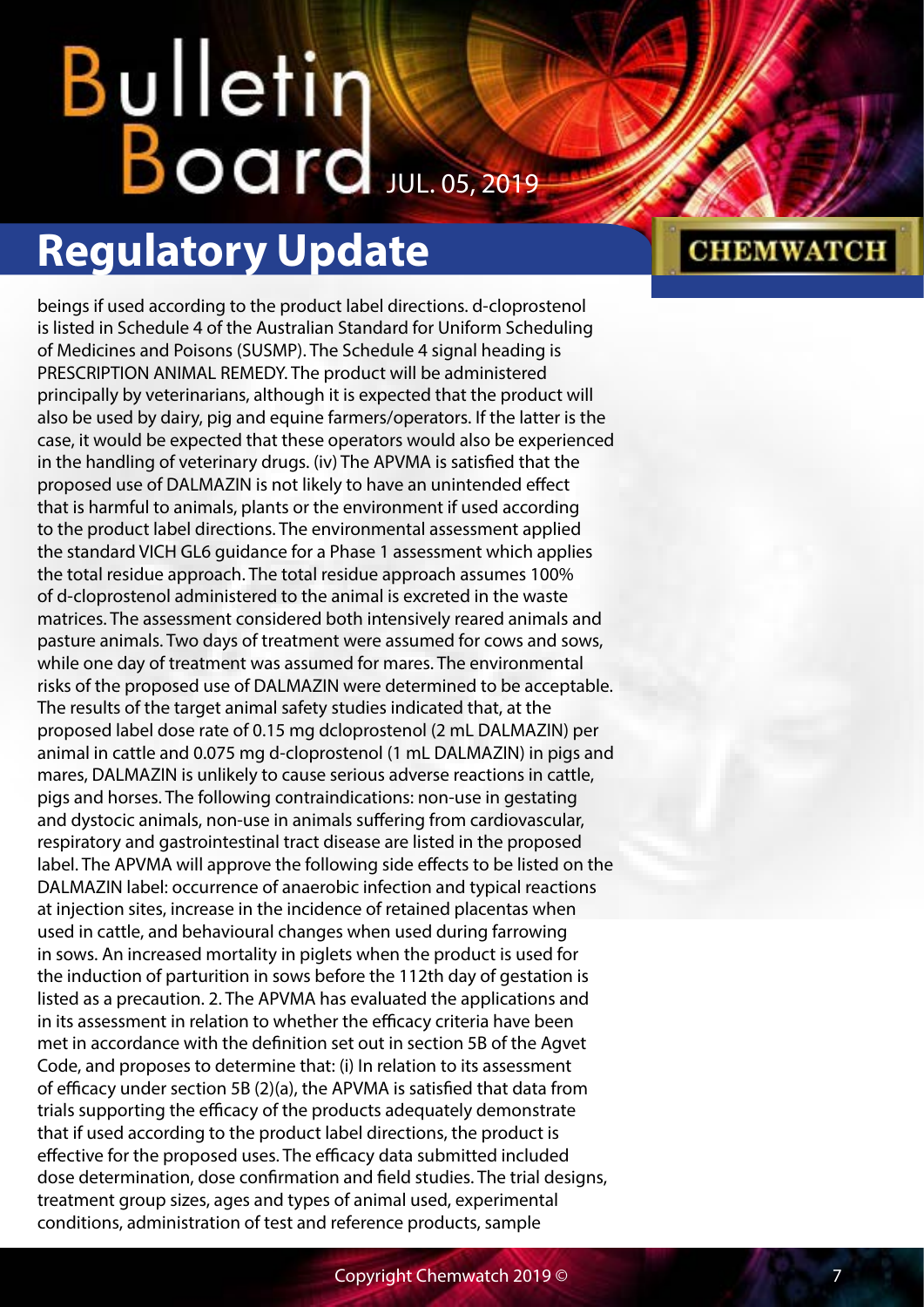beings if used according to the product label directions. d-cloprostenol is listed in Schedule 4 of the Australian Standard for Uniform Scheduling of Medicines and Poisons (SUSMP). The Schedule 4 signal heading is PRESCRIPTION ANIMAL REMEDY. The product will be administered principally by veterinarians, although it is expected that the product will also be used by dairy, pig and equine farmers/operators. If the latter is the case, it would be expected that these operators would also be experienced in the handling of veterinary drugs. (iv) The APVMA is satisfied that the proposed use of DALMAZIN is not likely to have an unintended effect that is harmful to animals, plants or the environment if used according to the product label directions. The environmental assessment applied the standard VICH GL6 guidance for a Phase 1 assessment which applies the total residue approach. The total residue approach assumes 100% of d-cloprostenol administered to the animal is excreted in the waste matrices. The assessment considered both intensively reared animals and pasture animals. Two days of treatment were assumed for cows and sows, while one day of treatment was assumed for mares. The environmental risks of the proposed use of DALMAZIN were determined to be acceptable. The results of the target animal safety studies indicated that, at the proposed label dose rate of 0.15 mg dcloprostenol (2 mL DALMAZIN) per animal in cattle and 0.075 mg d-cloprostenol (1 mL DALMAZIN) in pigs and mares, DALMAZIN is unlikely to cause serious adverse reactions in cattle, pigs and horses. The following contraindications: non-use in gestating and dystocic animals, non-use in animals suffering from cardiovascular, respiratory and gastrointestinal tract disease are listed in the proposed label. The APVMA will approve the following side effects to be listed on the DALMAZIN label: occurrence of anaerobic infection and typical reactions at injection sites, increase in the incidence of retained placentas when used in cattle, and behavioural changes when used during farrowing in sows. An increased mortality in piglets when the product is used for the induction of parturition in sows before the 112th day of gestation is listed as a precaution. 2. The APVMA has evaluated the applications and in its assessment in relation to whether the efficacy criteria have been met in accordance with the definition set out in section 5B of the Agvet Code, and proposes to determine that: (i) In relation to its assessment of efficacy under section 5B (2)(a), the APVMA is satisfied that data from trials supporting the efficacy of the products adequately demonstrate that if used according to the product label directions, the product is effective for the proposed uses. The efficacy data submitted included dose determination, dose confirmation and field studies. The trial designs, treatment group sizes, ages and types of animal used, experimental conditions, administration of test and reference products, sample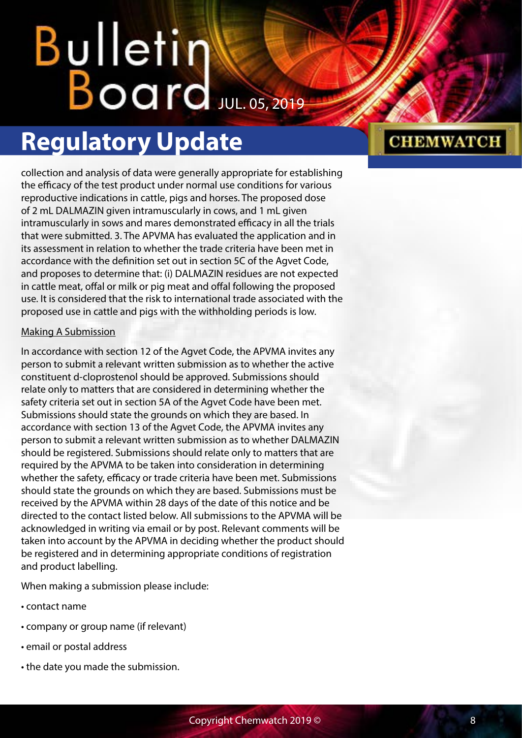collection and analysis of data were generally appropriate for establishing the efficacy of the test product under normal use conditions for various reproductive indications in cattle, pigs and horses. The proposed dose of 2 mL DALMAZIN given intramuscularly in cows, and 1 mL given intramuscularly in sows and mares demonstrated efficacy in all the trials that were submitted. 3. The APVMA has evaluated the application and in its assessment in relation to whether the trade criteria have been met in accordance with the definition set out in section 5C of the Agvet Code, and proposes to determine that: (i) DALMAZIN residues are not expected in cattle meat, offal or milk or pig meat and offal following the proposed use. It is considered that the risk to international trade associated with the proposed use in cattle and pigs with the withholding periods is low.

Making A Submission

In accordance with section 12 of the Agvet Code, the APVMA invites any person to submit a relevant written submission as to whether the active constituent d-cloprostenol should be approved. Submissions should relate only to matters that are considered in determining whether the safety criteria set out in section 5A of the Agvet Code have been met. Submissions should state the grounds on which they are based. In accordance with section 13 of the Agvet Code, the APVMA invites any person to submit a relevant written submission as to whether DALMAZIN should be registered. Submissions should relate only to matters that are required by the APVMA to be taken into consideration in determining whether the safety, efficacy or trade criteria have been met. Submissions should state the grounds on which they are based. Submissions must be received by the APVMA within 28 days of the date of this notice and be directed to the contact listed below. All submissions to the APVMA will be acknowledged in writing via email or by post. Relevant comments will be taken into account by the APVMA in deciding whether the product should be registered and in determining appropriate conditions of registration and product labelling.

When making a submission please include:

- contact name
- company or group name (if relevant)
- email or postal address
- the date you made the submission.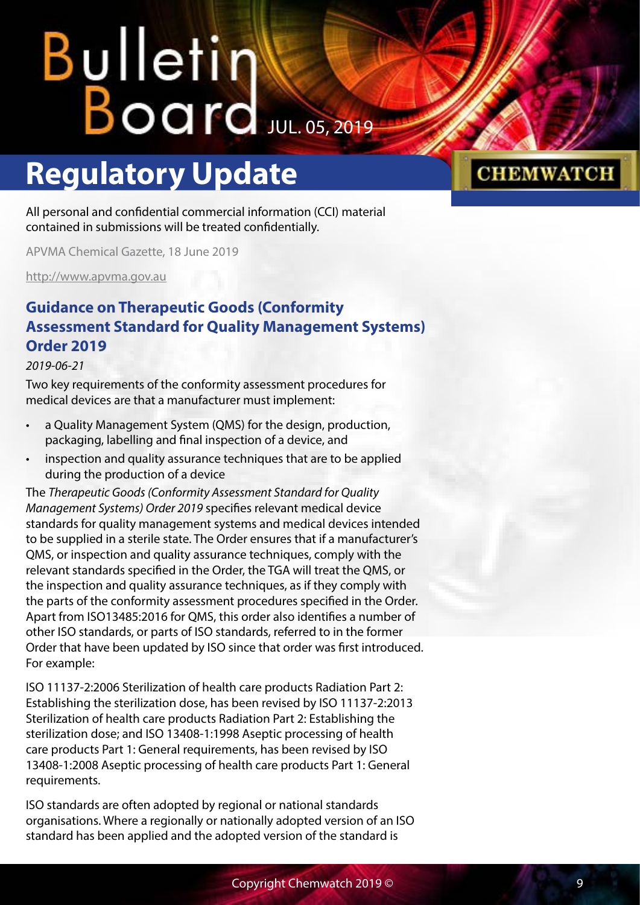All personal and confidential commercial information (CCI) material contained in submissions will be treated confidentially.

APVMA Chemical Gazette, 18 June 2019

http://www.apvma.gov.au

### Guidance on Therapeutic Goods (Conformity Assessment Standard for Quality Management Systems) Order 2019

*2019-06-21*

Two key requirements of the conformity assessment procedures for medical devices are that a manufacturer must implement:

- a Quality Management System (QMS) for the design, production, packaging, labelling and final inspection of a device, and
- inspection and quality assurance techniques that are to be applied during the production of a device

The *Therapeutic Goods (Conformity Assessment Standard for Quality Management Systems) Order 2019* specifies relevant medical device standards for quality management systems and medical devices intended to be supplied in a sterile state. The Order ensures that if a manufacturer's QMS, or inspection and quality assurance techniques, comply with the relevant standards specified in the Order, the TGA will treat the QMS, or the inspection and quality assurance techniques, as if they comply with the parts of the conformity assessment procedures specified in the Order. Apart from ISO13485:2016 for QMS, this order also identifies a number of other ISO standards, or parts of ISO standards, referred to in the former Order that have been updated by ISO since that order was first introduced. For example:

ISO 11137-2:2006 Sterilization of health care products Radiation Part 2: Establishing the sterilization dose, has been revised by ISO 11137-2:2013 Sterilization of health care products Radiation Part 2: Establishing the sterilization dose; and ISO 13408-1:1998 Aseptic processing of health care products Part 1: General requirements, has been revised by ISO 13408-1:2008 Aseptic processing of health care products Part 1: General requirements.

ISO standards are often adopted by regional or national standards organisations. Where a regionally or nationally adopted version of an ISO standard has been applied and the adopted version of the standard is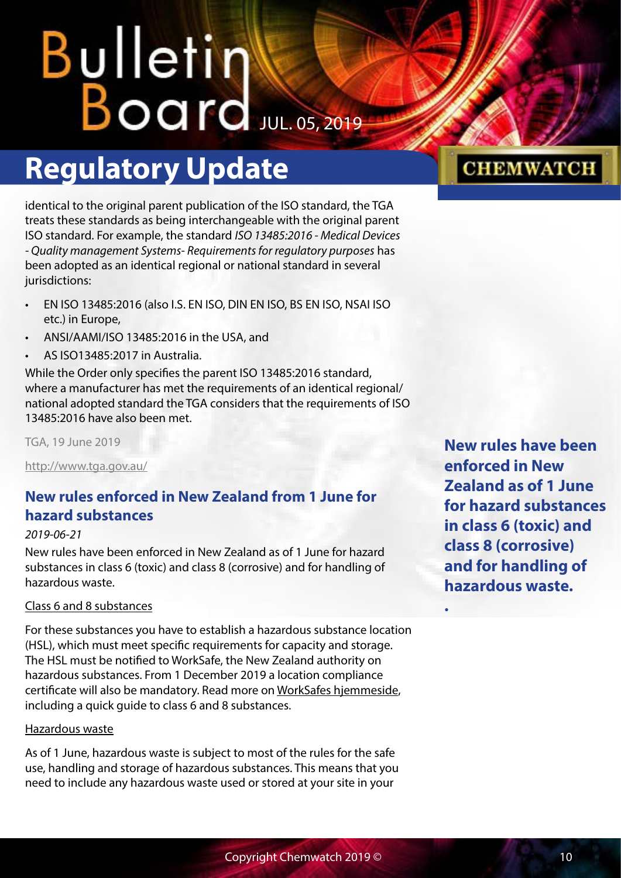identical to the original parent publication of the ISO standard, the TGA treats these standards as being interchangeable with the original parent ISO standard. For example, the standard *ISO 13485:2016 - Medical Devices - Quality management Systems- Requirements for regulatory purposes* has been adopted as an identical regional or national standard in several jurisdictions:

- EN ISO 13485:2016 (also I.S. EN ISO, DIN EN ISO, BS EN ISO, NSAI ISO etc.) in Europe,
- ANSI/AAMI/ISO 13485:2016 in the USA, and
- AS ISO13485:2017 in Australia.

While the Order only specifies the parent ISO 13485:2016 standard, where a manufacturer has met the requirements of an identical regional/national adopted standard the TGA considers that the requirements of ISO 13485:2016 have also been met.

TGA, 19 June 2019

http://www.tga.gov.au/

## New rules enforced in New Zealand from 1 June for hazard substances

*2019-06-21*

New rules have been enforced in New Zealand as of 1 June for hazard substances in class 6 (toxic) and class 8 (corrosive) and for handling of hazardous waste.

**New rules have been enforced in New Zealand as of 1 June for hazard substances in class 6 (toxic) and class 8 (corrosive) and for handling of hazardous waste.**

Class 6 and 8 substances

For these substances you have to establish a hazardous substance location (HSL), which must meet specific requirements for capacity and storage. The HSL must be notified to WorkSafe, the New Zealand authority on hazardous substances. From 1 December 2019 a location compliance certificate will also be mandatory. Read more on WorkSafes hjemmeside, including a quick guide to class 6 and 8 substances.

Hazardous waste

As of 1 June, hazardous waste is subject to most of the rules for the safe use, handling and storage of hazardous substances. This means that you need to include any hazardous waste used or stored at your site in your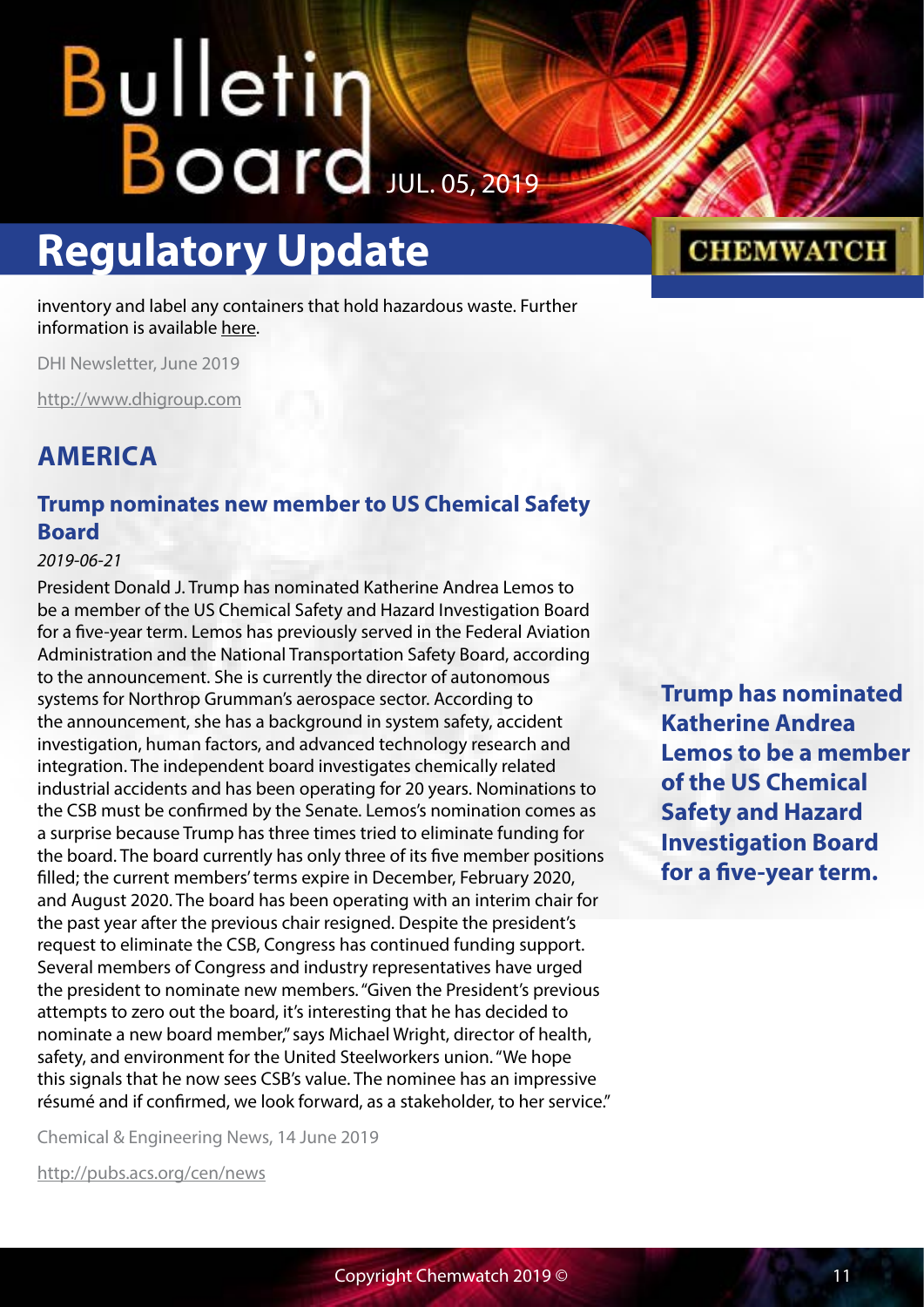inventory and label any containers that hold hazardous waste. Further information is available here.

DHI Newsletter, June 2019

http://www.dhigroup.com

## AMERICA

### Trump nominates new member to US Chemical Safety Board

*2019-06-21*

President Donald J. Trump has nominated Katherine Andrea Lemos to be a member of the US Chemical Safety and Hazard Investigation Board for a five-year term. Lemos has previously served in the Federal Aviation Administration and the National Transportation Safety Board, according to the announcement. She is currently the director of autonomous systems for Northrop Grumman's aerospace sector. According to the announcement, she has a background in system safety, accident investigation, human factors, and advanced technology research and integration. The independent board investigates chemically related industrial accidents and has been operating for 20 years. Nominations to the CSB must be confirmed by the Senate. Lemos's nomination comes as a surprise because Trump has three times tried to eliminate funding for the board. The board currently has only three of its five member positions filled; the current members' terms expire in December, February 2020, and August 2020. The board has been operating with an interim chair for the past year after the previous chair resigned. Despite the president's request to eliminate the CSB, Congress has continued funding support. Several members of Congress and industry representatives have urged the president to nominate new members. "Given the President's previous attempts to zero out the board, it's interesting that he has decided to nominate a new board member," says Michael Wright, director of health, safety, and environment for the United Steelworkers union. "We hope this signals that he now sees CSB's value. The nominee has an impressive résumé and if confirmed, we look forward, as a stakeholder, to her service."

**Trump has nominated Katherine Andrea Lemos to be a member of the US Chemical Safety and Hazard Investigation Board for a five-year term.**

Chemical & Engineering News, 14 June 2019

http://pubs.acs.org/cen/news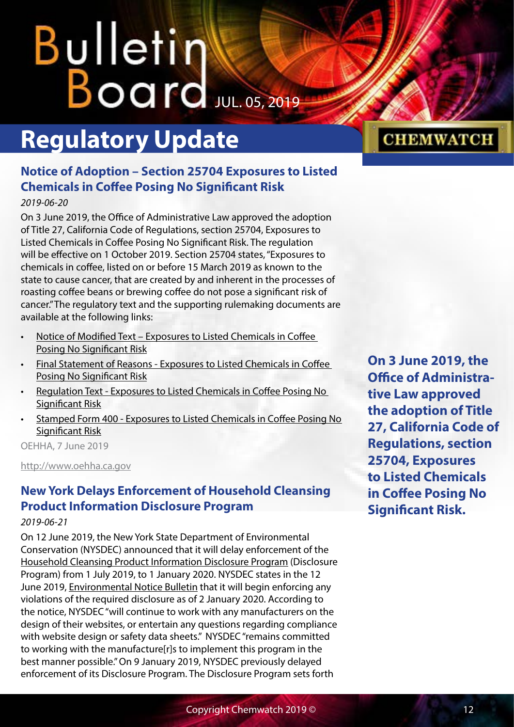# Regulatory Update

## Notice of Adoption – Section 25704 Exposures to Listed Chemicals in Coffee Posing No Significant Risk

*2019-06-20*

On 3 June 2019, the Office of Administrative Law approved the adoption of Title 27, California Code of Regulations, section 25704, Exposures to Listed Chemicals in Coffee Posing No Significant Risk. The regulation will be effective on 1 October 2019. Section 25704 states, "Exposures to chemicals in coffee, listed on or before 15 March 2019 as known to the state to cause cancer, that are created by and inherent in the processes of roasting coffee beans or brewing coffee do not pose a significant risk of cancer." The regulatory text and the supporting rulemaking documents are available at the following links:

- Notice of Modified Text – Exposures to Listed Chemicals in Coffee Posing No Significant Risk
- Final Statement of Reasons - Exposures to Listed Chemicals in Coffee Posing No Significant Risk
- Regulation Text - Exposures to Listed Chemicals in Coffee Posing No Significant Risk
- Stamped Form 400 - Exposures to Listed Chemicals in Coffee Posing No Significant Risk

OEHHA, 7 June 2019

http://www.oehha.ca.gov

**On 3 June 2019, the Office of Administrative Law approved the adoption of Title 27, California Code of Regulations, section 25704, Exposures to Listed Chemicals in Coffee Posing No Significant Risk.**

## New York Delays Enforcement of Household Cleansing Product Information Disclosure Program

*2019-06-21*

On 12 June 2019, the New York State Department of Environmental Conservation (NYSDEC) announced that it will delay enforcement of the Household Cleansing Product Information Disclosure Program (Disclosure Program) from 1 July 2019, to 1 January 2020. NYSDEC states in the 12 June 2019, Environmental Notice Bulletin that it will begin enforcing any violations of the required disclosure as of 2 January 2020. According to the notice, NYSDEC "will continue to work with any manufacturers on the design of their websites, or entertain any questions regarding compliance with website design or safety data sheets." NYSDEC "remains committed to working with the manufacture[r]s to implement this program in the best manner possible." On 9 January 2019, NYSDEC previously delayed enforcement of its Disclosure Program. The Disclosure Program sets forth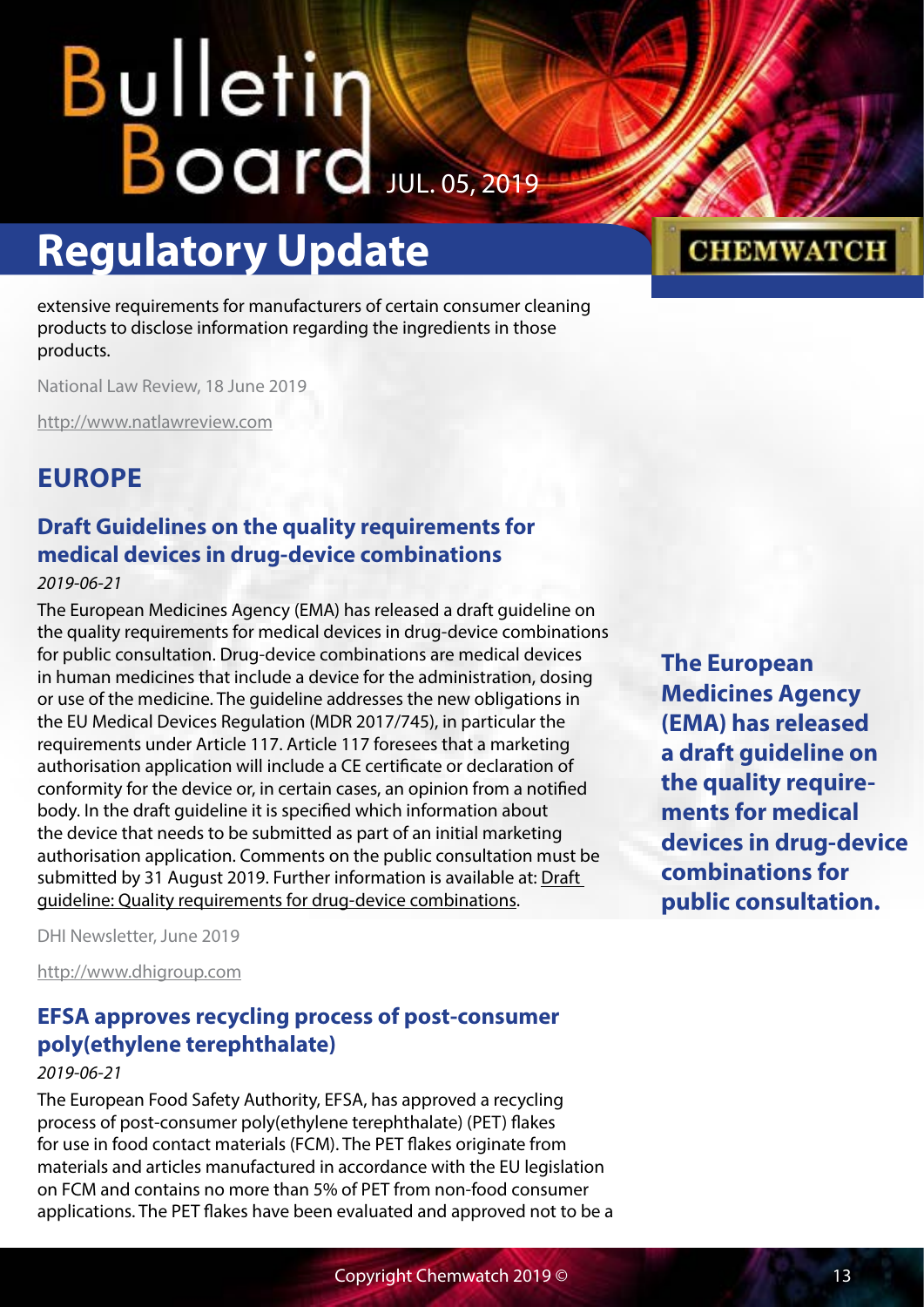extensive requirements for manufacturers of certain consumer cleaning products to disclose information regarding the ingredients in those products.

National Law Review, 18 June 2019

http://www.natlawreview.com

## EUROPE

### Draft Guidelines on the quality requirements for medical devices in drug-device combinations

*2019-06-21*

The European Medicines Agency (EMA) has released a draft guideline on the quality requirements for medical devices in drug-device combinations for public consultation. Drug-device combinations are medical devices in human medicines that include a device for the administration, dosing or use of the medicine. The guideline addresses the new obligations in the EU Medical Devices Regulation (MDR 2017/745), in particular the requirements under Article 117. Article 117 foresees that a marketing authorisation application will include a CE certificate or declaration of conformity for the device or, in certain cases, an opinion from a notified body. In the draft guideline it is specified which information about the device that needs to be submitted as part of an initial marketing authorisation application. Comments on the public consultation must be submitted by 31 August 2019. Further information is available at: Draft guideline: Quality requirements for drug-device combinations.

**The European Medicines Agency (EMA) has released a draft guideline on the quality requirements for medical devices in drug-device combinations for public consultation.**

DHI Newsletter, June 2019

http://www.dhigroup.com

### EFSA approves recycling process of post-consumer poly(ethylene terephthalate)

*2019-06-21*

The European Food Safety Authority, EFSA, has approved a recycling process of post-consumer poly(ethylene terephthalate) (PET) flakes for use in food contact materials (FCM). The PET flakes originate from materials and articles manufactured in accordance with the EU legislation on FCM and contains no more than 5% of PET from non-food consumer applications. The PET flakes have been evaluated and approved not to be a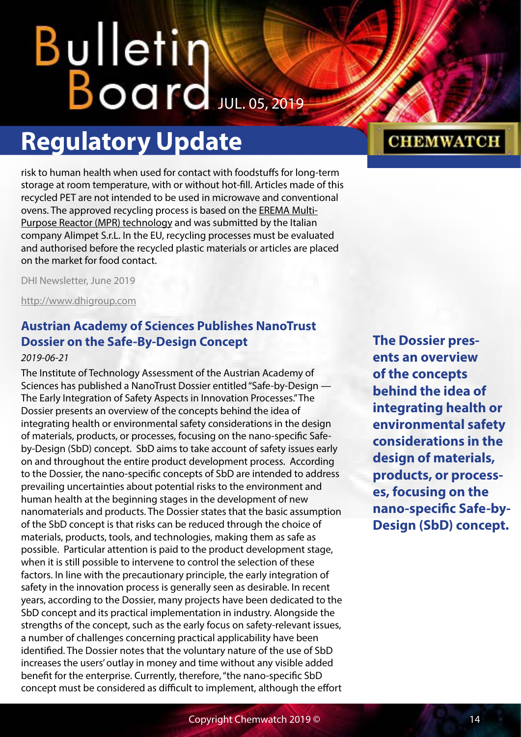risk to human health when used for contact with foodstuffs for long-term storage at room temperature, with or without hot-fill. Articles made of this recycled PET are not intended to be used in microwave and conventional ovens. The approved recycling process is based on the EREMA Multi-Purpose Reactor (MPR) technology and was submitted by the Italian company Alimpet S.r.L. In the EU, recycling processes must be evaluated and authorised before the recycled plastic materials or articles are placed on the market for food contact.

DHI Newsletter, June 2019

http://www.dhigroup.com

## Austrian Academy of Sciences Publishes NanoTrust Dossier on the Safe-By-Design Concept

*2019-06-21*

The Institute of Technology Assessment of the Austrian Academy of Sciences has published a NanoTrust Dossier entitled "Safe-by-Design — The Early Integration of Safety Aspects in Innovation Processes." The Dossier presents an overview of the concepts behind the idea of integrating health or environmental safety considerations in the design of materials, products, or processes, focusing on the nano-specific Safe-by-Design (SbD) concept. SbD aims to take account of safety issues early on and throughout the entire product development process. According to the Dossier, the nano-specific concepts of SbD are intended to address prevailing uncertainties about potential risks to the environment and human health at the beginning stages in the development of new nanomaterials and products. The Dossier states that the basic assumption of the SbD concept is that risks can be reduced through the choice of materials, products, tools, and technologies, making them as safe as possible. Particular attention is paid to the product development stage, when it is still possible to intervene to control the selection of these factors. In line with the precautionary principle, the early integration of safety in the innovation process is generally seen as desirable. In recent years, according to the Dossier, many projects have been dedicated to the SbD concept and its practical implementation in industry. Alongside the strengths of the concept, such as the early focus on safety-relevant issues, a number of challenges concerning practical applicability have been identified. The Dossier notes that the voluntary nature of the use of SbD increases the users' outlay in money and time without any visible added benefit for the enterprise. Currently, therefore, "the nano-specific SbD concept must be considered as difficult to implement, although the effort

**The Dossier presents an overview of the concepts behind the idea of integrating health or environmental safety considerations in the design of materials, products, or processes, focusing on the nano-specific Safe-by-Design (SbD) concept.**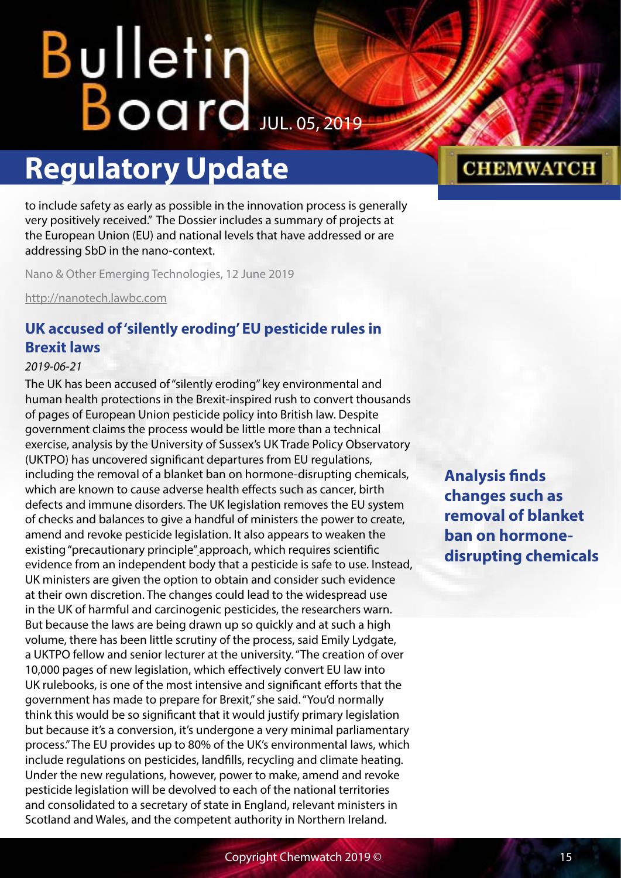to include safety as early as possible in the innovation process is generally very positively received." The Dossier includes a summary of projects at the European Union (EU) and national levels that have addressed or are addressing SbD in the nano-context.

Nano & Other Emerging Technologies, 12 June 2019

http://nanotech.lawbc.com

## UK accused of 'silently eroding' EU pesticide rules in Brexit laws

*2019-06-21*

The UK has been accused of "silently eroding" key environmental and human health protections in the Brexit-inspired rush to convert thousands of pages of European Union pesticide policy into British law. Despite government claims the process would be little more than a technical exercise, analysis by the University of Sussex's UK Trade Policy Observatory (UKTPO) has uncovered significant departures from EU regulations, including the removal of a blanket ban on hormone-disrupting chemicals, which are known to cause adverse health effects such as cancer, birth defects and immune disorders. The UK legislation removes the EU system of checks and balances to give a handful of ministers the power to create, amend and revoke pesticide legislation. It also appears to weaken the existing "precautionary principle" approach, which requires scientific evidence from an independent body that a pesticide is safe to use. Instead, UK ministers are given the option to obtain and consider such evidence at their own discretion. The changes could lead to the widespread use in the UK of harmful and carcinogenic pesticides, the researchers warn. But because the laws are being drawn up so quickly and at such a high volume, there has been little scrutiny of the process, said Emily Lydgate, a UKTPO fellow and senior lecturer at the university. "The creation of over 10,000 pages of new legislation, which effectively convert EU law into UK rulebooks, is one of the most intensive and significant efforts that the government has made to prepare for Brexit," she said. "You'd normally think this would be so significant that it would justify primary legislation but because it's a conversion, it's undergone a very minimal parliamentary process." The EU provides up to 80% of the UK's environmental laws, which include regulations on pesticides, landfills, recycling and climate heating. Under the new regulations, however, power to make, amend and revoke pesticide legislation will be devolved to each of the national territories and consolidated to a secretary of state in England, relevant ministers in Scotland and Wales, and the competent authority in Northern Ireland.

**Analysis finds changes such as removal of blanket ban on hormone-disrupting chemicals**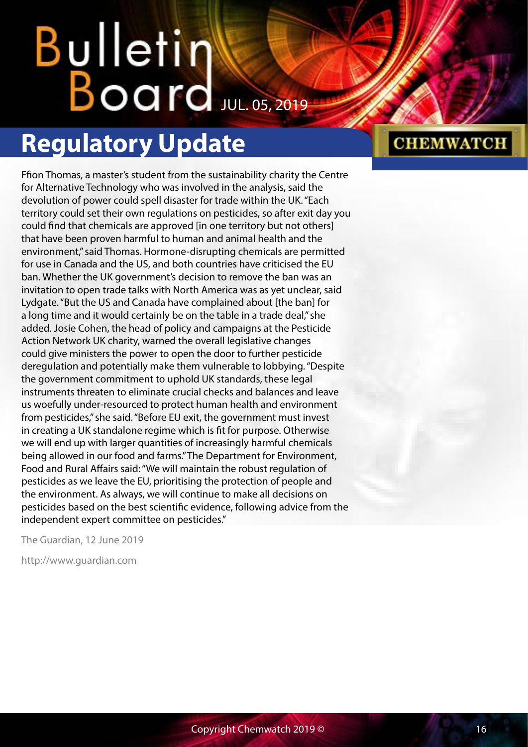Ffion Thomas, a master's student from the sustainability charity the Centre for Alternative Technology who was involved in the analysis, said the devolution of power could spell disaster for trade within the UK. "Each territory could set their own regulations on pesticides, so after exit day you could find that chemicals are approved [in one territory but not others] that have been proven harmful to human and animal health and the environment," said Thomas. Hormone-disrupting chemicals are permitted for use in Canada and the US, and both countries have criticised the EU ban. Whether the UK government's decision to remove the ban was an invitation to open trade talks with North America was as yet unclear, said Lydgate. "But the US and Canada have complained about [the ban] for a long time and it would certainly be on the table in a trade deal," she added. Josie Cohen, the head of policy and campaigns at the Pesticide Action Network UK charity, warned the overall legislative changes could give ministers the power to open the door to further pesticide deregulation and potentially make them vulnerable to lobbying. "Despite the government commitment to uphold UK standards, these legal instruments threaten to eliminate crucial checks and balances and leave us woefully under-resourced to protect human health and environment from pesticides," she said. "Before EU exit, the government must invest in creating a UK standalone regime which is fit for purpose. Otherwise we will end up with larger quantities of increasingly harmful chemicals being allowed in our food and farms." The Department for Environment, Food and Rural Affairs said: "We will maintain the robust regulation of pesticides as we leave the EU, prioritising the protection of people and the environment. As always, we will continue to make all decisions on pesticides based on the best scientific evidence, following advice from the independent expert committee on pesticides."

The Guardian, 12 June 2019

http://www.guardian.com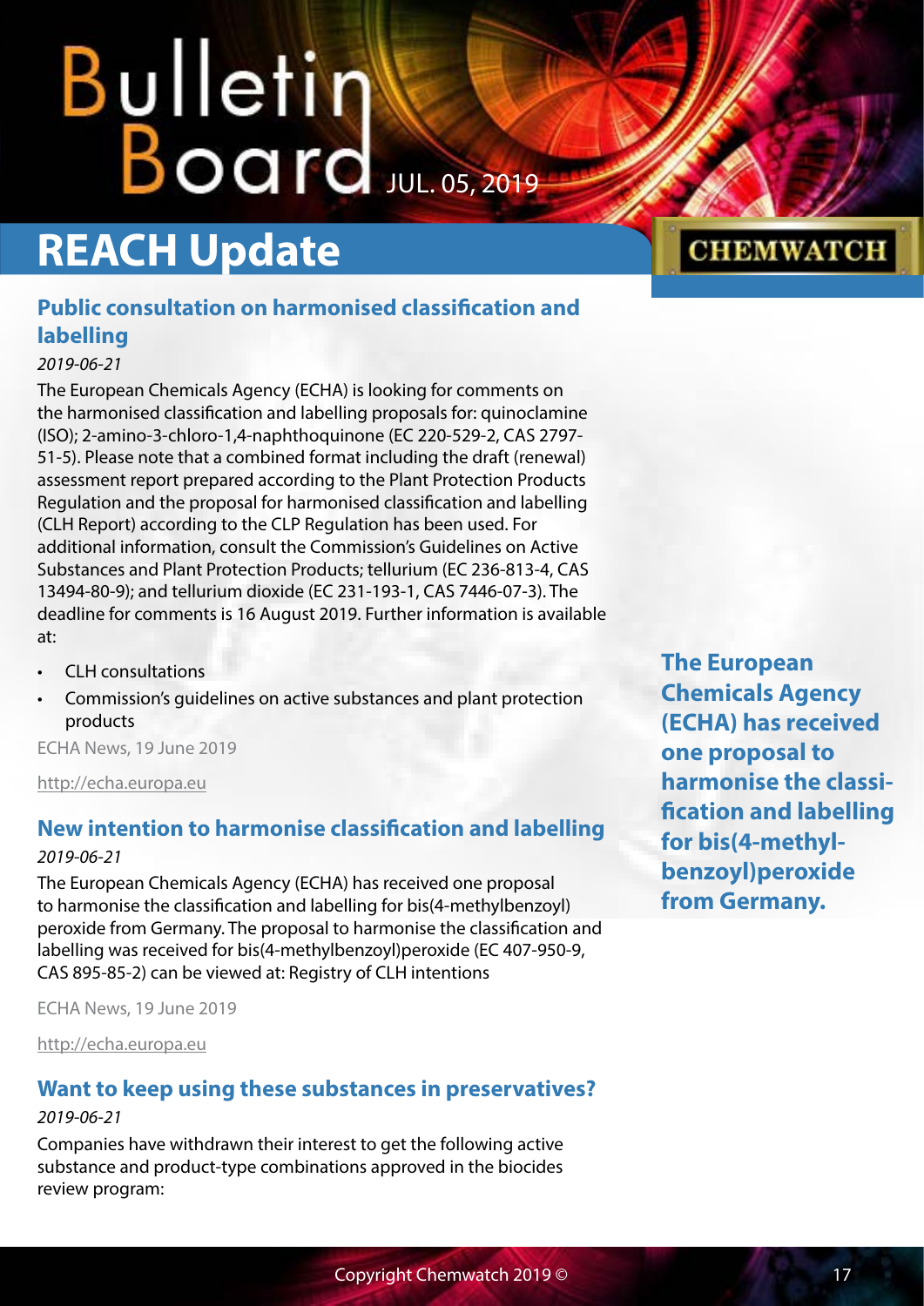# REACH Update

## Public consultation on harmonised classification and labelling

*2019-06-21*

The European Chemicals Agency (ECHA) is looking for comments on the harmonised classification and labelling proposals for: quinoclamine (ISO); 2-amino-3-chloro-1,4-naphthoquinone (EC 220-529-2, CAS 2797-51-5). Please note that a combined format including the draft (renewal) assessment report prepared according to the Plant Protection Products Regulation and the proposal for harmonised classification and labelling (CLH Report) according to the CLP Regulation has been used. For additional information, consult the Commission's Guidelines on Active Substances and Plant Protection Products; tellurium (EC 236-813-4, CAS 13494-80-9); and tellurium dioxide (EC 231-193-1, CAS 7446-07-3). The deadline for comments is 16 August 2019. Further information is available at:

- CLH consultations
- Commission's guidelines on active substances and plant protection products

ECHA News, 19 June 2019

http://echa.europa.eu

## New intention to harmonise classification and labelling

*2019-06-21*

The European Chemicals Agency (ECHA) has received one proposal to harmonise the classification and labelling for bis(4-methylbenzoyl) peroxide from Germany. The proposal to harmonise the classification and labelling was received for bis(4-methylbenzoyl)peroxide (EC 407-950-9, CAS 895-85-2) can be viewed at: Registry of CLH intentions

ECHA News, 19 June 2019

http://echa.europa.eu

**The European Chemicals Agency (ECHA) has received one proposal to harmonise the classification and labelling for bis(4-methylbenzoyl)peroxide from Germany.**

## Want to keep using these substances in preservatives?

*2019-06-21*

Companies have withdrawn their interest to get the following active substance and product-type combinations approved in the biocides review program: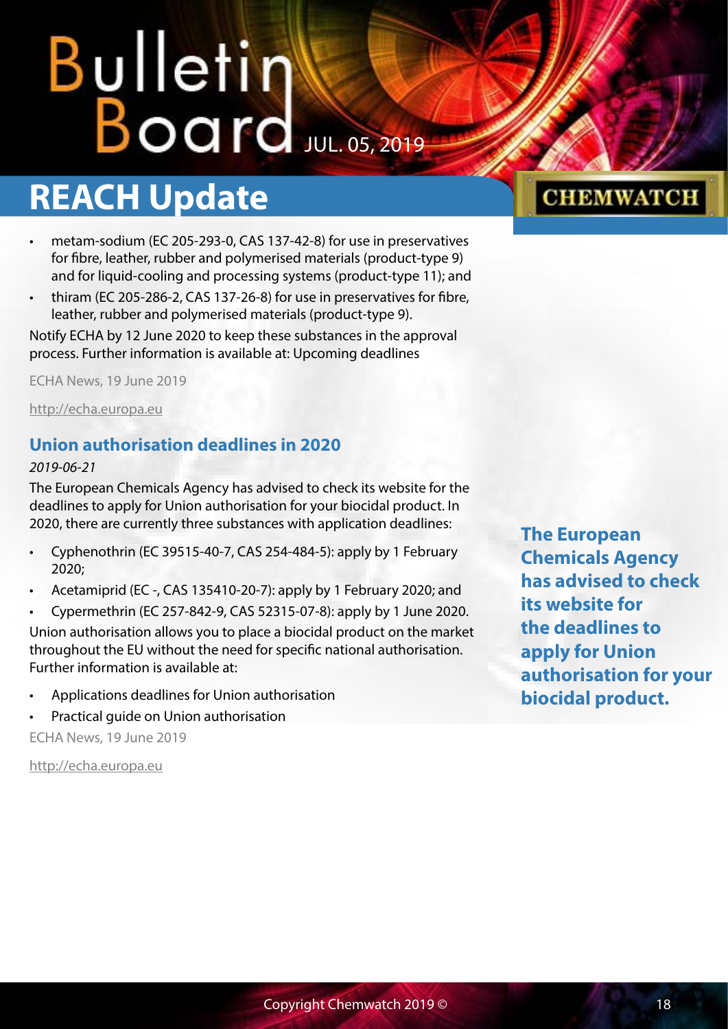- metam-sodium (EC 205-293-0, CAS 137-42-8) for use in preservatives for fibre, leather, rubber and polymerised materials (product-type 9) and for liquid-cooling and processing systems (product-type 11); and
- thiram (EC 205-286-2, CAS 137-26-8) for use in preservatives for fibre, leather, rubber and polymerised materials (product-type 9).

Notify ECHA by 12 June 2020 to keep these substances in the approval process. Further information is available at: Upcoming deadlines

ECHA News, 19 June 2019

http://echa.europa.eu

### Union authorisation deadlines in 2020

*2019-06-21*

The European Chemicals Agency has advised to check its website for the deadlines to apply for Union authorisation for your biocidal product. In 2020, there are currently three substances with application deadlines:

- Cyphenothrin (EC 39515-40-7, CAS 254-484-5): apply by 1 February 2020;
- Acetamiprid (EC -, CAS 135410-20-7): apply by 1 February 2020; and
- Cypermethrin (EC 257-842-9, CAS 52315-07-8): apply by 1 June 2020.

Union authorisation allows you to place a biocidal product on the market throughout the EU without the need for specific national authorisation. Further information is available at:

- Applications deadlines for Union authorisation
- Practical guide on Union authorisation

ECHA News, 19 June 2019

http://echa.europa.eu

**The European Chemicals Agency has advised to check its website for the deadlines to apply for Union authorisation for your biocidal product.**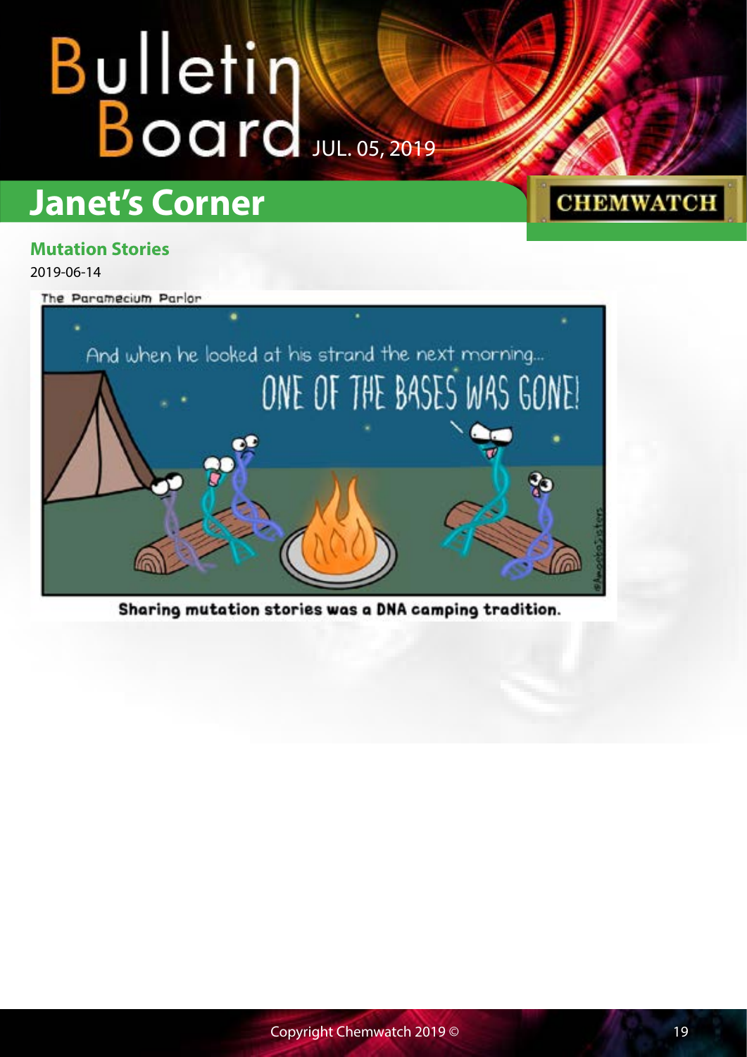## Janet's Corner

### Mutation Stories

2019-06-14

The Paramecium Parlor

And when he looked at his strand the next morning...

ONE OF THE BASES WAS GONE!

Sharing mutation stories was a DNA camping tradition.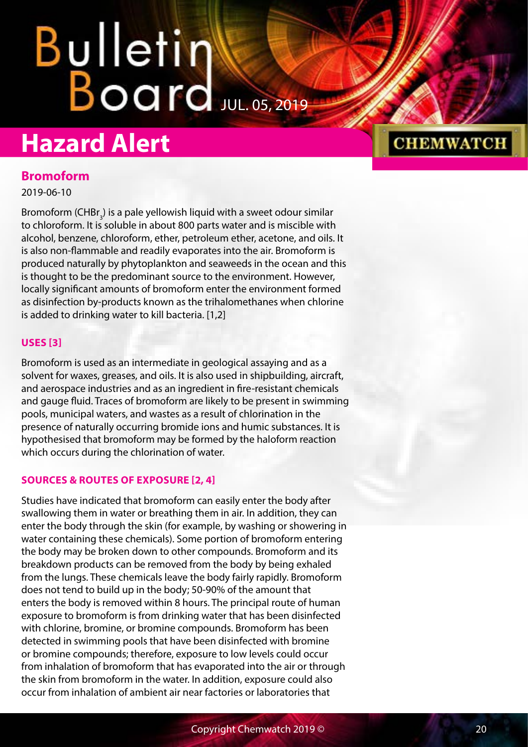## Hazard Alert

### Bromoform

2019-06-10

Bromoform ($CHBr_3$) is a pale yellowish liquid with a sweet odour similar to chloroform. It is soluble in about 800 parts water and is miscible with alcohol, benzene, chloroform, ether, petroleum ether, acetone, and oils. It is also non-flammable and readily evaporates into the air. Bromoform is produced naturally by phytoplankton and seaweeds in the ocean and this is thought to be the predominant source to the environment. However, locally significant amounts of bromoform enter the environment formed as disinfection by-products known as the trihalomethanes when chlorine is added to drinking water to kill bacteria. [1,2]

#### USES [3]

Bromoform is used as an intermediate in geological assaying and as a solvent for waxes, greases, and oils. It is also used in shipbuilding, aircraft, and aerospace industries and as an ingredient in fire-resistant chemicals and gauge fluid. Traces of bromoform are likely to be present in swimming pools, municipal waters, and wastes as a result of chlorination in the presence of naturally occurring bromide ions and humic substances. It is hypothesised that bromoform may be formed by the haloform reaction which occurs during the chlorination of water.

#### SOURCES & ROUTES OF EXPOSURE [2, 4]

Studies have indicated that bromoform can easily enter the body after swallowing them in water or breathing them in air. In addition, they can enter the body through the skin (for example, by washing or showering in water containing these chemicals). Some portion of bromoform entering the body may be broken down to other compounds. Bromoform and its breakdown products can be removed from the body by being exhaled from the lungs. These chemicals leave the body fairly rapidly. Bromoform does not tend to build up in the body; 50-90% of the amount that enters the body is removed within 8 hours. The principal route of human exposure to bromoform is from drinking water that has been disinfected with chlorine, bromine, or bromine compounds. Bromoform has been detected in swimming pools that have been disinfected with bromine or bromine compounds; therefore, exposure to low levels could occur from inhalation of bromoform that has evaporated into the air or through the skin from bromoform in the water. In addition, exposure could also occur from inhalation of ambient air near factories or laboratories that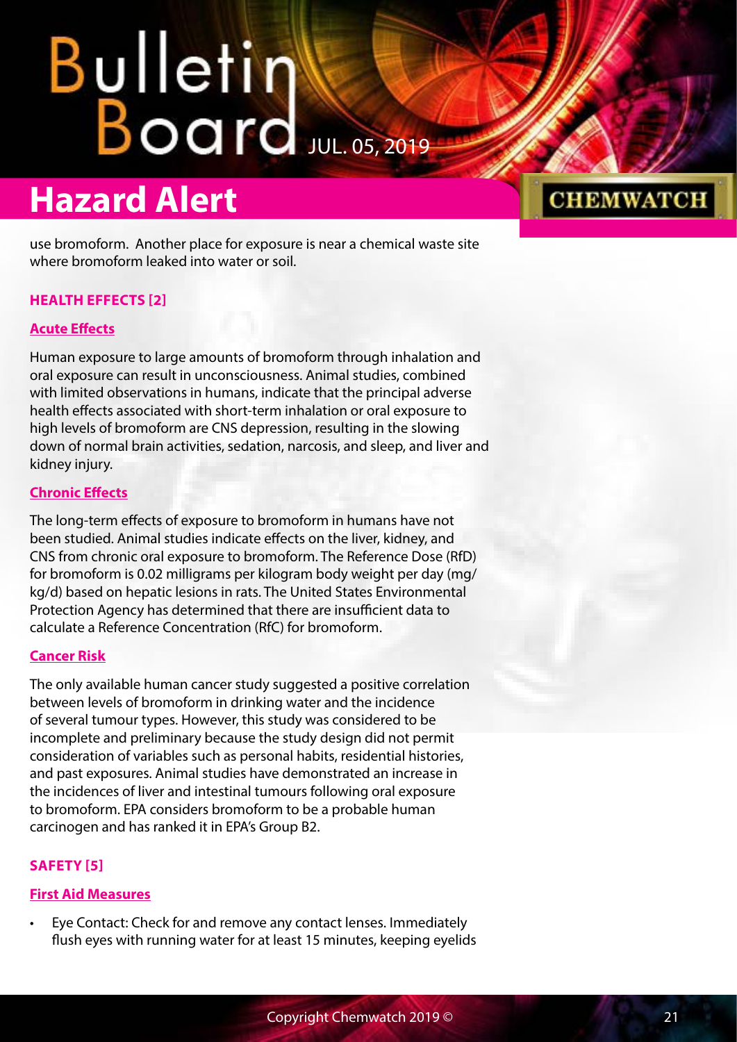use bromoform. Another place for exposure is near a chemical waste site where bromoform leaked into water or soil.

## HEALTH EFFECTS [2]

### Acute Effects

Human exposure to large amounts of bromoform through inhalation and oral exposure can result in unconsciousness. Animal studies, combined with limited observations in humans, indicate that the principal adverse health effects associated with short-term inhalation or oral exposure to high levels of bromoform are CNS depression, resulting in the slowing down of normal brain activities, sedation, narcosis, and sleep, and liver and kidney injury.

### Chronic Effects

The long-term effects of exposure to bromoform in humans have not been studied. Animal studies indicate effects on the liver, kidney, and CNS from chronic oral exposure to bromoform. The Reference Dose (RfD) for bromoform is 0.02 milligrams per kilogram body weight per day (mg/kg/d) based on hepatic lesions in rats. The United States Environmental Protection Agency has determined that there are insufficient data to calculate a Reference Concentration (RfC) for bromoform.

### Cancer Risk

The only available human cancer study suggested a positive correlation between levels of bromoform in drinking water and the incidence of several tumour types. However, this study was considered to be incomplete and preliminary because the study design did not permit consideration of variables such as personal habits, residential histories, and past exposures. Animal studies have demonstrated an increase in the incidences of liver and intestinal tumours following oral exposure to bromoform. EPA considers bromoform to be a probable human carcinogen and has ranked it in EPA's Group B2.

## SAFETY [5]

### First Aid Measures

- Eye Contact: Check for and remove any contact lenses. Immediately flush eyes with running water for at least 15 minutes, keeping eyelids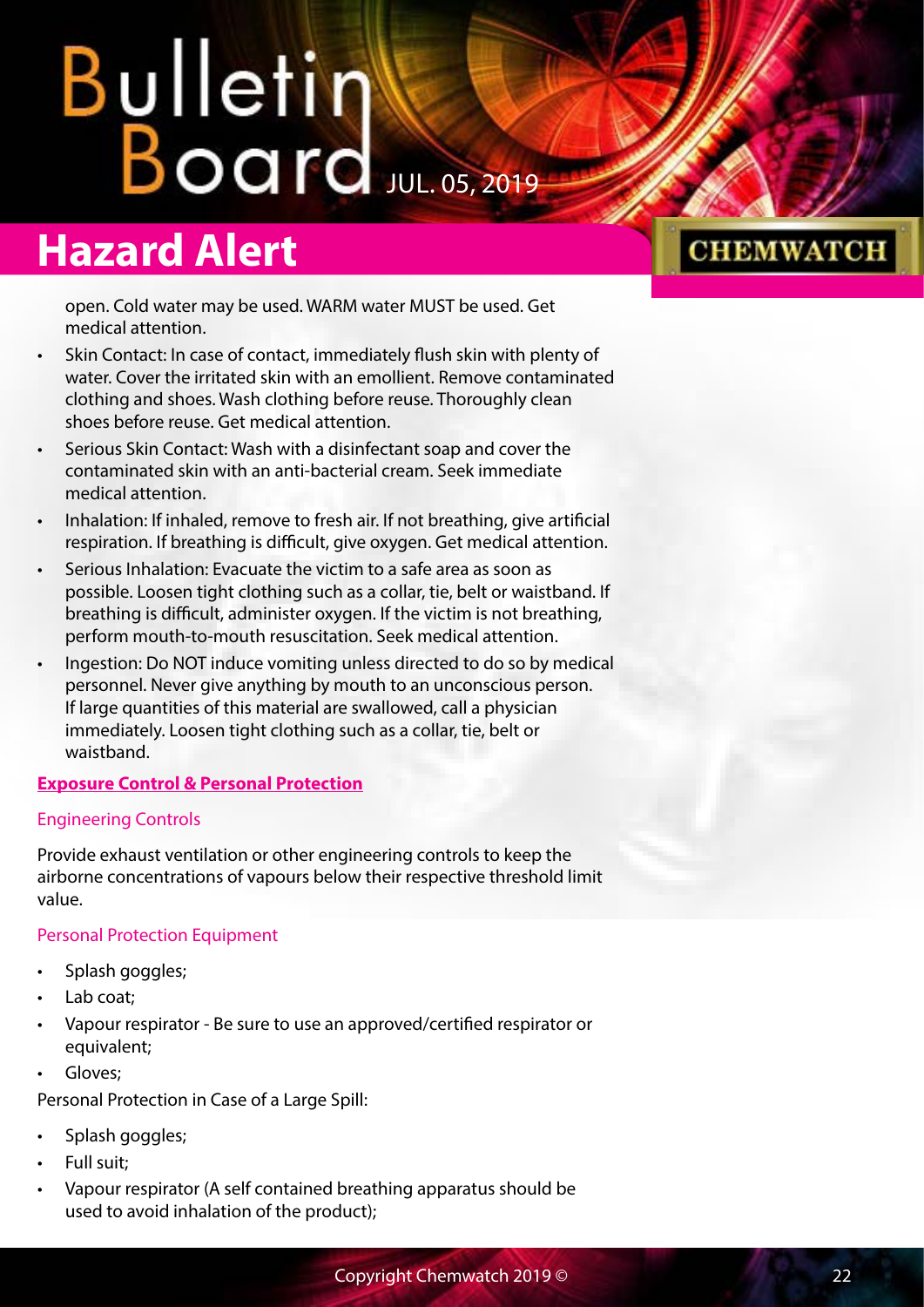open. Cold water may be used. WARM water MUST be used. Get medical attention.

- Skin Contact: In case of contact, immediately flush skin with plenty of water. Cover the irritated skin with an emollient. Remove contaminated clothing and shoes. Wash clothing before reuse. Thoroughly clean shoes before reuse. Get medical attention.
- Serious Skin Contact: Wash with a disinfectant soap and cover the contaminated skin with an anti-bacterial cream. Seek immediate medical attention.
- Inhalation: If inhaled, remove to fresh air. If not breathing, give artificial respiration. If breathing is difficult, give oxygen. Get medical attention.
- Serious Inhalation: Evacuate the victim to a safe area as soon as possible. Loosen tight clothing such as a collar, tie, belt or waistband. If breathing is difficult, administer oxygen. If the victim is not breathing, perform mouth-to-mouth resuscitation. Seek medical attention.
- Ingestion: Do NOT induce vomiting unless directed to do so by medical personnel. Never give anything by mouth to an unconscious person. If large quantities of this material are swallowed, call a physician immediately. Loosen tight clothing such as a collar, tie, belt or waistband.

## Exposure Control & Personal Protection

### Engineering Controls

Provide exhaust ventilation or other engineering controls to keep the airborne concentrations of vapours below their respective threshold limit value.

### Personal Protection Equipment

- Splash goggles;
- Lab coat;
- Vapour respirator - Be sure to use an approved/certified respirator or equivalent;
- Gloves;

Personal Protection in Case of a Large Spill:

- Splash goggles;
- Full suit;
- Vapour respirator (A self contained breathing apparatus should be used to avoid inhalation of the product);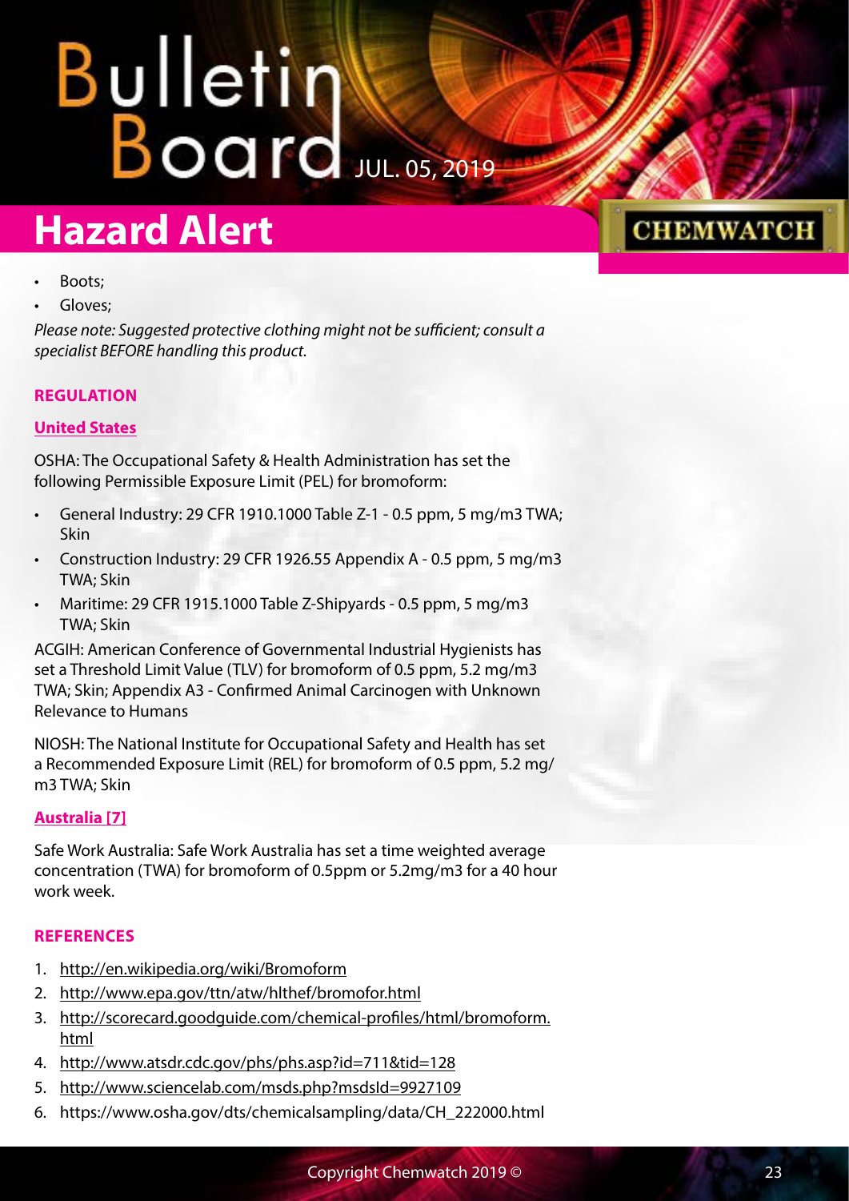- Boots;
- Gloves;

*Please note: Suggested protective clothing might not be sufficient; consult a specialist BEFORE handling this product.*

### REGULATION

#### United States

OSHA: The Occupational Safety & Health Administration has set the following Permissible Exposure Limit (PEL) for bromoform:

- General Industry: 29 CFR 1910.1000 Table Z-1 - 0.5 ppm, 5 mg/m3 TWA; Skin
- Construction Industry: 29 CFR 1926.55 Appendix A - 0.5 ppm, 5 mg/m3 TWA; Skin
- Maritime: 29 CFR 1915.1000 Table Z-Shipyards - 0.5 ppm, 5 mg/m3 TWA; Skin

ACGIH: American Conference of Governmental Industrial Hygienists has set a Threshold Limit Value (TLV) for bromoform of 0.5 ppm, 5.2 mg/m3 TWA; Skin; Appendix A3 - Confirmed Animal Carcinogen with Unknown Relevance to Humans

NIOSH: The National Institute for Occupational Safety and Health has set a Recommended Exposure Limit (REL) for bromoform of 0.5 ppm, 5.2 mg/m3 TWA; Skin

#### Australia [7]

Safe Work Australia: Safe Work Australia has set a time weighted average concentration (TWA) for bromoform of 0.5ppm or 5.2mg/m3 for a 40 hour work week.

### REFERENCES

1. http://en.wikipedia.org/wiki/Bromoform
2. http://www.epa.gov/ttn/atw/hlthef/bromofor.html
3. http://scorecard.goodguide.com/chemical-profiles/html/bromoform.html
4. http://www.atsdr.cdc.gov/phs/phs.asp?id=711&tid=128
5. http://www.sciencelab.com/msds.php?msdsId=9927109
6. https://www.osha.gov/dts/chemicalsampling/data/CH_222000.html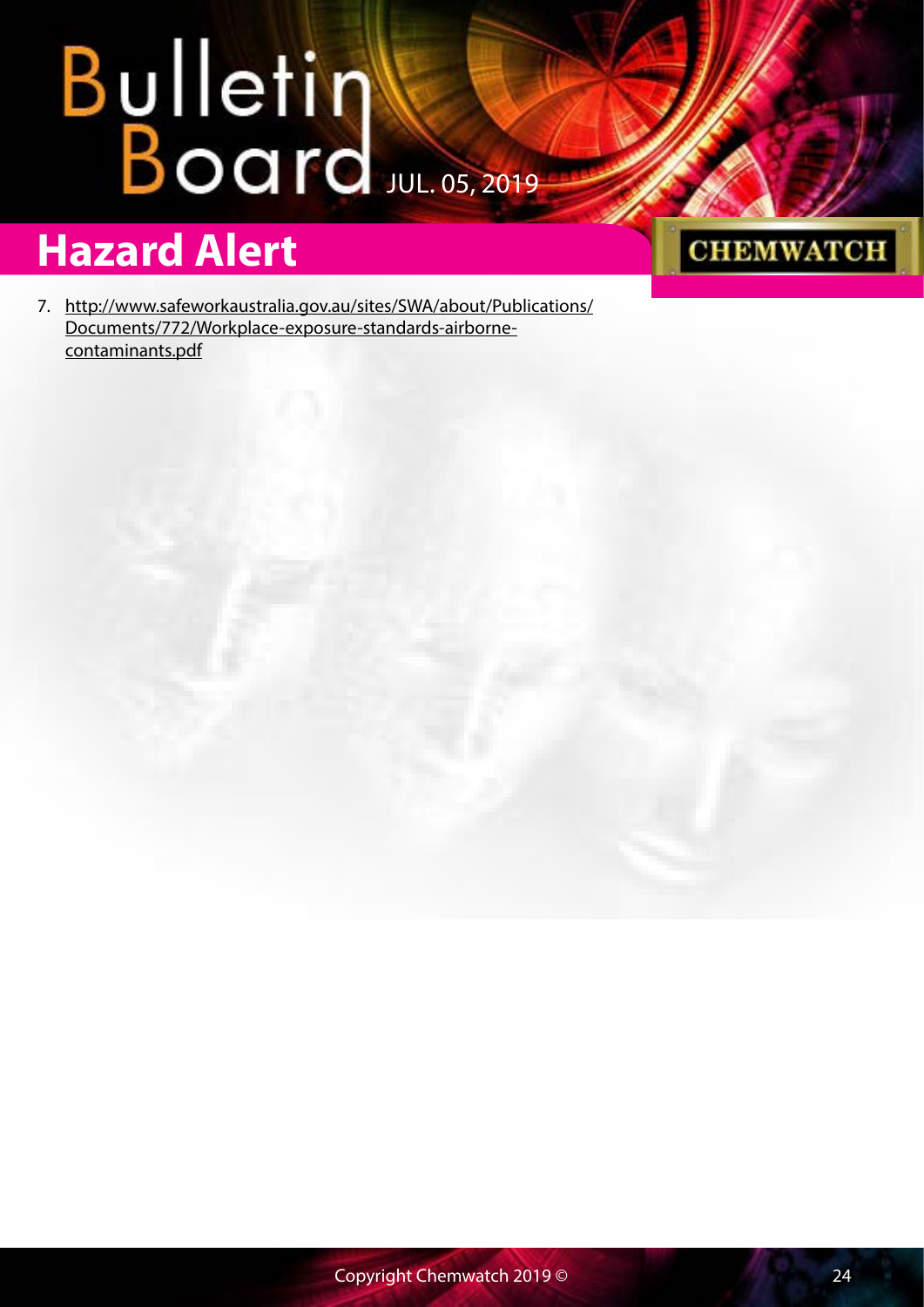7. http://www.safeworkaustralia.gov.au/sites/SWA/about/Publications/Documents/772/Workplace-exposure-standards-airborne-contaminants.pdf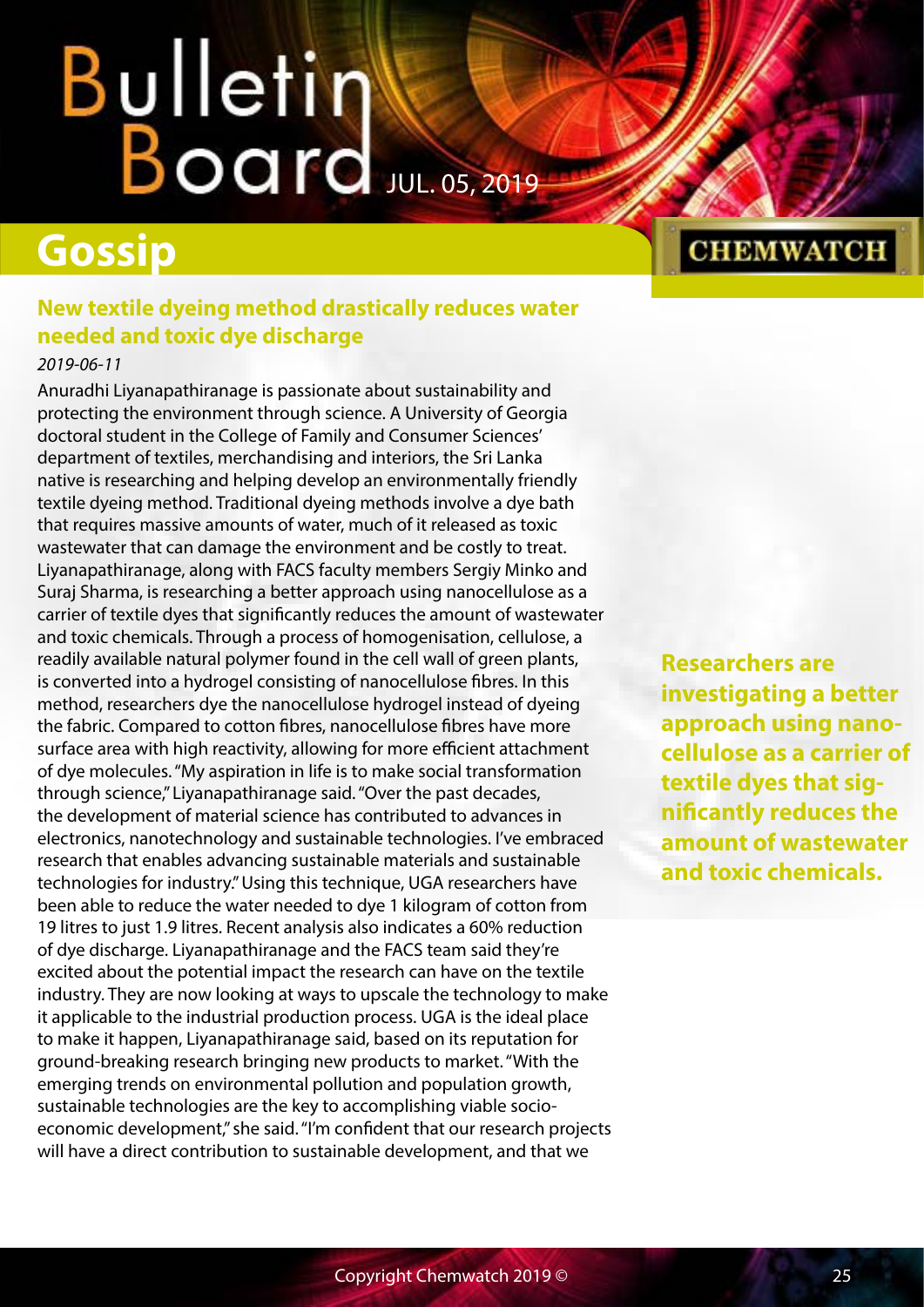## Gossip

### New textile dyeing method drastically reduces water needed and toxic dye discharge

*2019-06-11*

Anuradhi Liyanapathiranage is passionate about sustainability and protecting the environment through science. A University of Georgia doctoral student in the College of Family and Consumer Sciences' department of textiles, merchandising and interiors, the Sri Lanka native is researching and helping develop an environmentally friendly textile dyeing method. Traditional dyeing methods involve a dye bath that requires massive amounts of water, much of it released as toxic wastewater that can damage the environment and be costly to treat. Liyanapathiranage, along with FACS faculty members Sergiy Minko and Suraj Sharma, is researching a better approach using nanocellulose as a carrier of textile dyes that significantly reduces the amount of wastewater and toxic chemicals. Through a process of homogenisation, cellulose, a readily available natural polymer found in the cell wall of green plants, is converted into a hydrogel consisting of nanocellulose fibres. In this method, researchers dye the nanocellulose hydrogel instead of dyeing the fabric. Compared to cotton fibres, nanocellulose fibres have more surface area with high reactivity, allowing for more efficient attachment of dye molecules. "My aspiration in life is to make social transformation through science," Liyanapathiranage said. "Over the past decades, the development of material science has contributed to advances in electronics, nanotechnology and sustainable technologies. I've embraced research that enables advancing sustainable materials and sustainable technologies for industry." Using this technique, UGA researchers have been able to reduce the water needed to dye 1 kilogram of cotton from 19 litres to just 1.9 litres. Recent analysis also indicates a 60% reduction of dye discharge. Liyanapathiranage and the FACS team said they're excited about the potential impact the research can have on the textile industry. They are now looking at ways to upscale the technology to make it applicable to the industrial production process. UGA is the ideal place to make it happen, Liyanapathiranage said, based on its reputation for ground-breaking research bringing new products to market. "With the emerging trends on environmental pollution and population growth, sustainable technologies are the key to accomplishing viable socio-economic development," she said. "I'm confident that our research projects will have a direct contribution to sustainable development, and that we

**Researchers are investigating a better approach using nano-cellulose as a carrier of textile dyes that significantly reduces the amount of wastewater and toxic chemicals.**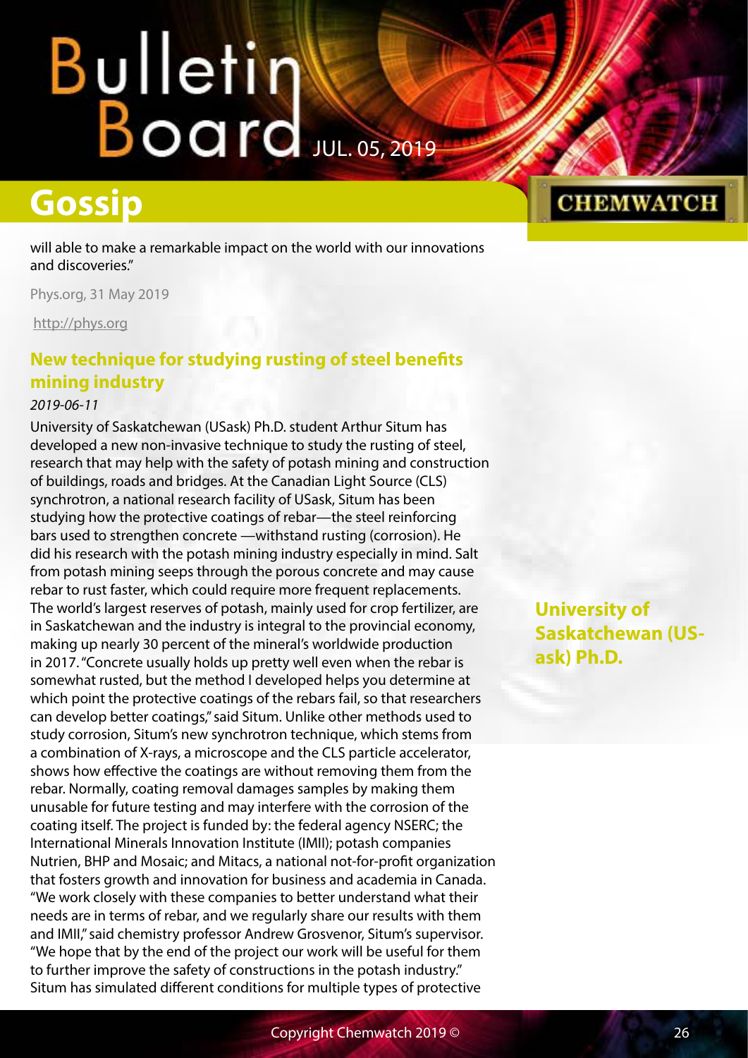will able to make a remarkable impact on the world with our innovations and discoveries."

Phys.org, 31 May 2019

http://phys.org

## New technique for studying rusting of steel benefits mining industry

*2019-06-11*

University of Saskatchewan (USask) Ph.D. student Arthur Situm has developed a new non-invasive technique to study the rusting of steel, research that may help with the safety of potash mining and construction of buildings, roads and bridges. At the Canadian Light Source (CLS) synchrotron, a national research facility of USask, Situm has been studying how the protective coatings of rebar—the steel reinforcing bars used to strengthen concrete —withstand rusting (corrosion). He did his research with the potash mining industry especially in mind. Salt from potash mining seeps through the porous concrete and may cause rebar to rust faster, which could require more frequent replacements. The world's largest reserves of potash, mainly used for crop fertilizer, are in Saskatchewan and the industry is integral to the provincial economy, making up nearly 30 percent of the mineral's worldwide production in 2017. "Concrete usually holds up pretty well even when the rebar is somewhat rusted, but the method I developed helps you determine at which point the protective coatings of the rebars fail, so that researchers can develop better coatings," said Situm. Unlike other methods used to study corrosion, Situm's new synchrotron technique, which stems from a combination of X-rays, a microscope and the CLS particle accelerator, shows how effective the coatings are without removing them from the rebar. Normally, coating removal damages samples by making them unusable for future testing and may interfere with the corrosion of the coating itself. The project is funded by: the federal agency NSERC; the International Minerals Innovation Institute (IMII); potash companies Nutrien, BHP and Mosaic; and Mitacs, a national not-for-profit organization that fosters growth and innovation for business and academia in Canada. "We work closely with these companies to better understand what their needs are in terms of rebar, and we regularly share our results with them and IMII," said chemistry professor Andrew Grosvenor, Situm's supervisor. "We hope that by the end of the project our work will be useful for them to further improve the safety of constructions in the potash industry." Situm has simulated different conditions for multiple types of protective

**University of Saskatchewan (USask) Ph.D.**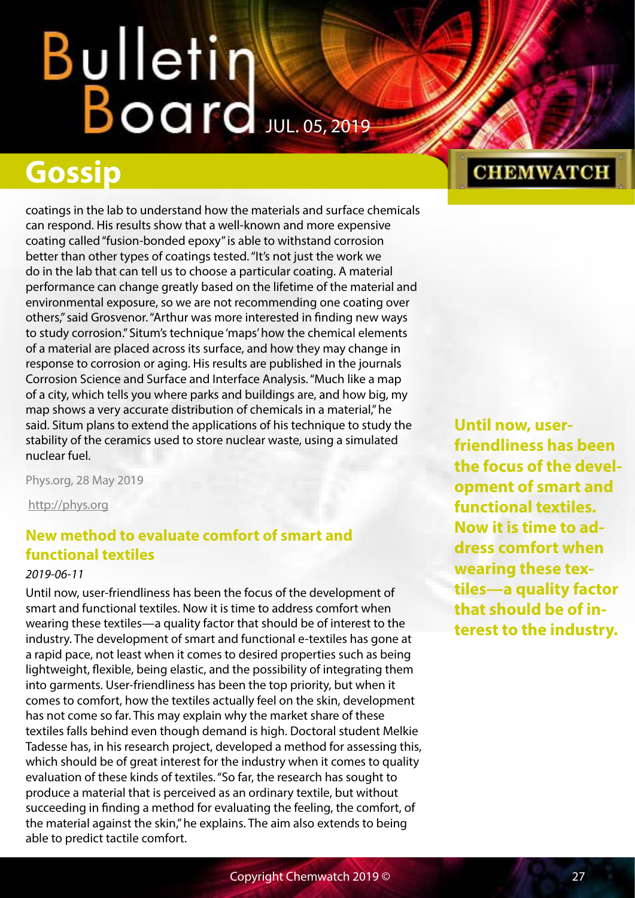coatings in the lab to understand how the materials and surface chemicals can respond. His results show that a well-known and more expensive coating called "fusion-bonded epoxy" is able to withstand corrosion better than other types of coatings tested. "It's not just the work we do in the lab that can tell us to choose a particular coating. A material performance can change greatly based on the lifetime of the material and environmental exposure, so we are not recommending one coating over others," said Grosvenor. "Arthur was more interested in finding new ways to study corrosion." Situm's technique 'maps' how the chemical elements of a material are placed across its surface, and how they may change in response to corrosion or aging. His results are published in the journals Corrosion Science and Surface and Interface Analysis. "Much like a map of a city, which tells you where parks and buildings are, and how big, my map shows a very accurate distribution of chemicals in a material," he said. Situm plans to extend the applications of his technique to study the stability of the ceramics used to store nuclear waste, using a simulated nuclear fuel.

Phys.org, 28 May 2019

http://phys.org

## New method to evaluate comfort of smart and functional textiles

*2019-06-11*

Until now, user-friendliness has been the focus of the development of smart and functional textiles. Now it is time to address comfort when wearing these textiles—a quality factor that should be of interest to the industry. The development of smart and functional e-textiles has gone at a rapid pace, not least when it comes to desired properties such as being lightweight, flexible, being elastic, and the possibility of integrating them into garments. User-friendliness has been the top priority, but when it comes to comfort, how the textiles actually feel on the skin, development has not come so far. This may explain why the market share of these textiles falls behind even though demand is high. Doctoral student Melkie Tadesse has, in his research project, developed a method for assessing this, which should be of great interest for the industry when it comes to quality evaluation of these kinds of textiles. "So far, the research has sought to produce a material that is perceived as an ordinary textile, but without succeeding in finding a method for evaluating the feeling, the comfort, of the material against the skin," he explains. The aim also extends to being able to predict tactile comfort.

**Until now, user-friendliness has been the focus of the development of smart and functional textiles. Now it is time to address comfort when wearing these textiles—a quality factor that should be of interest to the industry.**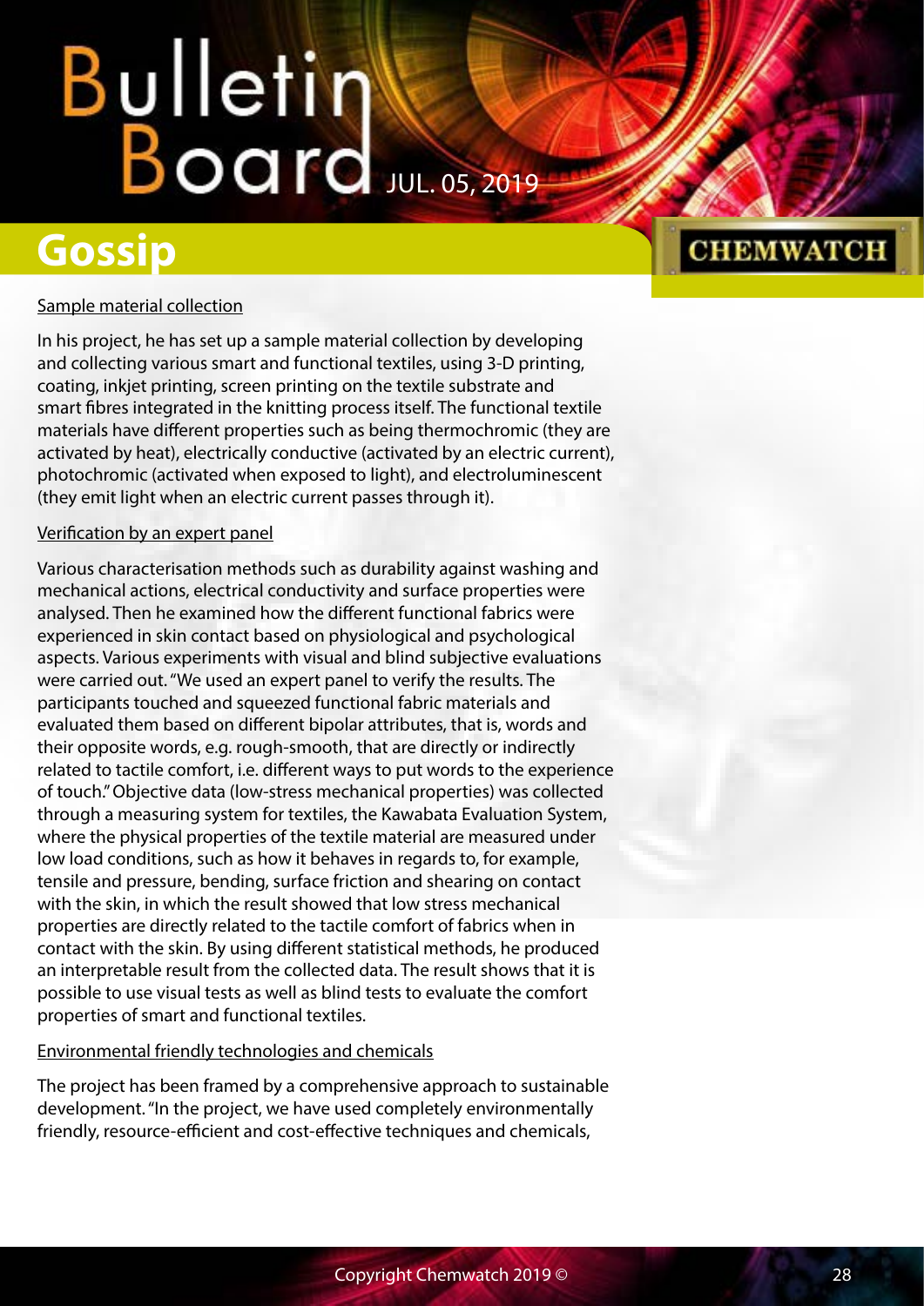Sample material collection

In his project, he has set up a sample material collection by developing and collecting various smart and functional textiles, using 3-D printing, coating, inkjet printing, screen printing on the textile substrate and smart fibres integrated in the knitting process itself. The functional textile materials have different properties such as being thermochromic (they are activated by heat), electrically conductive (activated by an electric current), photochromic (activated when exposed to light), and electroluminescent (they emit light when an electric current passes through it).

Verification by an expert panel

Various characterisation methods such as durability against washing and mechanical actions, electrical conductivity and surface properties were analysed. Then he examined how the different functional fabrics were experienced in skin contact based on physiological and psychological aspects. Various experiments with visual and blind subjective evaluations were carried out. "We used an expert panel to verify the results. The participants touched and squeezed functional fabric materials and evaluated them based on different bipolar attributes, that is, words and their opposite words, e.g. rough-smooth, that are directly or indirectly related to tactile comfort, i.e. different ways to put words to the experience of touch." Objective data (low-stress mechanical properties) was collected through a measuring system for textiles, the Kawabata Evaluation System, where the physical properties of the textile material are measured under low load conditions, such as how it behaves in regards to, for example, tensile and pressure, bending, surface friction and shearing on contact with the skin, in which the result showed that low stress mechanical properties are directly related to the tactile comfort of fabrics when in contact with the skin. By using different statistical methods, he produced an interpretable result from the collected data. The result shows that it is possible to use visual tests as well as blind tests to evaluate the comfort properties of smart and functional textiles.

Environmental friendly technologies and chemicals

The project has been framed by a comprehensive approach to sustainable development. "In the project, we have used completely environmentally friendly, resource-efficient and cost-effective techniques and chemicals,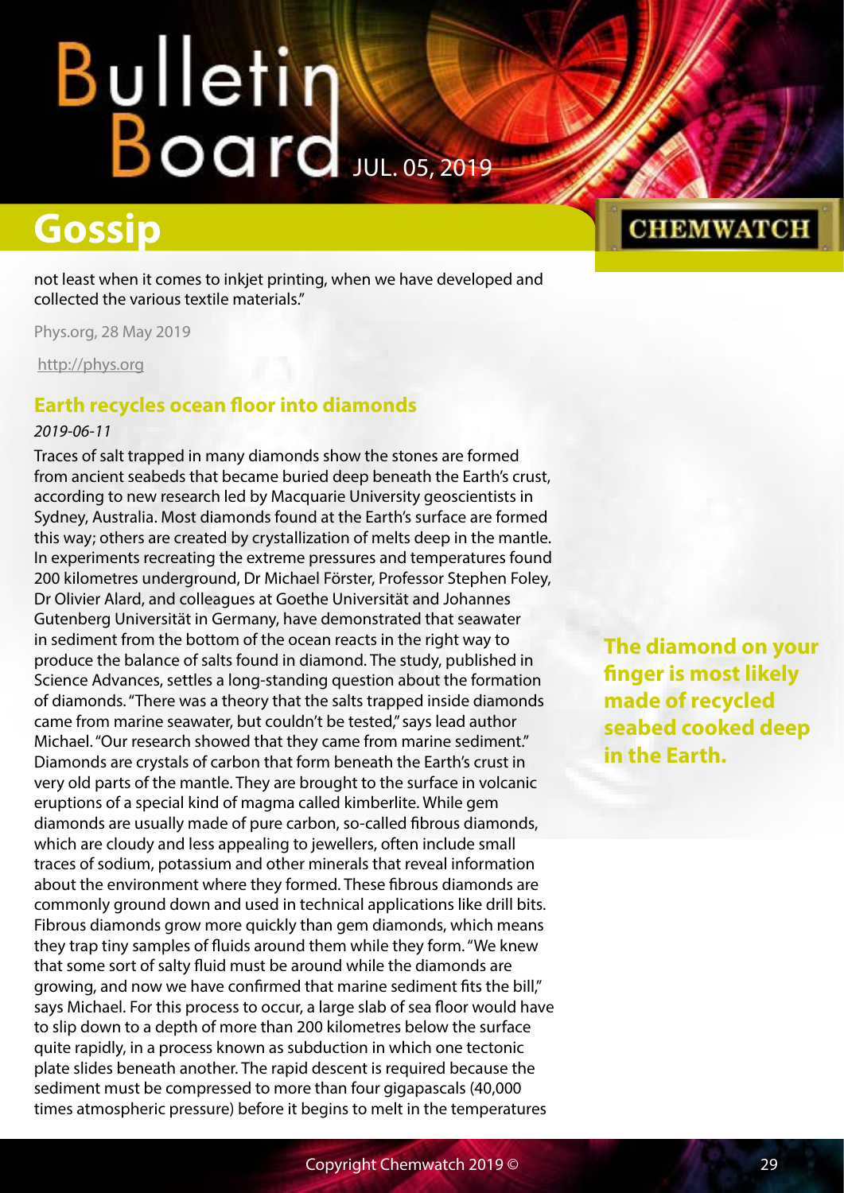not least when it comes to inkjet printing, when we have developed and collected the various textile materials."

Phys.org, 28 May 2019

http://phys.org

## Earth recycles ocean floor into diamonds

*2019-06-11*

Traces of salt trapped in many diamonds show the stones are formed from ancient seabeds that became buried deep beneath the Earth's crust, according to new research led by Macquarie University geoscientists in Sydney, Australia. Most diamonds found at the Earth's surface are formed this way; others are created by crystallization of melts deep in the mantle. In experiments recreating the extreme pressures and temperatures found 200 kilometres underground, Dr Michael Förster, Professor Stephen Foley, Dr Olivier Alard, and colleagues at Goethe Universität and Johannes Gutenberg Universität in Germany, have demonstrated that seawater in sediment from the bottom of the ocean reacts in the right way to produce the balance of salts found in diamond. The study, published in Science Advances, settles a long-standing question about the formation of diamonds. "There was a theory that the salts trapped inside diamonds came from marine seawater, but couldn't be tested," says lead author Michael. "Our research showed that they came from marine sediment." Diamonds are crystals of carbon that form beneath the Earth's crust in very old parts of the mantle. They are brought to the surface in volcanic eruptions of a special kind of magma called kimberlite. While gem diamonds are usually made of pure carbon, so-called fibrous diamonds, which are cloudy and less appealing to jewellers, often include small traces of sodium, potassium and other minerals that reveal information about the environment where they formed. These fibrous diamonds are commonly ground down and used in technical applications like drill bits. Fibrous diamonds grow more quickly than gem diamonds, which means they trap tiny samples of fluids around them while they form. "We knew that some sort of salty fluid must be around while the diamonds are growing, and now we have confirmed that marine sediment fits the bill," says Michael. For this process to occur, a large slab of sea floor would have to slip down to a depth of more than 200 kilometres below the surface quite rapidly, in a process known as subduction in which one tectonic plate slides beneath another. The rapid descent is required because the sediment must be compressed to more than four gigapascals (40,000 times atmospheric pressure) before it begins to melt in the temperatures

**The diamond on your finger is most likely made of recycled seabed cooked deep in the Earth.**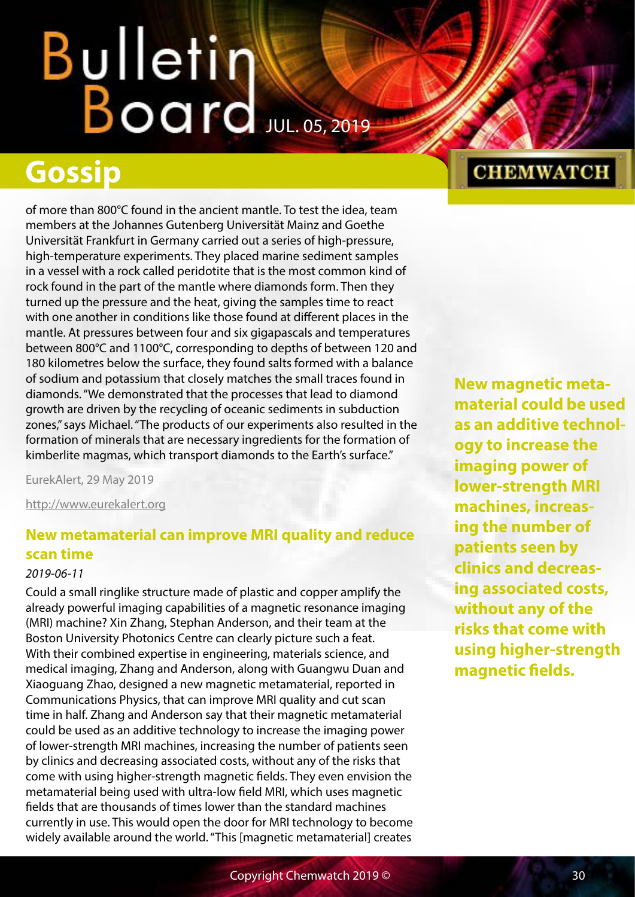of more than 800°C found in the ancient mantle. To test the idea, team members at the Johannes Gutenberg Universität Mainz and Goethe Universität Frankfurt in Germany carried out a series of high-pressure, high-temperature experiments. They placed marine sediment samples in a vessel with a rock called peridotite that is the most common kind of rock found in the part of the mantle where diamonds form. Then they turned up the pressure and the heat, giving the samples time to react with one another in conditions like those found at different places in the mantle. At pressures between four and six gigapascals and temperatures between 800°C and 1100°C, corresponding to depths of between 120 and 180 kilometres below the surface, they found salts formed with a balance of sodium and potassium that closely matches the small traces found in diamonds. "We demonstrated that the processes that lead to diamond growth are driven by the recycling of oceanic sediments in subduction zones," says Michael. "The products of our experiments also resulted in the formation of minerals that are necessary ingredients for the formation of kimberlite magmas, which transport diamonds to the Earth's surface."

EurekAlert, 29 May 2019

http://www.eurekalert.org

## New metamaterial can improve MRI quality and reduce scan time

*2019-06-11*

Could a small ringlike structure made of plastic and copper amplify the already powerful imaging capabilities of a magnetic resonance imaging (MRI) machine? Xin Zhang, Stephan Anderson, and their team at the Boston University Photonics Centre can clearly picture such a feat. With their combined expertise in engineering, materials science, and medical imaging, Zhang and Anderson, along with Guangwu Duan and Xiaoguang Zhao, designed a new magnetic metamaterial, reported in Communications Physics, that can improve MRI quality and cut scan time in half. Zhang and Anderson say that their magnetic metamaterial could be used as an additive technology to increase the imaging power of lower-strength MRI machines, increasing the number of patients seen by clinics and decreasing associated costs, without any of the risks that come with using higher-strength magnetic fields. They even envision the metamaterial being used with ultra-low field MRI, which uses magnetic fields that are thousands of times lower than the standard machines currently in use. This would open the door for MRI technology to become widely available around the world. "This [magnetic metamaterial] creates

**New magnetic metamaterial could be used as an additive technology to increase the imaging power of lower-strength MRI machines, increasing the number of patients seen by clinics and decreasing associated costs, without any of the risks that come with using higher-strength magnetic fields.**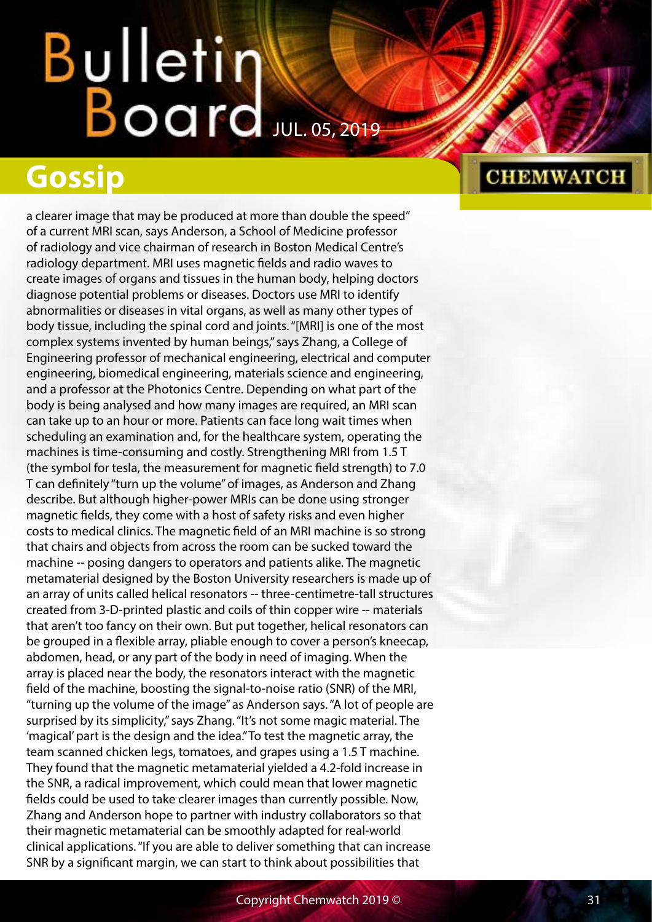a clearer image that may be produced at more than double the speed" of a current MRI scan, says Anderson, a School of Medicine professor of radiology and vice chairman of research in Boston Medical Centre's radiology department. MRI uses magnetic fields and radio waves to create images of organs and tissues in the human body, helping doctors diagnose potential problems or diseases. Doctors use MRI to identify abnormalities or diseases in vital organs, as well as many other types of body tissue, including the spinal cord and joints. "[MRI] is one of the most complex systems invented by human beings," says Zhang, a College of Engineering professor of mechanical engineering, electrical and computer engineering, biomedical engineering, materials science and engineering, and a professor at the Photonics Centre. Depending on what part of the body is being analysed and how many images are required, an MRI scan can take up to an hour or more. Patients can face long wait times when scheduling an examination and, for the healthcare system, operating the machines is time-consuming and costly. Strengthening MRI from 1.5 T (the symbol for tesla, the measurement for magnetic field strength) to 7.0 T can definitely "turn up the volume" of images, as Anderson and Zhang describe. But although higher-power MRIs can be done using stronger magnetic fields, they come with a host of safety risks and even higher costs to medical clinics. The magnetic field of an MRI machine is so strong that chairs and objects from across the room can be sucked toward the machine -- posing dangers to operators and patients alike. The magnetic metamaterial designed by the Boston University researchers is made up of an array of units called helical resonators -- three-centimetre-tall structures created from 3-D-printed plastic and coils of thin copper wire -- materials that aren't too fancy on their own. But put together, helical resonators can be grouped in a flexible array, pliable enough to cover a person's kneecap, abdomen, head, or any part of the body in need of imaging. When the array is placed near the body, the resonators interact with the magnetic field of the machine, boosting the signal-to-noise ratio (SNR) of the MRI, "turning up the volume of the image" as Anderson says. "A lot of people are surprised by its simplicity," says Zhang. "It's not some magic material. The 'magical' part is the design and the idea." To test the magnetic array, the team scanned chicken legs, tomatoes, and grapes using a 1.5 T machine. They found that the magnetic metamaterial yielded a 4.2-fold increase in the SNR, a radical improvement, which could mean that lower magnetic fields could be used to take clearer images than currently possible. Now, Zhang and Anderson hope to partner with industry collaborators so that their magnetic metamaterial can be smoothly adapted for real-world clinical applications. "If you are able to deliver something that can increase SNR by a significant margin, we can start to think about possibilities that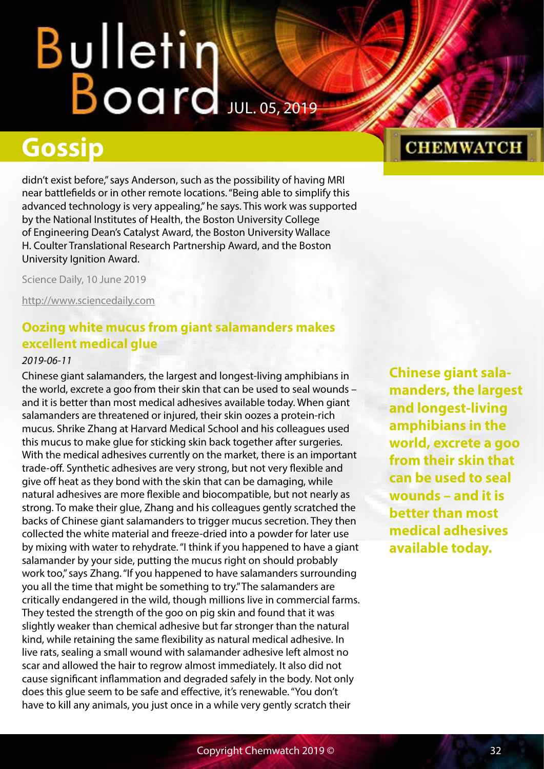didn't exist before," says Anderson, such as the possibility of having MRI near battlefields or in other remote locations. "Being able to simplify this advanced technology is very appealing," he says. This work was supported by the National Institutes of Health, the Boston University College of Engineering Dean's Catalyst Award, the Boston University Wallace H. Coulter Translational Research Partnership Award, and the Boston University Ignition Award.

Science Daily, 10 June 2019

http://www.sciencedaily.com

## Oozing white mucus from giant salamanders makes excellent medical glue

*2019-06-11*

Chinese giant salamanders, the largest and longest-living amphibians in the world, excrete a goo from their skin that can be used to seal wounds – and it is better than most medical adhesives available today. When giant salamanders are threatened or injured, their skin oozes a protein-rich mucus. Shrike Zhang at Harvard Medical School and his colleagues used this mucus to make glue for sticking skin back together after surgeries. With the medical adhesives currently on the market, there is an important trade-off. Synthetic adhesives are very strong, but not very flexible and give off heat as they bond with the skin that can be damaging, while natural adhesives are more flexible and biocompatible, but not nearly as strong. To make their glue, Zhang and his colleagues gently scratched the backs of Chinese giant salamanders to trigger mucus secretion. They then collected the white material and freeze-dried into a powder for later use by mixing with water to rehydrate. "I think if you happened to have a giant salamander by your side, putting the mucus right on should probably work too," says Zhang. "If you happened to have salamanders surrounding you all the time that might be something to try." The salamanders are critically endangered in the wild, though millions live in commercial farms. They tested the strength of the goo on pig skin and found that it was slightly weaker than chemical adhesive but far stronger than the natural kind, while retaining the same flexibility as natural medical adhesive. In live rats, sealing a small wound with salamander adhesive left almost no scar and allowed the hair to regrow almost immediately. It also did not cause significant inflammation and degraded safely in the body. Not only does this glue seem to be safe and effective, it's renewable. "You don't have to kill any animals, you just once in a while very gently scratch their

**Chinese giant salamanders, the largest and longest-living amphibians in the world, excrete a goo from their skin that can be used to seal wounds – and it is better than most medical adhesives available today.**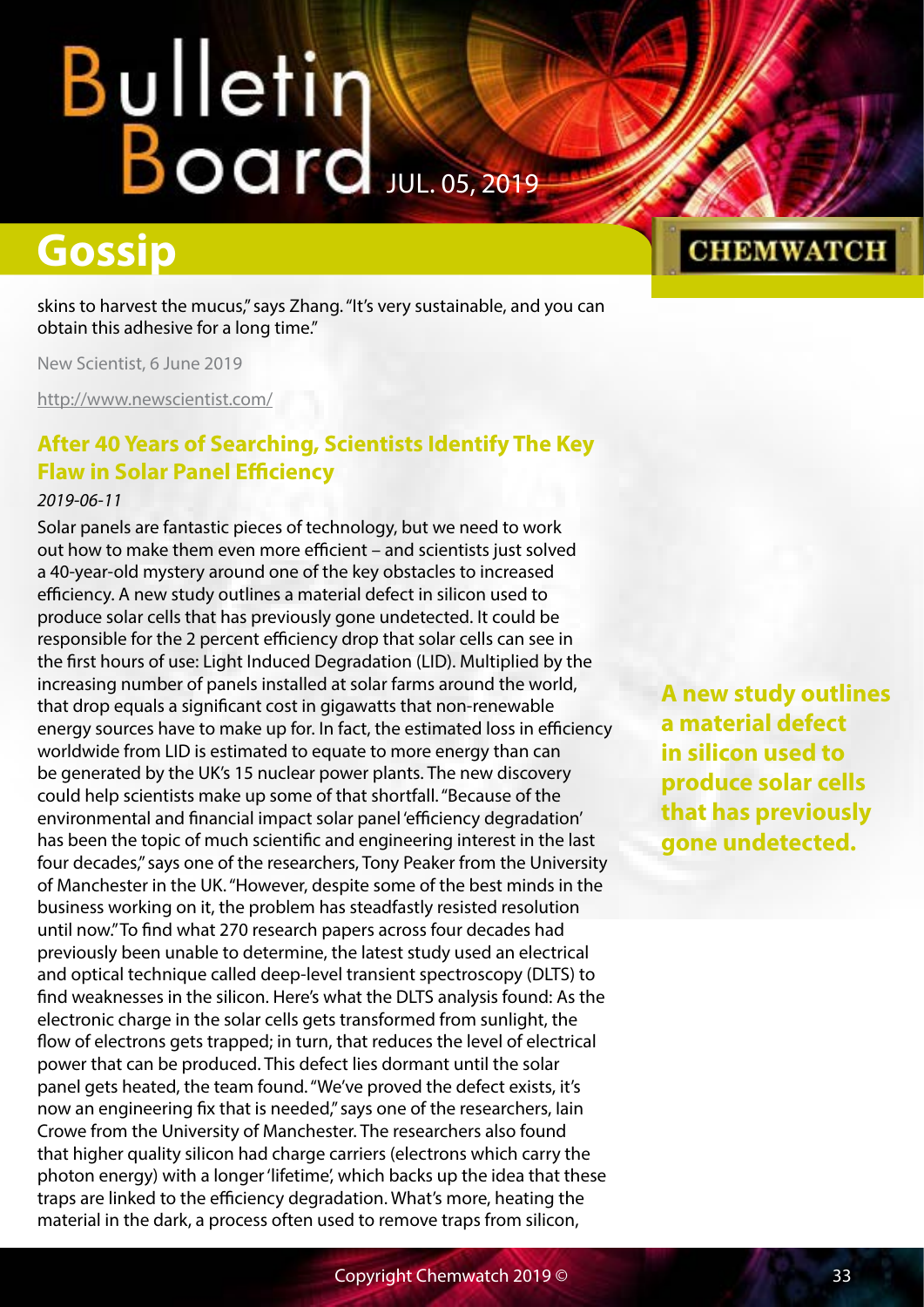skins to harvest the mucus," says Zhang. "It's very sustainable, and you can obtain this adhesive for a long time."

New Scientist, 6 June 2019

http://www.newscientist.com/

## After 40 Years of Searching, Scientists Identify The Key Flaw in Solar Panel Efficiency

*2019-06-11*

Solar panels are fantastic pieces of technology, but we need to work out how to make them even more efficient – and scientists just solved a 40-year-old mystery around one of the key obstacles to increased efficiency. A new study outlines a material defect in silicon used to produce solar cells that has previously gone undetected. It could be responsible for the 2 percent efficiency drop that solar cells can see in the first hours of use: Light Induced Degradation (LID). Multiplied by the increasing number of panels installed at solar farms around the world, that drop equals a significant cost in gigawatts that non-renewable energy sources have to make up for. In fact, the estimated loss in efficiency worldwide from LID is estimated to equate to more energy than can be generated by the UK's 15 nuclear power plants. The new discovery could help scientists make up some of that shortfall. "Because of the environmental and financial impact solar panel 'efficiency degradation' has been the topic of much scientific and engineering interest in the last four decades," says one of the researchers, Tony Peaker from the University of Manchester in the UK. "However, despite some of the best minds in the business working on it, the problem has steadfastly resisted resolution until now." To find what 270 research papers across four decades had previously been unable to determine, the latest study used an electrical and optical technique called deep-level transient spectroscopy (DLTS) to find weaknesses in the silicon. Here's what the DLTS analysis found: As the electronic charge in the solar cells gets transformed from sunlight, the flow of electrons gets trapped; in turn, that reduces the level of electrical power that can be produced. This defect lies dormant until the solar panel gets heated, the team found. "We've proved the defect exists, it's now an engineering fix that is needed," says one of the researchers, Iain Crowe from the University of Manchester. The researchers also found that higher quality silicon had charge carriers (electrons which carry the photon energy) with a longer 'lifetime', which backs up the idea that these traps are linked to the efficiency degradation. What's more, heating the material in the dark, a process often used to remove traps from silicon,

**A new study outlines a material defect in silicon used to produce solar cells that has previously gone undetected.**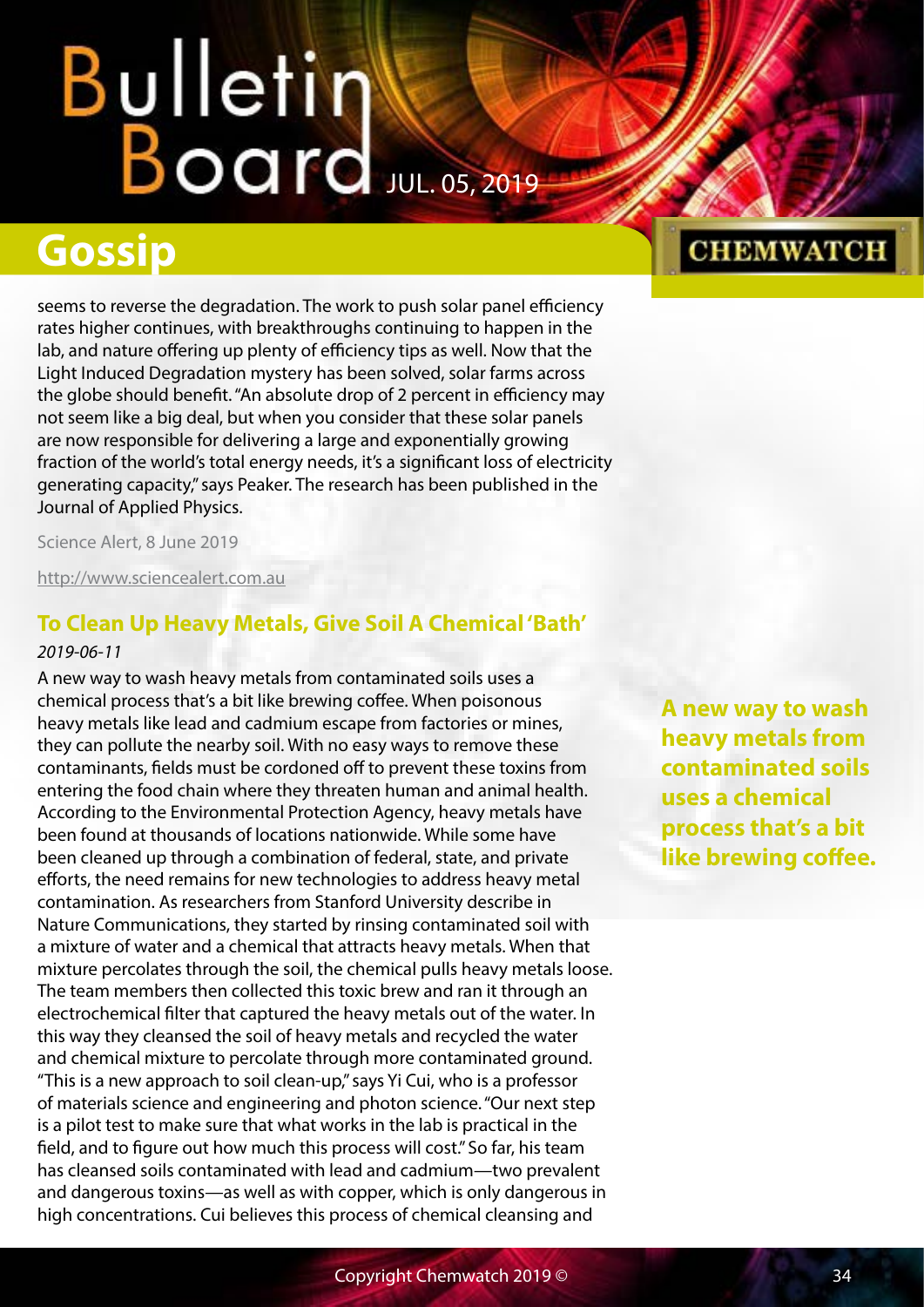seems to reverse the degradation. The work to push solar panel efficiency rates higher continues, with breakthroughs continuing to happen in the lab, and nature offering up plenty of efficiency tips as well. Now that the Light Induced Degradation mystery has been solved, solar farms across the globe should benefit. "An absolute drop of 2 percent in efficiency may not seem like a big deal, but when you consider that these solar panels are now responsible for delivering a large and exponentially growing fraction of the world's total energy needs, it's a significant loss of electricity generating capacity," says Peaker. The research has been published in the Journal of Applied Physics.

Science Alert, 8 June 2019

http://www.sciencealert.com.au

## To Clean Up Heavy Metals, Give Soil A Chemical 'Bath'

*2019-06-11*

A new way to wash heavy metals from contaminated soils uses a chemical process that's a bit like brewing coffee. When poisonous heavy metals like lead and cadmium escape from factories or mines, they can pollute the nearby soil. With no easy ways to remove these contaminants, fields must be cordoned off to prevent these toxins from entering the food chain where they threaten human and animal health. According to the Environmental Protection Agency, heavy metals have been found at thousands of locations nationwide. While some have been cleaned up through a combination of federal, state, and private efforts, the need remains for new technologies to address heavy metal contamination. As researchers from Stanford University describe in Nature Communications, they started by rinsing contaminated soil with a mixture of water and a chemical that attracts heavy metals. When that mixture percolates through the soil, the chemical pulls heavy metals loose. The team members then collected this toxic brew and ran it through an electrochemical filter that captured the heavy metals out of the water. In this way they cleansed the soil of heavy metals and recycled the water and chemical mixture to percolate through more contaminated ground. "This is a new approach to soil clean-up," says Yi Cui, who is a professor of materials science and engineering and photon science. "Our next step is a pilot test to make sure that what works in the lab is practical in the field, and to figure out how much this process will cost." So far, his team has cleansed soils contaminated with lead and cadmium—two prevalent and dangerous toxins—as well as with copper, which is only dangerous in high concentrations. Cui believes this process of chemical cleansing and

**A new way to wash heavy metals from contaminated soils uses a chemical process that's a bit like brewing coffee.**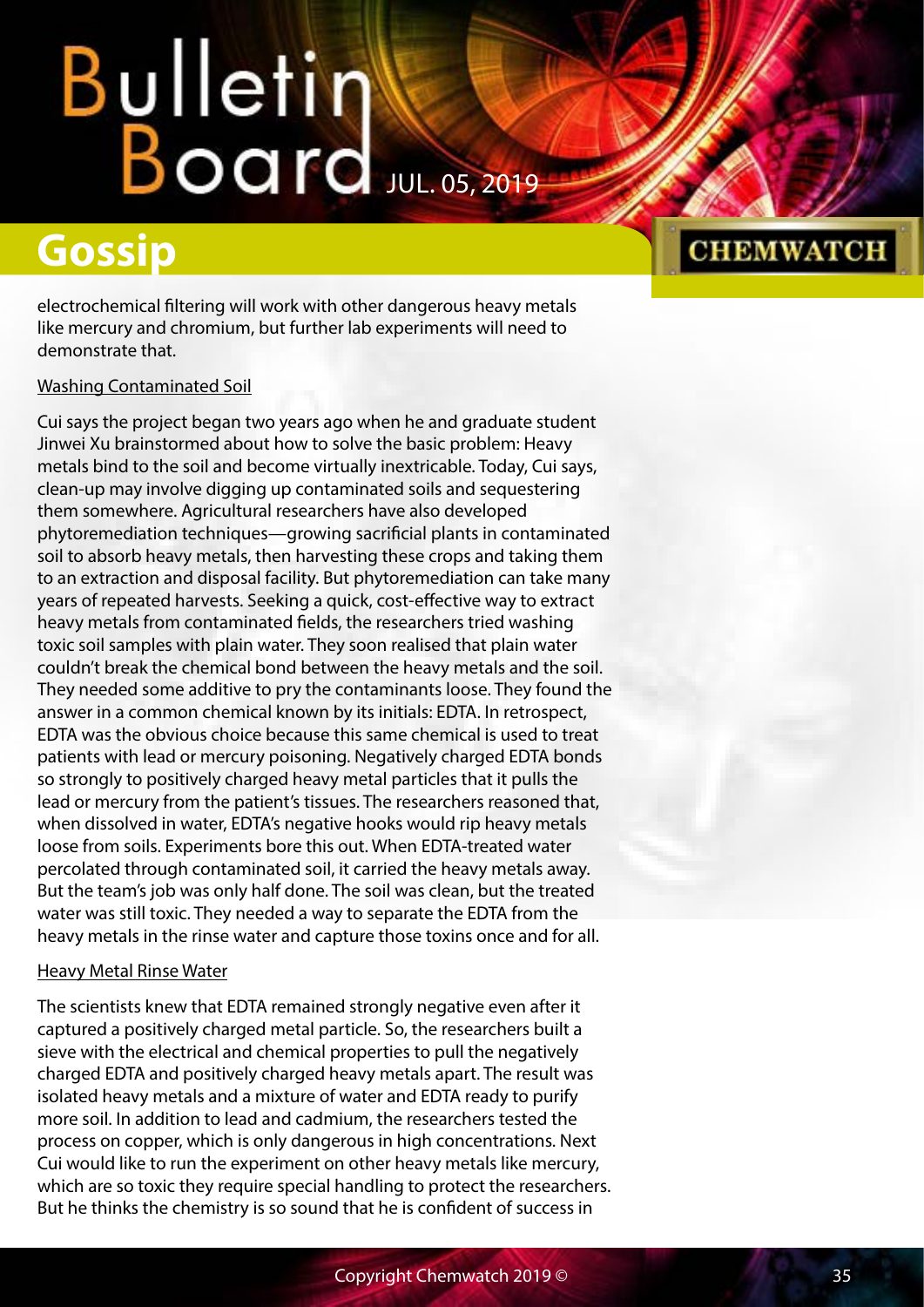electrochemical filtering will work with other dangerous heavy metals like mercury and chromium, but further lab experiments will need to demonstrate that.

### Washing Contaminated Soil

Cui says the project began two years ago when he and graduate student Jinwei Xu brainstormed about how to solve the basic problem: Heavy metals bind to the soil and become virtually inextricable. Today, Cui says, clean-up may involve digging up contaminated soils and sequestering them somewhere. Agricultural researchers have also developed phytoremediation techniques—growing sacrificial plants in contaminated soil to absorb heavy metals, then harvesting these crops and taking them to an extraction and disposal facility. But phytoremediation can take many years of repeated harvests. Seeking a quick, cost-effective way to extract heavy metals from contaminated fields, the researchers tried washing toxic soil samples with plain water. They soon realised that plain water couldn't break the chemical bond between the heavy metals and the soil. They needed some additive to pry the contaminants loose. They found the answer in a common chemical known by its initials: EDTA. In retrospect, EDTA was the obvious choice because this same chemical is used to treat patients with lead or mercury poisoning. Negatively charged EDTA bonds so strongly to positively charged heavy metal particles that it pulls the lead or mercury from the patient's tissues. The researchers reasoned that, when dissolved in water, EDTA's negative hooks would rip heavy metals loose from soils. Experiments bore this out. When EDTA-treated water percolated through contaminated soil, it carried the heavy metals away. But the team's job was only half done. The soil was clean, but the treated water was still toxic. They needed a way to separate the EDTA from the heavy metals in the rinse water and capture those toxins once and for all.

### Heavy Metal Rinse Water

The scientists knew that EDTA remained strongly negative even after it captured a positively charged metal particle. So, the researchers built a sieve with the electrical and chemical properties to pull the negatively charged EDTA and positively charged heavy metals apart. The result was isolated heavy metals and a mixture of water and EDTA ready to purify more soil. In addition to lead and cadmium, the researchers tested the process on copper, which is only dangerous in high concentrations. Next Cui would like to run the experiment on other heavy metals like mercury, which are so toxic they require special handling to protect the researchers. But he thinks the chemistry is so sound that he is confident of success in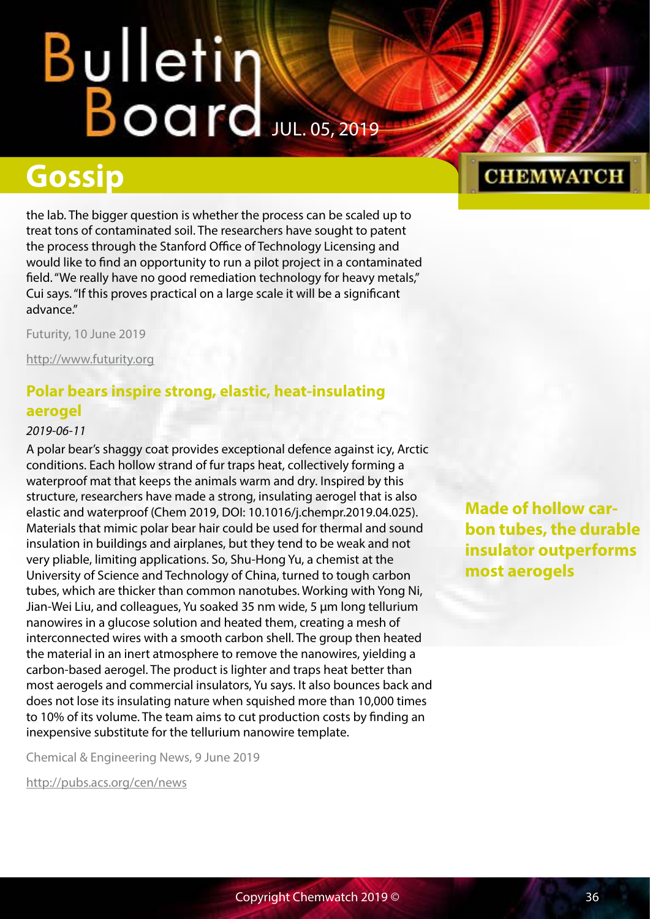## Gossip

the lab. The bigger question is whether the process can be scaled up to treat tons of contaminated soil. The researchers have sought to patent the process through the Stanford Office of Technology Licensing and would like to find an opportunity to run a pilot project in a contaminated field. "We really have no good remediation technology for heavy metals," Cui says. "If this proves practical on a large scale it will be a significant advance."

Futurity, 10 June 2019

http://www.futurity.org

### Polar bears inspire strong, elastic, heat-insulating aerogel

*2019-06-11*

A polar bear's shaggy coat provides exceptional defence against icy, Arctic conditions. Each hollow strand of fur traps heat, collectively forming a waterproof mat that keeps the animals warm and dry. Inspired by this structure, researchers have made a strong, insulating aerogel that is also elastic and waterproof (Chem 2019, DOI: 10.1016/j.chempr.2019.04.025). Materials that mimic polar bear hair could be used for thermal and sound insulation in buildings and airplanes, but they tend to be weak and not very pliable, limiting applications. So, Shu-Hong Yu, a chemist at the University of Science and Technology of China, turned to tough carbon tubes, which are thicker than common nanotubes. Working with Yong Ni, Jian-Wei Liu, and colleagues, Yu soaked 35 nm wide, 5 µm long tellurium nanowires in a glucose solution and heated them, creating a mesh of interconnected wires with a smooth carbon shell. The group then heated the material in an inert atmosphere to remove the nanowires, yielding a carbon-based aerogel. The product is lighter and traps heat better than most aerogels and commercial insulators, Yu says. It also bounces back and does not lose its insulating nature when squished more than 10,000 times to 10% of its volume. The team aims to cut production costs by finding an inexpensive substitute for the tellurium nanowire template.

**Made of hollow carbon tubes, the durable insulator outperforms most aerogels**

Chemical & Engineering News, 9 June 2019

http://pubs.acs.org/cen/news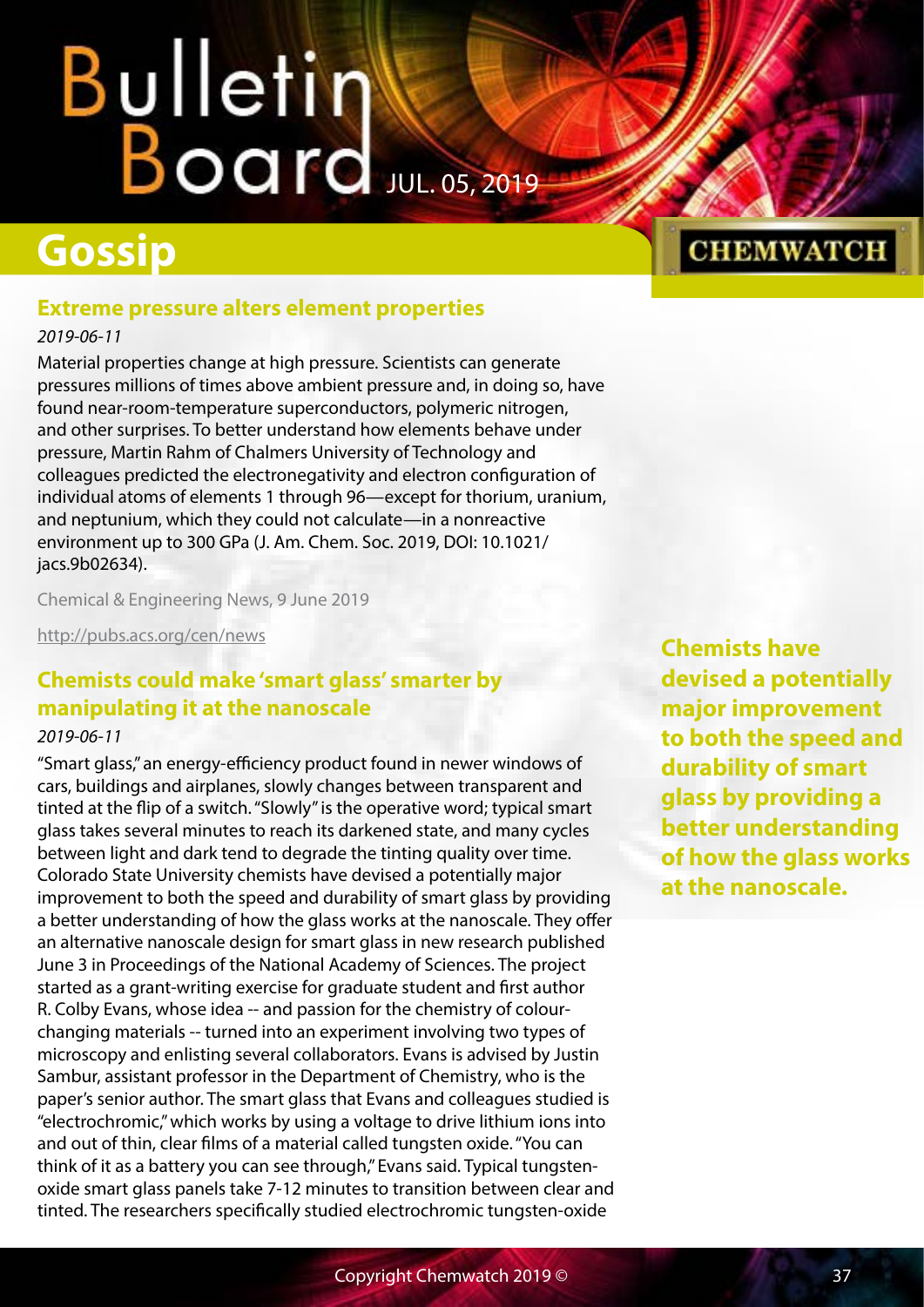# Gossip

## Extreme pressure alters element properties

*2019-06-11*

Material properties change at high pressure. Scientists can generate pressures millions of times above ambient pressure and, in doing so, have found near-room-temperature superconductors, polymeric nitrogen, and other surprises. To better understand how elements behave under pressure, Martin Rahm of Chalmers University of Technology and colleagues predicted the electronegativity and electron configuration of individual atoms of elements 1 through 96—except for thorium, uranium, and neptunium, which they could not calculate—in a nonreactive environment up to 300 GPa (J. Am. Chem. Soc. 2019, DOI: 10.1021/jacs.9b02634).

Chemical & Engineering News, 9 June 2019

http://pubs.acs.org/cen/news

## Chemists could make 'smart glass' smarter by manipulating it at the nanoscale

*2019-06-11*

"Smart glass," an energy-efficiency product found in newer windows of cars, buildings and airplanes, slowly changes between transparent and tinted at the flip of a switch. "Slowly" is the operative word; typical smart glass takes several minutes to reach its darkened state, and many cycles between light and dark tend to degrade the tinting quality over time. Colorado State University chemists have devised a potentially major improvement to both the speed and durability of smart glass by providing a better understanding of how the glass works at the nanoscale. They offer an alternative nanoscale design for smart glass in new research published June 3 in Proceedings of the National Academy of Sciences. The project started as a grant-writing exercise for graduate student and first author R. Colby Evans, whose idea -- and passion for the chemistry of colour-changing materials -- turned into an experiment involving two types of microscopy and enlisting several collaborators. Evans is advised by Justin Sambur, assistant professor in the Department of Chemistry, who is the paper's senior author. The smart glass that Evans and colleagues studied is "electrochromic," which works by using a voltage to drive lithium ions into and out of thin, clear films of a material called tungsten oxide. "You can think of it as a battery you can see through," Evans said. Typical tungsten-oxide smart glass panels take 7-12 minutes to transition between clear and tinted. The researchers specifically studied electrochromic tungsten-oxide

**Chemists have devised a potentially major improvement to both the speed and durability of smart glass by providing a better understanding of how the glass works at the nanoscale.**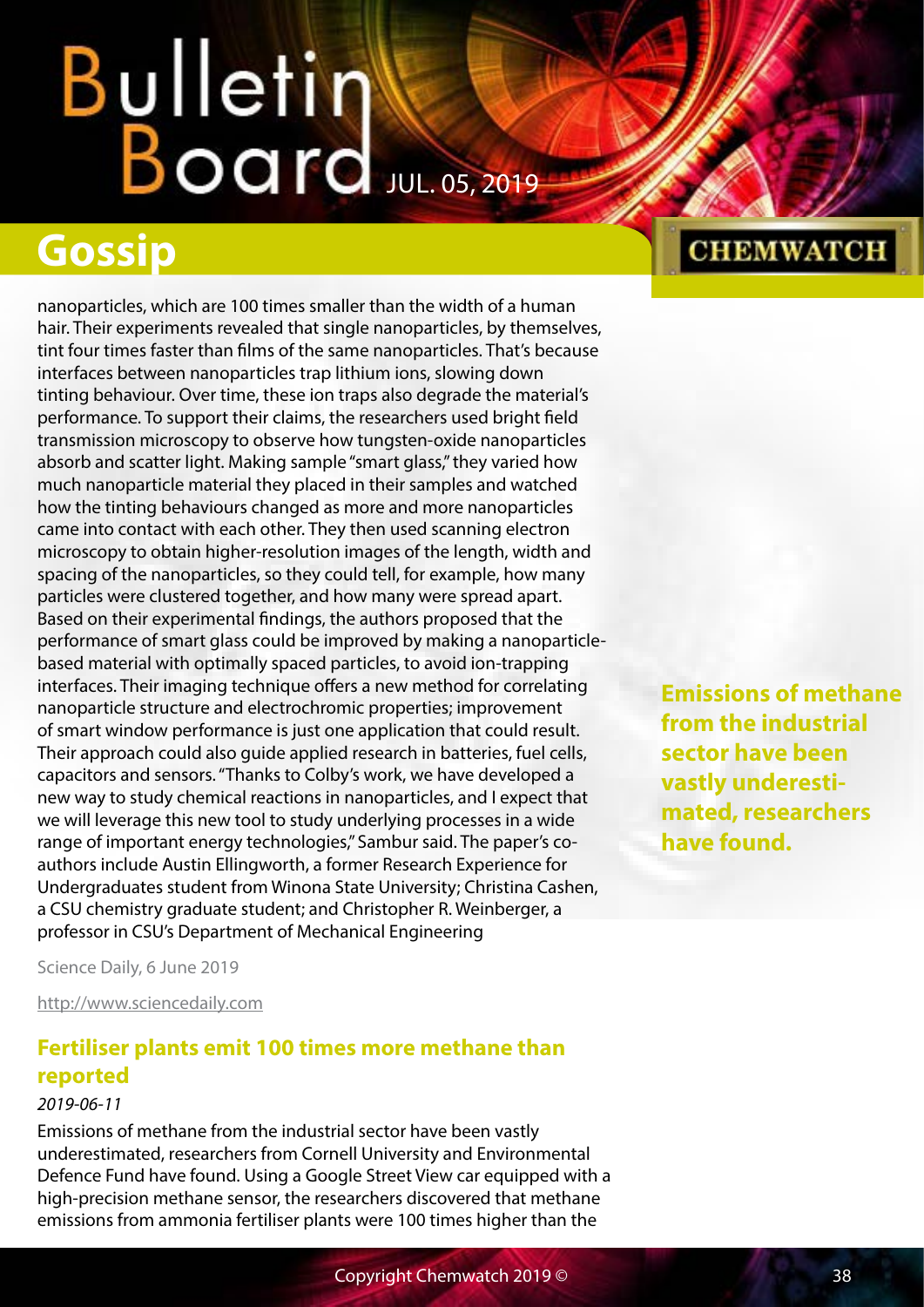nanoparticles, which are 100 times smaller than the width of a human hair. Their experiments revealed that single nanoparticles, by themselves, tint four times faster than films of the same nanoparticles. That's because interfaces between nanoparticles trap lithium ions, slowing down tinting behaviour. Over time, these ion traps also degrade the material's performance. To support their claims, the researchers used bright field transmission microscopy to observe how tungsten-oxide nanoparticles absorb and scatter light. Making sample "smart glass," they varied how much nanoparticle material they placed in their samples and watched how the tinting behaviours changed as more and more nanoparticles came into contact with each other. They then used scanning electron microscopy to obtain higher-resolution images of the length, width and spacing of the nanoparticles, so they could tell, for example, how many particles were clustered together, and how many were spread apart. Based on their experimental findings, the authors proposed that the performance of smart glass could be improved by making a nanoparticle-based material with optimally spaced particles, to avoid ion-trapping interfaces. Their imaging technique offers a new method for correlating nanoparticle structure and electrochromic properties; improvement of smart window performance is just one application that could result. Their approach could also guide applied research in batteries, fuel cells, capacitors and sensors. "Thanks to Colby's work, we have developed a new way to study chemical reactions in nanoparticles, and I expect that we will leverage this new tool to study underlying processes in a wide range of important energy technologies," Sambur said. The paper's co-authors include Austin Ellingworth, a former Research Experience for Undergraduates student from Winona State University; Christina Cashen, a CSU chemistry graduate student; and Christopher R. Weinberger, a professor in CSU's Department of Mechanical Engineering

Science Daily, 6 June 2019

http://www.sciencedaily.com

## Fertiliser plants emit 100 times more methane than reported

*2019-06-11*

Emissions of methane from the industrial sector have been vastly underestimated, researchers from Cornell University and Environmental Defence Fund have found. Using a Google Street View car equipped with a high-precision methane sensor, the researchers discovered that methane emissions from ammonia fertiliser plants were 100 times higher than the

**Emissions of methane from the industrial sector have been vastly underestimated, researchers have found.**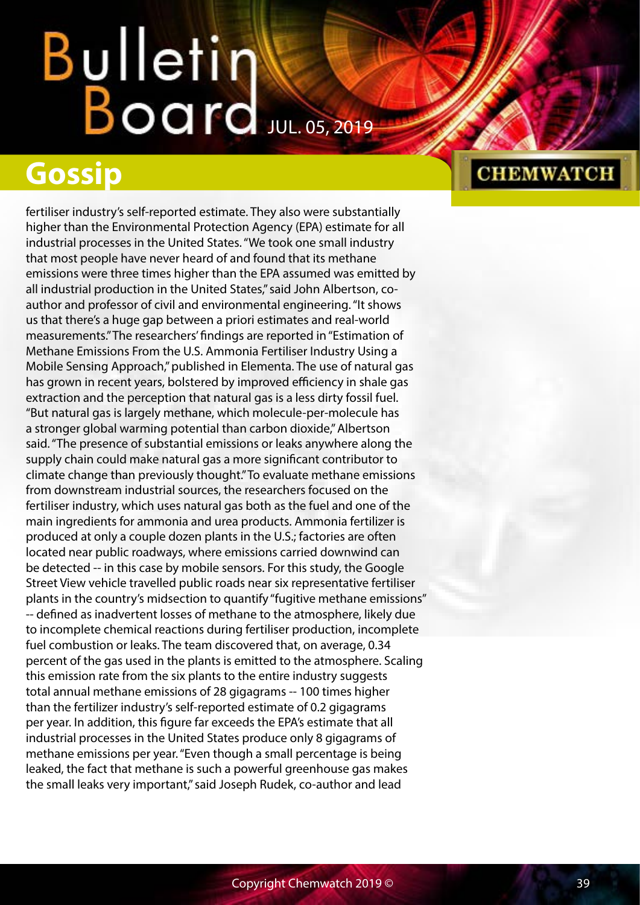fertiliser industry's self-reported estimate. They also were substantially higher than the Environmental Protection Agency (EPA) estimate for all industrial processes in the United States. "We took one small industry that most people have never heard of and found that its methane emissions were three times higher than the EPA assumed was emitted by all industrial production in the United States," said John Albertson, co-author and professor of civil and environmental engineering. "It shows us that there's a huge gap between a priori estimates and real-world measurements." The researchers' findings are reported in "Estimation of Methane Emissions From the U.S. Ammonia Fertiliser Industry Using a Mobile Sensing Approach," published in Elementa. The use of natural gas has grown in recent years, bolstered by improved efficiency in shale gas extraction and the perception that natural gas is a less dirty fossil fuel. "But natural gas is largely methane, which molecule-per-molecule has a stronger global warming potential than carbon dioxide," Albertson said. "The presence of substantial emissions or leaks anywhere along the supply chain could make natural gas a more significant contributor to climate change than previously thought." To evaluate methane emissions from downstream industrial sources, the researchers focused on the fertiliser industry, which uses natural gas both as the fuel and one of the main ingredients for ammonia and urea products. Ammonia fertilizer is produced at only a couple dozen plants in the U.S.; factories are often located near public roadways, where emissions carried downwind can be detected -- in this case by mobile sensors. For this study, the Google Street View vehicle travelled public roads near six representative fertiliser plants in the country's midsection to quantify "fugitive methane emissions" -- defined as inadvertent losses of methane to the atmosphere, likely due to incomplete chemical reactions during fertiliser production, incomplete fuel combustion or leaks. The team discovered that, on average, 0.34 percent of the gas used in the plants is emitted to the atmosphere. Scaling this emission rate from the six plants to the entire industry suggests total annual methane emissions of 28 gigagrams -- 100 times higher than the fertilizer industry's self-reported estimate of 0.2 gigagrams per year. In addition, this figure far exceeds the EPA's estimate that all industrial processes in the United States produce only 8 gigagrams of methane emissions per year. "Even though a small percentage is being leaked, the fact that methane is such a powerful greenhouse gas makes the small leaks very important," said Joseph Rudek, co-author and lead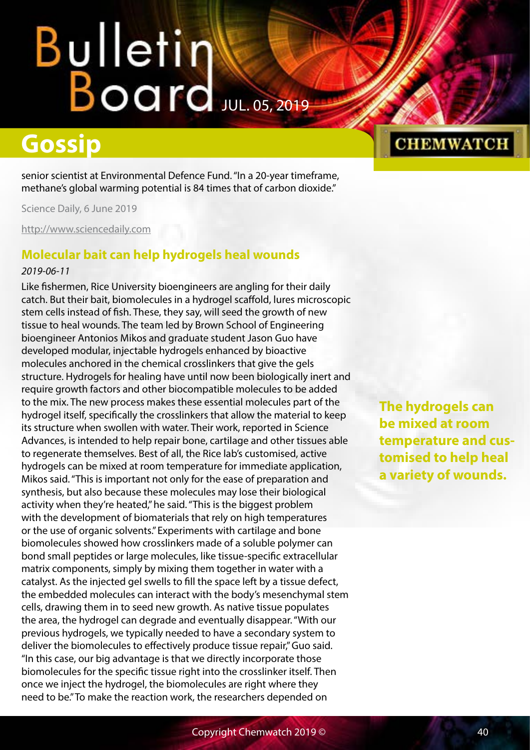senior scientist at Environmental Defence Fund. "In a 20-year timeframe, methane's global warming potential is 84 times that of carbon dioxide."

Science Daily, 6 June 2019

http://www.sciencedaily.com

## Molecular bait can help hydrogels heal wounds

*2019-06-11*

Like fishermen, Rice University bioengineers are angling for their daily catch. But their bait, biomolecules in a hydrogel scaffold, lures microscopic stem cells instead of fish. These, they say, will seed the growth of new tissue to heal wounds. The team led by Brown School of Engineering bioengineer Antonios Mikos and graduate student Jason Guo have developed modular, injectable hydrogels enhanced by bioactive molecules anchored in the chemical crosslinkers that give the gels structure. Hydrogels for healing have until now been biologically inert and require growth factors and other biocompatible molecules to be added to the mix. The new process makes these essential molecules part of the hydrogel itself, specifically the crosslinkers that allow the material to keep its structure when swollen with water. Their work, reported in Science Advances, is intended to help repair bone, cartilage and other tissues able to regenerate themselves. Best of all, the Rice lab's customised, active hydrogels can be mixed at room temperature for immediate application, Mikos said. "This is important not only for the ease of preparation and synthesis, but also because these molecules may lose their biological activity when they're heated," he said. "This is the biggest problem with the development of biomaterials that rely on high temperatures or the use of organic solvents." Experiments with cartilage and bone biomolecules showed how crosslinkers made of a soluble polymer can bond small peptides or large molecules, like tissue-specific extracellular matrix components, simply by mixing them together in water with a catalyst. As the injected gel swells to fill the space left by a tissue defect, the embedded molecules can interact with the body's mesenchymal stem cells, drawing them in to seed new growth. As native tissue populates the area, the hydrogel can degrade and eventually disappear. "With our previous hydrogels, we typically needed to have a secondary system to deliver the biomolecules to effectively produce tissue repair," Guo said. "In this case, our big advantage is that we directly incorporate those biomolecules for the specific tissue right into the crosslinker itself. Then once we inject the hydrogel, the biomolecules are right where they need to be." To make the reaction work, the researchers depended on

**The hydrogels can be mixed at room temperature and customised to help heal a variety of wounds.**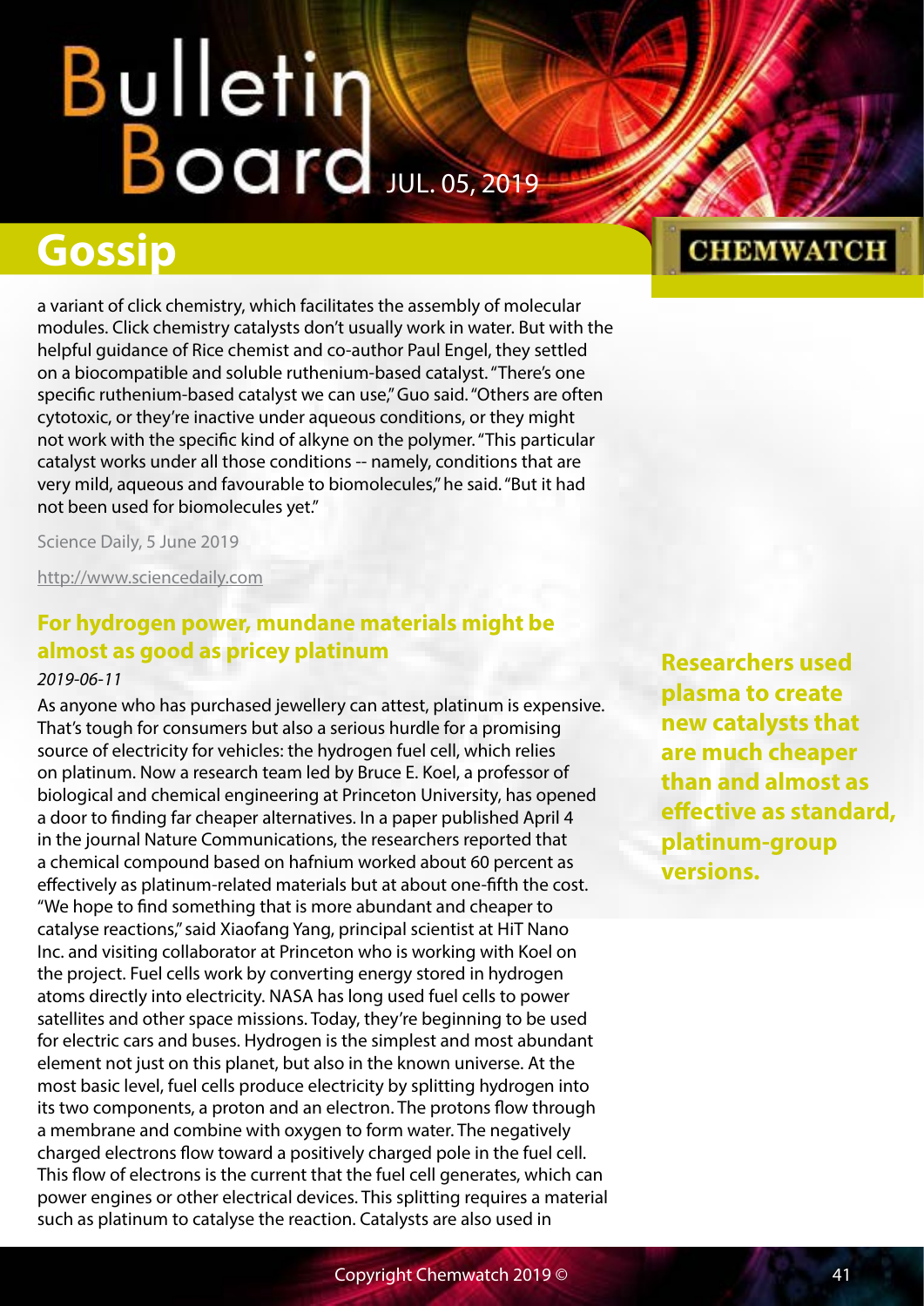a variant of click chemistry, which facilitates the assembly of molecular modules. Click chemistry catalysts don't usually work in water. But with the helpful guidance of Rice chemist and co-author Paul Engel, they settled on a biocompatible and soluble ruthenium-based catalyst. "There's one specific ruthenium-based catalyst we can use," Guo said. "Others are often cytotoxic, or they're inactive under aqueous conditions, or they might not work with the specific kind of alkyne on the polymer. "This particular catalyst works under all those conditions -- namely, conditions that are very mild, aqueous and favourable to biomolecules," he said. "But it had not been used for biomolecules yet."

Science Daily, 5 June 2019

http://www.sciencedaily.com

## For hydrogen power, mundane materials might be almost as good as pricey platinum

*2019-06-11*

**Researchers used plasma to create new catalysts that are much cheaper than and almost as effective as standard, platinum-group versions.**

As anyone who has purchased jewellery can attest, platinum is expensive. That's tough for consumers but also a serious hurdle for a promising source of electricity for vehicles: the hydrogen fuel cell, which relies on platinum. Now a research team led by Bruce E. Koel, a professor of biological and chemical engineering at Princeton University, has opened a door to finding far cheaper alternatives. In a paper published April 4 in the journal Nature Communications, the researchers reported that a chemical compound based on hafnium worked about 60 percent as effectively as platinum-related materials but at about one-fifth the cost. "We hope to find something that is more abundant and cheaper to catalyse reactions," said Xiaofang Yang, principal scientist at HiT Nano Inc. and visiting collaborator at Princeton who is working with Koel on the project. Fuel cells work by converting energy stored in hydrogen atoms directly into electricity. NASA has long used fuel cells to power satellites and other space missions. Today, they're beginning to be used for electric cars and buses. Hydrogen is the simplest and most abundant element not just on this planet, but also in the known universe. At the most basic level, fuel cells produce electricity by splitting hydrogen into its two components, a proton and an electron. The protons flow through a membrane and combine with oxygen to form water. The negatively charged electrons flow toward a positively charged pole in the fuel cell. This flow of electrons is the current that the fuel cell generates, which can power engines or other electrical devices. This splitting requires a material such as platinum to catalyse the reaction. Catalysts are also used in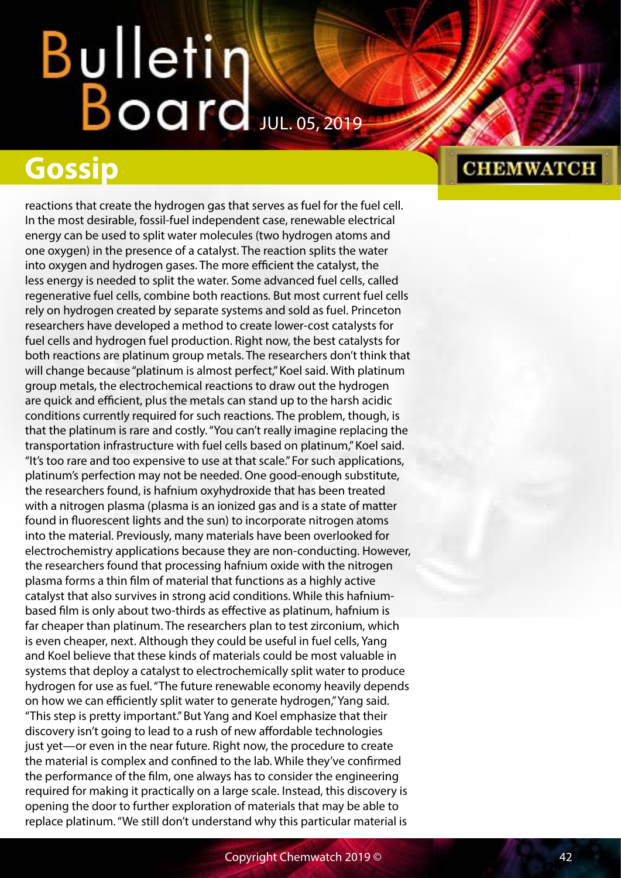## Gossip

reactions that create the hydrogen gas that serves as fuel for the fuel cell. In the most desirable, fossil-fuel independent case, renewable electrical energy can be used to split water molecules (two hydrogen atoms and one oxygen) in the presence of a catalyst. The reaction splits the water into oxygen and hydrogen gases. The more efficient the catalyst, the less energy is needed to split the water. Some advanced fuel cells, called regenerative fuel cells, combine both reactions. But most current fuel cells rely on hydrogen created by separate systems and sold as fuel. Princeton researchers have developed a method to create lower-cost catalysts for fuel cells and hydrogen fuel production. Right now, the best catalysts for both reactions are platinum group metals. The researchers don't think that will change because "platinum is almost perfect," Koel said. With platinum group metals, the electrochemical reactions to draw out the hydrogen are quick and efficient, plus the metals can stand up to the harsh acidic conditions currently required for such reactions. The problem, though, is that the platinum is rare and costly. "You can't really imagine replacing the transportation infrastructure with fuel cells based on platinum," Koel said. "It's too rare and too expensive to use at that scale." For such applications, platinum's perfection may not be needed. One good-enough substitute, the researchers found, is hafnium oxyhydroxide that has been treated with a nitrogen plasma (plasma is an ionized gas and is a state of matter found in fluorescent lights and the sun) to incorporate nitrogen atoms into the material. Previously, many materials have been overlooked for electrochemistry applications because they are non-conducting. However, the researchers found that processing hafnium oxide with the nitrogen plasma forms a thin film of material that functions as a highly active catalyst that also survives in strong acid conditions. While this hafnium-based film is only about two-thirds as effective as platinum, hafnium is far cheaper than platinum. The researchers plan to test zirconium, which is even cheaper, next. Although they could be useful in fuel cells, Yang and Koel believe that these kinds of materials could be most valuable in systems that deploy a catalyst to electrochemically split water to produce hydrogen for use as fuel. "The future renewable economy heavily depends on how we can efficiently split water to generate hydrogen," Yang said. "This step is pretty important." But Yang and Koel emphasize that their discovery isn't going to lead to a rush of new affordable technologies just yet—or even in the near future. Right now, the procedure to create the material is complex and confined to the lab. While they've confirmed the performance of the film, one always has to consider the engineering required for making it practically on a large scale. Instead, this discovery is opening the door to further exploration of materials that may be able to replace platinum. "We still don't understand why this particular material is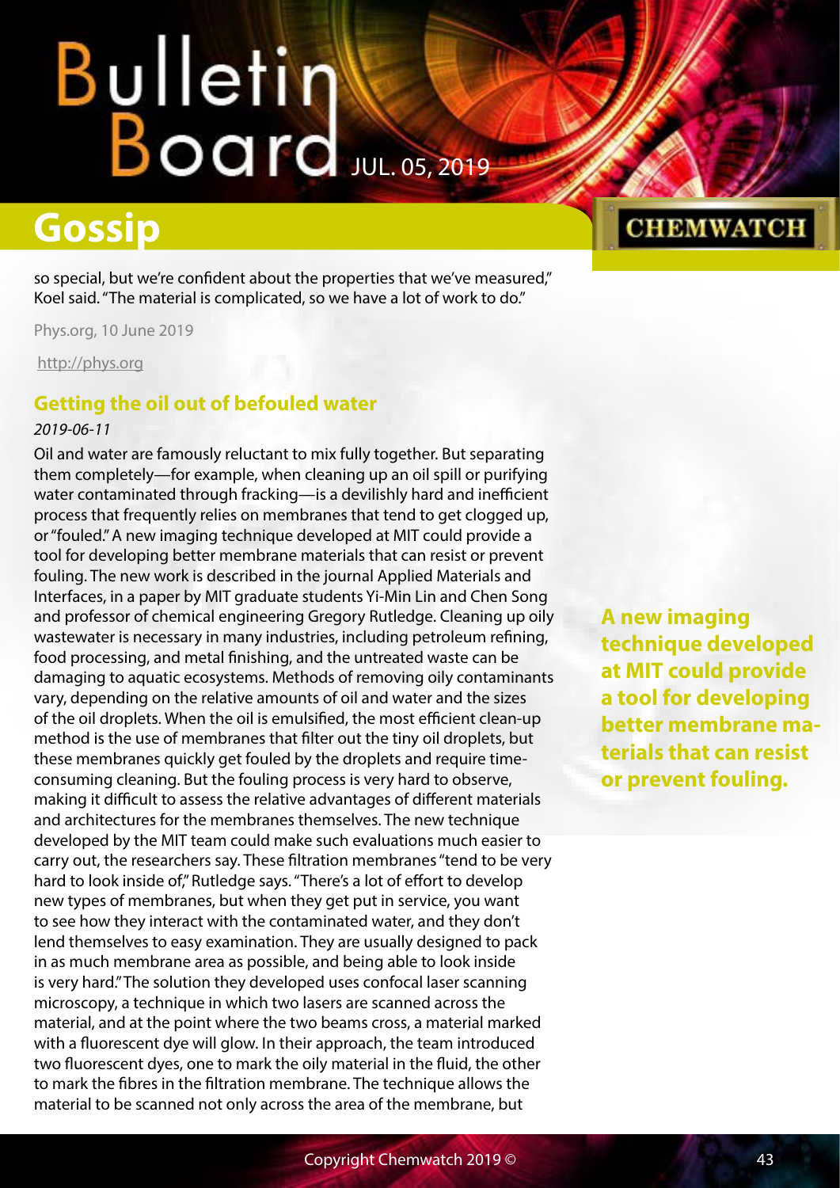so special, but we're confident about the properties that we've measured," Koel said. "The material is complicated, so we have a lot of work to do."

Phys.org, 10 June 2019

http://phys.org

## Getting the oil out of befouled water

*2019-06-11*

Oil and water are famously reluctant to mix fully together. But separating them completely—for example, when cleaning up an oil spill or purifying water contaminated through fracking—is a devilishly hard and inefficient process that frequently relies on membranes that tend to get clogged up, or "fouled." A new imaging technique developed at MIT could provide a tool for developing better membrane materials that can resist or prevent fouling. The new work is described in the journal Applied Materials and Interfaces, in a paper by MIT graduate students Yi-Min Lin and Chen Song and professor of chemical engineering Gregory Rutledge. Cleaning up oily wastewater is necessary in many industries, including petroleum refining, food processing, and metal finishing, and the untreated waste can be damaging to aquatic ecosystems. Methods of removing oily contaminants vary, depending on the relative amounts of oil and water and the sizes of the oil droplets. When the oil is emulsified, the most efficient clean-up method is the use of membranes that filter out the tiny oil droplets, but these membranes quickly get fouled by the droplets and require time-consuming cleaning. But the fouling process is very hard to observe, making it difficult to assess the relative advantages of different materials and architectures for the membranes themselves. The new technique developed by the MIT team could make such evaluations much easier to carry out, the researchers say. These filtration membranes "tend to be very hard to look inside of," Rutledge says. "There's a lot of effort to develop new types of membranes, but when they get put in service, you want to see how they interact with the contaminated water, and they don't lend themselves to easy examination. They are usually designed to pack in as much membrane area as possible, and being able to look inside is very hard." The solution they developed uses confocal laser scanning microscopy, a technique in which two lasers are scanned across the material, and at the point where the two beams cross, a material marked with a fluorescent dye will glow. In their approach, the team introduced two fluorescent dyes, one to mark the oily material in the fluid, the other to mark the fibres in the filtration membrane. The technique allows the material to be scanned not only across the area of the membrane, but

**A new imaging technique developed at MIT could provide a tool for developing better membrane materials that can resist or prevent fouling.**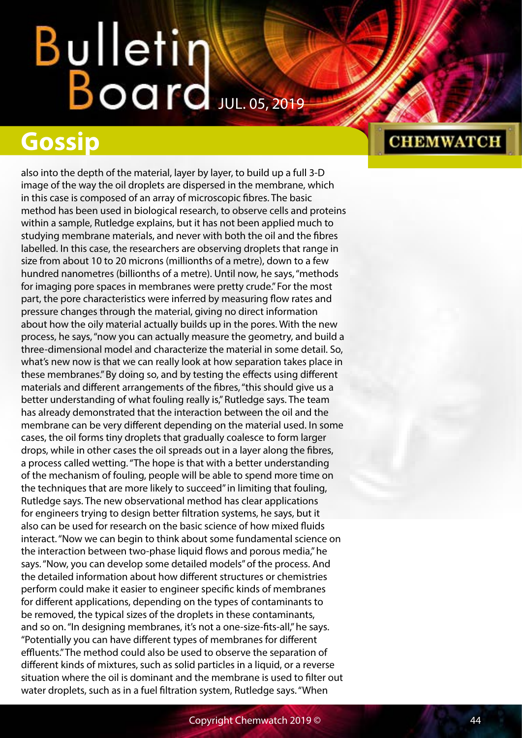also into the depth of the material, layer by layer, to build up a full 3-D image of the way the oil droplets are dispersed in the membrane, which in this case is composed of an array of microscopic fibres. The basic method has been used in biological research, to observe cells and proteins within a sample, Rutledge explains, but it has not been applied much to studying membrane materials, and never with both the oil and the fibres labelled. In this case, the researchers are observing droplets that range in size from about 10 to 20 microns (millionths of a metre), down to a few hundred nanometres (billionths of a metre). Until now, he says, "methods for imaging pore spaces in membranes were pretty crude." For the most part, the pore characteristics were inferred by measuring flow rates and pressure changes through the material, giving no direct information about how the oily material actually builds up in the pores. With the new process, he says, "now you can actually measure the geometry, and build a three-dimensional model and characterize the material in some detail. So, what's new now is that we can really look at how separation takes place in these membranes." By doing so, and by testing the effects using different materials and different arrangements of the fibres, "this should give us a better understanding of what fouling really is," Rutledge says. The team has already demonstrated that the interaction between the oil and the membrane can be very different depending on the material used. In some cases, the oil forms tiny droplets that gradually coalesce to form larger drops, while in other cases the oil spreads out in a layer along the fibres, a process called wetting. "The hope is that with a better understanding of the mechanism of fouling, people will be able to spend more time on the techniques that are more likely to succeed" in limiting that fouling, Rutledge says. The new observational method has clear applications for engineers trying to design better filtration systems, he says, but it also can be used for research on the basic science of how mixed fluids interact. "Now we can begin to think about some fundamental science on the interaction between two-phase liquid flows and porous media," he says. "Now, you can develop some detailed models" of the process. And the detailed information about how different structures or chemistries perform could make it easier to engineer specific kinds of membranes for different applications, depending on the types of contaminants to be removed, the typical sizes of the droplets in these contaminants, and so on. "In designing membranes, it's not a one-size-fits-all," he says. "Potentially you can have different types of membranes for different effluents." The method could also be used to observe the separation of different kinds of mixtures, such as solid particles in a liquid, or a reverse situation where the oil is dominant and the membrane is used to filter out water droplets, such as in a fuel filtration system, Rutledge says. "When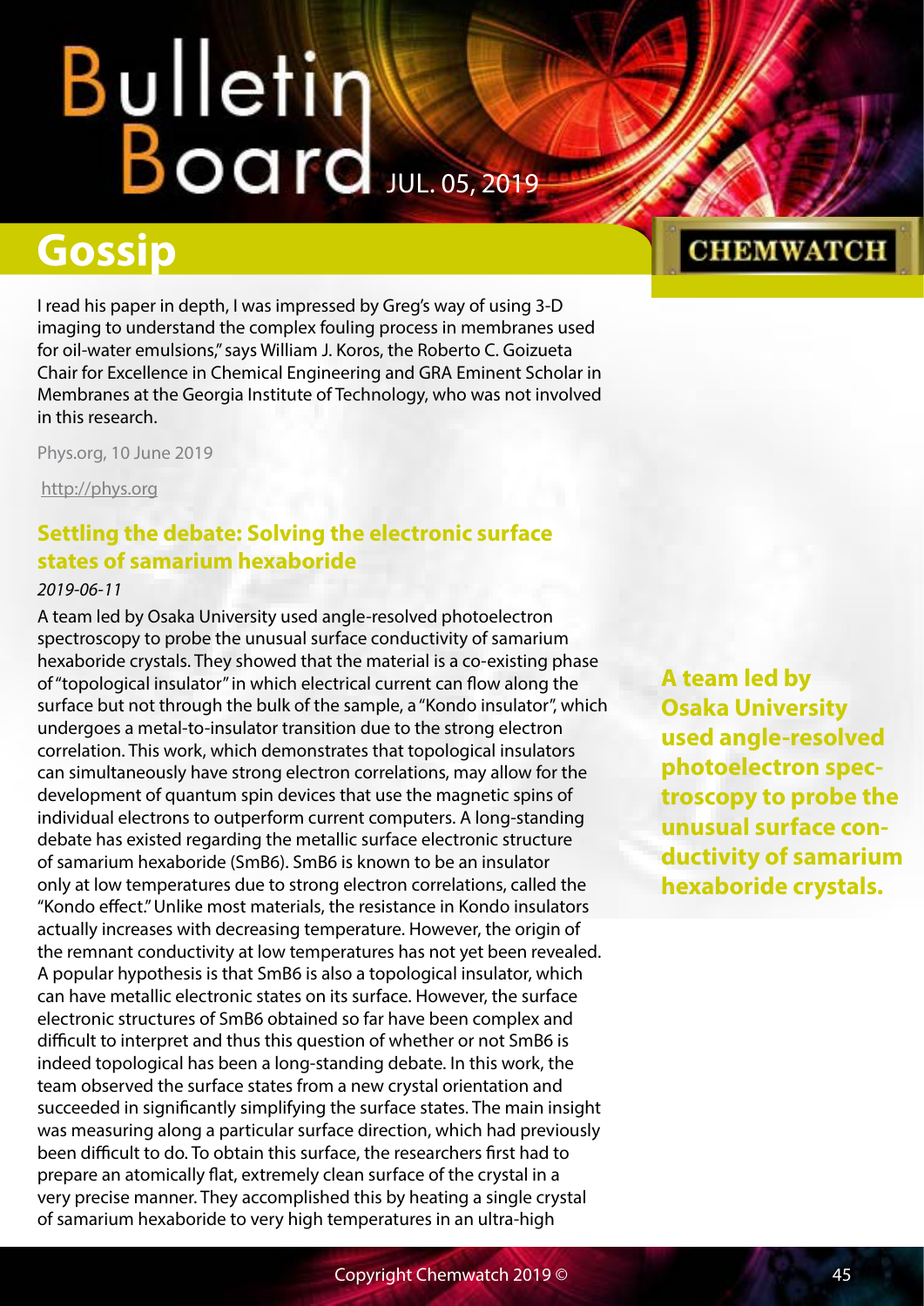I read his paper in depth, I was impressed by Greg's way of using 3-D imaging to understand the complex fouling process in membranes used for oil-water emulsions," says William J. Koros, the Roberto C. Goizueta Chair for Excellence in Chemical Engineering and GRA Eminent Scholar in Membranes at the Georgia Institute of Technology, who was not involved in this research.

Phys.org, 10 June 2019

http://phys.org

## Settling the debate: Solving the electronic surface states of samarium hexaboride

*2019-06-11*

A team led by Osaka University used angle-resolved photoelectron spectroscopy to probe the unusual surface conductivity of samarium hexaboride crystals. They showed that the material is a co-existing phase of "topological insulator" in which electrical current can flow along the surface but not through the bulk of the sample, a "Kondo insulator", which undergoes a metal-to-insulator transition due to the strong electron correlation. This work, which demonstrates that topological insulators can simultaneously have strong electron correlations, may allow for the development of quantum spin devices that use the magnetic spins of individual electrons to outperform current computers. A long-standing debate has existed regarding the metallic surface electronic structure of samarium hexaboride (SmB6). SmB6 is known to be an insulator only at low temperatures due to strong electron correlations, called the "Kondo effect." Unlike most materials, the resistance in Kondo insulators actually increases with decreasing temperature. However, the origin of the remnant conductivity at low temperatures has not yet been revealed. A popular hypothesis is that SmB6 is also a topological insulator, which can have metallic electronic states on its surface. However, the surface electronic structures of SmB6 obtained so far have been complex and difficult to interpret and thus this question of whether or not SmB6 is indeed topological has been a long-standing debate. In this work, the team observed the surface states from a new crystal orientation and succeeded in significantly simplifying the surface states. The main insight was measuring along a particular surface direction, which had previously been difficult to do. To obtain this surface, the researchers first had to prepare an atomically flat, extremely clean surface of the crystal in a very precise manner. They accomplished this by heating a single crystal of samarium hexaboride to very high temperatures in an ultra-high

**A team led by Osaka University used angle-resolved photoelectron spectroscopy to probe the unusual surface conductivity of samarium hexaboride crystals.**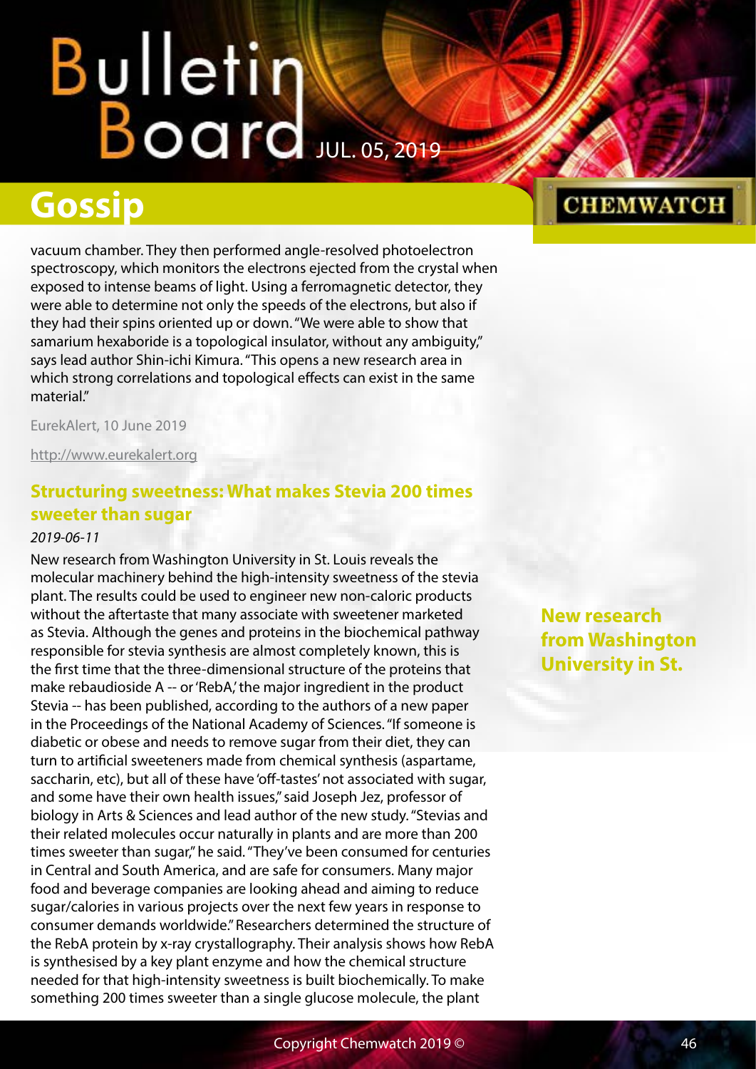vacuum chamber. They then performed angle-resolved photoelectron spectroscopy, which monitors the electrons ejected from the crystal when exposed to intense beams of light. Using a ferromagnetic detector, they were able to determine not only the speeds of the electrons, but also if they had their spins oriented up or down. "We were able to show that samarium hexaboride is a topological insulator, without any ambiguity," says lead author Shin-ichi Kimura. "This opens a new research area in which strong correlations and topological effects can exist in the same material."

EurekAlert, 10 June 2019

http://www.eurekalert.org

## Structuring sweetness: What makes Stevia 200 times sweeter than sugar

*2019-06-11*

New research from Washington University in St. Louis reveals the molecular machinery behind the high-intensity sweetness of the stevia plant. The results could be used to engineer new non-caloric products without the aftertaste that many associate with sweetener marketed as Stevia. Although the genes and proteins in the biochemical pathway responsible for stevia synthesis are almost completely known, this is the first time that the three-dimensional structure of the proteins that make rebaudioside A -- or 'RebA,' the major ingredient in the product Stevia -- has been published, according to the authors of a new paper in the Proceedings of the National Academy of Sciences. "If someone is diabetic or obese and needs to remove sugar from their diet, they can turn to artificial sweeteners made from chemical synthesis (aspartame, saccharin, etc), but all of these have 'off-tastes' not associated with sugar, and some have their own health issues," said Joseph Jez, professor of biology in Arts & Sciences and lead author of the new study. "Stevias and their related molecules occur naturally in plants and are more than 200 times sweeter than sugar," he said. "They've been consumed for centuries in Central and South America, and are safe for consumers. Many major food and beverage companies are looking ahead and aiming to reduce sugar/calories in various projects over the next few years in response to consumer demands worldwide." Researchers determined the structure of the RebA protein by x-ray crystallography. Their analysis shows how RebA is synthesised by a key plant enzyme and how the chemical structure needed for that high-intensity sweetness is built biochemically. To make something 200 times sweeter than a single glucose molecule, the plant

**New research from Washington University in St.**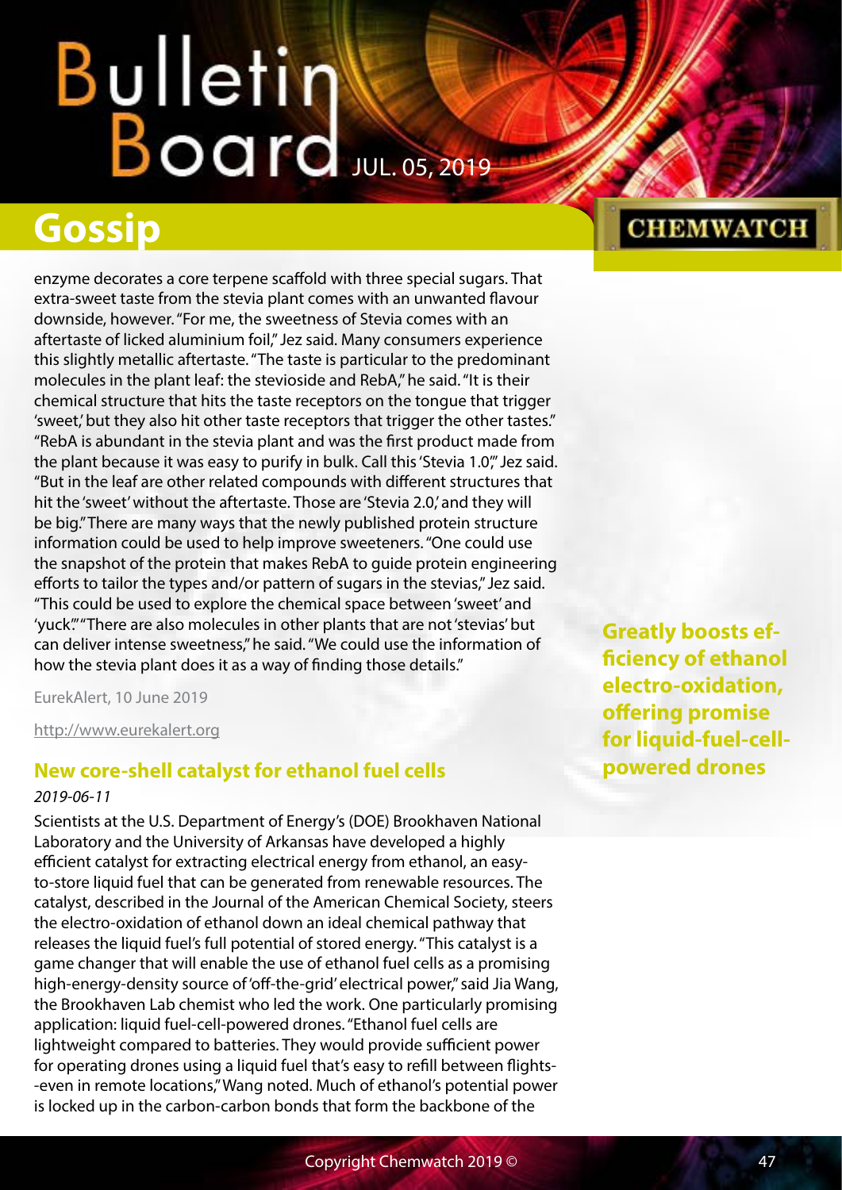enzyme decorates a core terpene scaffold with three special sugars. That extra-sweet taste from the stevia plant comes with an unwanted flavour downside, however. "For me, the sweetness of Stevia comes with an aftertaste of licked aluminium foil," Jez said. Many consumers experience this slightly metallic aftertaste. "The taste is particular to the predominant molecules in the plant leaf: the stevioside and RebA," he said. "It is their chemical structure that hits the taste receptors on the tongue that trigger 'sweet,' but they also hit other taste receptors that trigger the other tastes." "RebA is abundant in the stevia plant and was the first product made from the plant because it was easy to purify in bulk. Call this 'Stevia 1.0'," Jez said. "But in the leaf are other related compounds with different structures that hit the 'sweet' without the aftertaste. Those are 'Stevia 2.0,' and they will be big." There are many ways that the newly published protein structure information could be used to help improve sweeteners. "One could use the snapshot of the protein that makes RebA to guide protein engineering efforts to tailor the types and/or pattern of sugars in the stevias," Jez said. "This could be used to explore the chemical space between 'sweet' and 'yuck'." "There are also molecules in other plants that are not 'stevias' but can deliver intense sweetness," he said. "We could use the information of how the stevia plant does it as a way of finding those details."

EurekAlert, 10 June 2019

http://www.eurekalert.org

## New core-shell catalyst for ethanol fuel cells

*2019-06-11*

Scientists at the U.S. Department of Energy's (DOE) Brookhaven National Laboratory and the University of Arkansas have developed a highly efficient catalyst for extracting electrical energy from ethanol, an easy-to-store liquid fuel that can be generated from renewable resources. The catalyst, described in the Journal of the American Chemical Society, steers the electro-oxidation of ethanol down an ideal chemical pathway that releases the liquid fuel's full potential of stored energy. "This catalyst is a game changer that will enable the use of ethanol fuel cells as a promising high-energy-density source of 'off-the-grid' electrical power," said Jia Wang, the Brookhaven Lab chemist who led the work. One particularly promising application: liquid fuel-cell-powered drones. "Ethanol fuel cells are lightweight compared to batteries. They would provide sufficient power for operating drones using a liquid fuel that's easy to refill between flights--even in remote locations," Wang noted. Much of ethanol's potential power is locked up in the carbon-carbon bonds that form the backbone of the

**Greatly boosts efficiency of ethanol electro-oxidation, offering promise for liquid-fuel-cell-powered drones**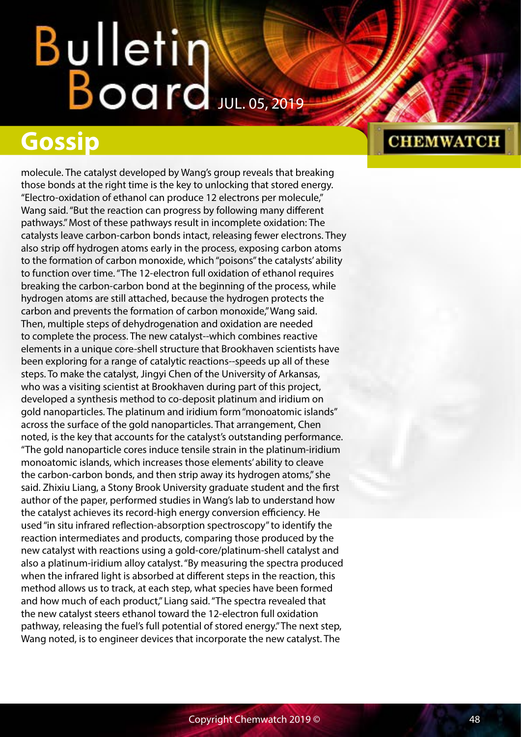## Gossip

molecule. The catalyst developed by Wang's group reveals that breaking those bonds at the right time is the key to unlocking that stored energy. "Electro-oxidation of ethanol can produce 12 electrons per molecule," Wang said. "But the reaction can progress by following many different pathways." Most of these pathways result in incomplete oxidation: The catalysts leave carbon-carbon bonds intact, releasing fewer electrons. They also strip off hydrogen atoms early in the process, exposing carbon atoms to the formation of carbon monoxide, which "poisons" the catalysts' ability to function over time. "The 12-electron full oxidation of ethanol requires breaking the carbon-carbon bond at the beginning of the process, while hydrogen atoms are still attached, because the hydrogen protects the carbon and prevents the formation of carbon monoxide," Wang said. Then, multiple steps of dehydrogenation and oxidation are needed to complete the process. The new catalyst--which combines reactive elements in a unique core-shell structure that Brookhaven scientists have been exploring for a range of catalytic reactions--speeds up all of these steps. To make the catalyst, Jingyi Chen of the University of Arkansas, who was a visiting scientist at Brookhaven during part of this project, developed a synthesis method to co-deposit platinum and iridium on gold nanoparticles. The platinum and iridium form "monoatomic islands" across the surface of the gold nanoparticles. That arrangement, Chen noted, is the key that accounts for the catalyst's outstanding performance. "The gold nanoparticle cores induce tensile strain in the platinum-iridium monoatomic islands, which increases those elements' ability to cleave the carbon-carbon bonds, and then strip away its hydrogen atoms," she said. Zhixiu Liang, a Stony Brook University graduate student and the first author of the paper, performed studies in Wang's lab to understand how the catalyst achieves its record-high energy conversion efficiency. He used "in situ infrared reflection-absorption spectroscopy" to identify the reaction intermediates and products, comparing those produced by the new catalyst with reactions using a gold-core/platinum-shell catalyst and also a platinum-iridium alloy catalyst. "By measuring the spectra produced when the infrared light is absorbed at different steps in the reaction, this method allows us to track, at each step, what species have been formed and how much of each product," Liang said. "The spectra revealed that the new catalyst steers ethanol toward the 12-electron full oxidation pathway, releasing the fuel's full potential of stored energy." The next step, Wang noted, is to engineer devices that incorporate the new catalyst. The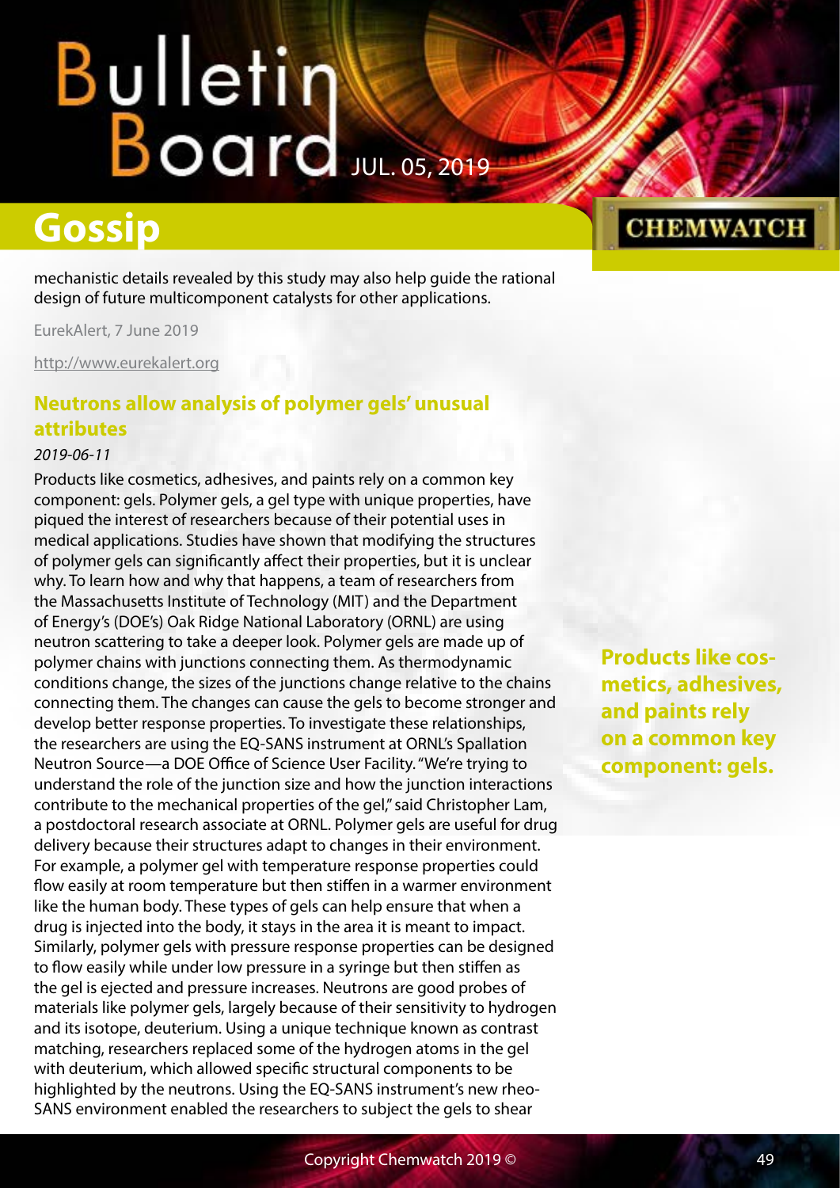mechanistic details revealed by this study may also help guide the rational design of future multicomponent catalysts for other applications.

EurekAlert, 7 June 2019

http://www.eurekalert.org

## Neutrons allow analysis of polymer gels' unusual attributes

*2019-06-11*

Products like cosmetics, adhesives, and paints rely on a common key component: gels. Polymer gels, a gel type with unique properties, have piqued the interest of researchers because of their potential uses in medical applications. Studies have shown that modifying the structures of polymer gels can significantly affect their properties, but it is unclear why. To learn how and why that happens, a team of researchers from the Massachusetts Institute of Technology (MIT) and the Department of Energy's (DOE's) Oak Ridge National Laboratory (ORNL) are using neutron scattering to take a deeper look. Polymer gels are made up of polymer chains with junctions connecting them. As thermodynamic conditions change, the sizes of the junctions change relative to the chains connecting them. The changes can cause the gels to become stronger and develop better response properties. To investigate these relationships, the researchers are using the EQ-SANS instrument at ORNL's Spallation Neutron Source—a DOE Office of Science User Facility. "We're trying to understand the role of the junction size and how the junction interactions contribute to the mechanical properties of the gel," said Christopher Lam, a postdoctoral research associate at ORNL. Polymer gels are useful for drug delivery because their structures adapt to changes in their environment. For example, a polymer gel with temperature response properties could flow easily at room temperature but then stiffen in a warmer environment like the human body. These types of gels can help ensure that when a drug is injected into the body, it stays in the area it is meant to impact. Similarly, polymer gels with pressure response properties can be designed to flow easily while under low pressure in a syringe but then stiffen as the gel is ejected and pressure increases. Neutrons are good probes of materials like polymer gels, largely because of their sensitivity to hydrogen and its isotope, deuterium. Using a unique technique known as contrast matching, researchers replaced some of the hydrogen atoms in the gel with deuterium, which allowed specific structural components to be highlighted by the neutrons. Using the EQ-SANS instrument's new rheo-SANS environment enabled the researchers to subject the gels to shear

**Products like cosmetics, adhesives, and paints rely on a common key component: gels.**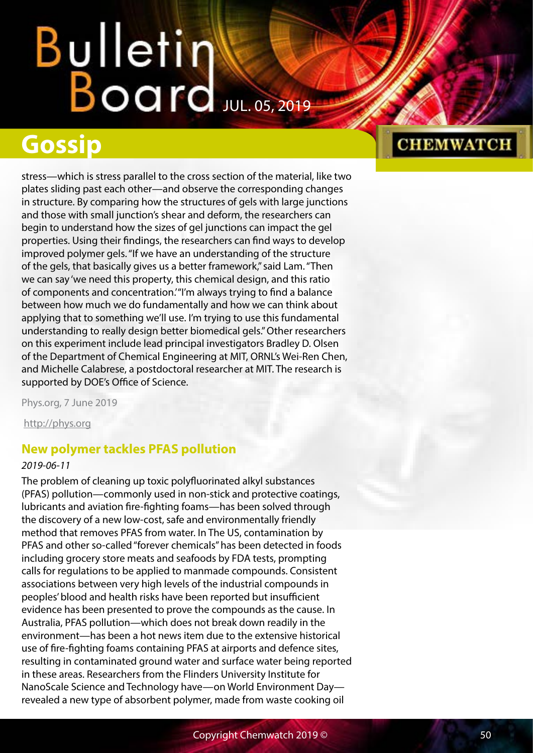stress—which is stress parallel to the cross section of the material, like two plates sliding past each other—and observe the corresponding changes in structure. By comparing how the structures of gels with large junctions and those with small junction's shear and deform, the researchers can begin to understand how the sizes of gel junctions can impact the gel properties. Using their findings, the researchers can find ways to develop improved polymer gels. "If we have an understanding of the structure of the gels, that basically gives us a better framework," said Lam. "Then we can say 'we need this property, this chemical design, and this ratio of components and concentration.' "I'm always trying to find a balance between how much we do fundamentally and how we can think about applying that to something we'll use. I'm trying to use this fundamental understanding to really design better biomedical gels." Other researchers on this experiment include lead principal investigators Bradley D. Olsen of the Department of Chemical Engineering at MIT, ORNL's Wei-Ren Chen, and Michelle Calabrese, a postdoctoral researcher at MIT. The research is supported by DOE's Office of Science.

Phys.org, 7 June 2019

http://phys.org

### New polymer tackles PFAS pollution

*2019-06-11*

The problem of cleaning up toxic polyfluorinated alkyl substances (PFAS) pollution—commonly used in non-stick and protective coatings, lubricants and aviation fire-fighting foams—has been solved through the discovery of a new low-cost, safe and environmentally friendly method that removes PFAS from water. In The US, contamination by PFAS and other so-called "forever chemicals" has been detected in foods including grocery store meats and seafoods by FDA tests, prompting calls for regulations to be applied to manmade compounds. Consistent associations between very high levels of the industrial compounds in peoples' blood and health risks have been reported but insufficient evidence has been presented to prove the compounds as the cause. In Australia, PFAS pollution—which does not break down readily in the environment—has been a hot news item due to the extensive historical use of fire-fighting foams containing PFAS at airports and defence sites, resulting in contaminated ground water and surface water being reported in these areas. Researchers from the Flinders University Institute for NanoScale Science and Technology have—on World Environment Day—revealed a new type of absorbent polymer, made from waste cooking oil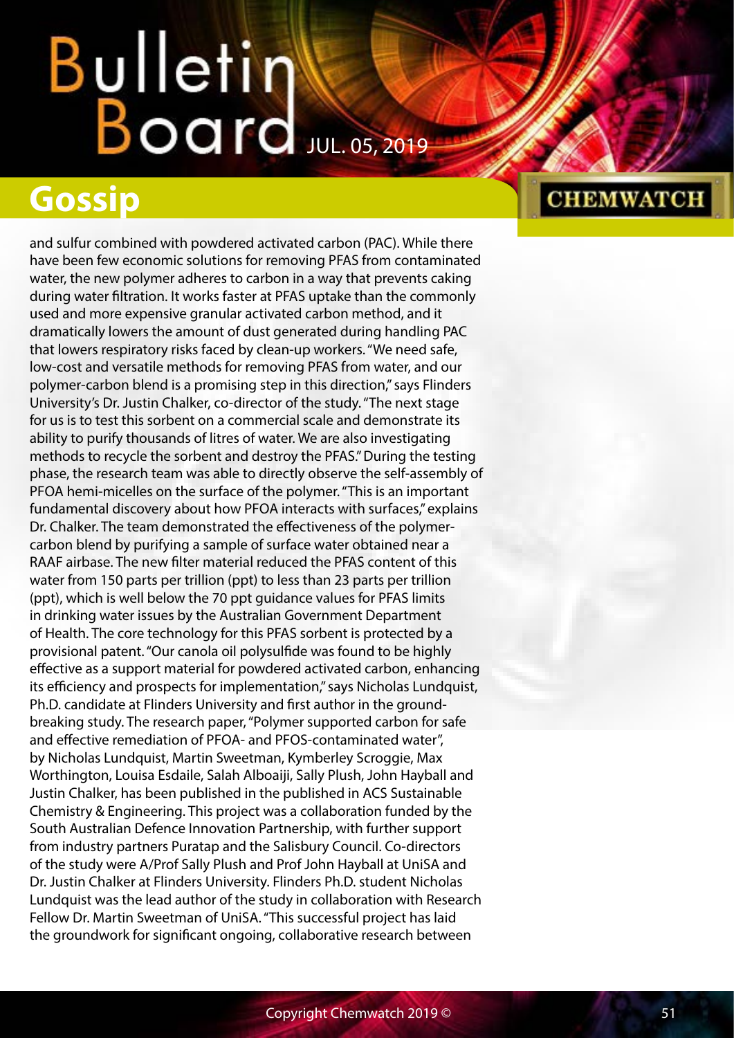and sulfur combined with powdered activated carbon (PAC). While there have been few economic solutions for removing PFAS from contaminated water, the new polymer adheres to carbon in a way that prevents caking during water filtration. It works faster at PFAS uptake than the commonly used and more expensive granular activated carbon method, and it dramatically lowers the amount of dust generated during handling PAC that lowers respiratory risks faced by clean-up workers. "We need safe, low-cost and versatile methods for removing PFAS from water, and our polymer-carbon blend is a promising step in this direction," says Flinders University's Dr. Justin Chalker, co-director of the study. "The next stage for us is to test this sorbent on a commercial scale and demonstrate its ability to purify thousands of litres of water. We are also investigating methods to recycle the sorbent and destroy the PFAS." During the testing phase, the research team was able to directly observe the self-assembly of PFOA hemi-micelles on the surface of the polymer. "This is an important fundamental discovery about how PFOA interacts with surfaces," explains Dr. Chalker. The team demonstrated the effectiveness of the polymer-carbon blend by purifying a sample of surface water obtained near a RAAF airbase. The new filter material reduced the PFAS content of this water from 150 parts per trillion (ppt) to less than 23 parts per trillion (ppt), which is well below the 70 ppt guidance values for PFAS limits in drinking water issues by the Australian Government Department of Health. The core technology for this PFAS sorbent is protected by a provisional patent. "Our canola oil polysulfide was found to be highly effective as a support material for powdered activated carbon, enhancing its efficiency and prospects for implementation," says Nicholas Lundquist, Ph.D. candidate at Flinders University and first author in the ground-breaking study. The research paper, "Polymer supported carbon for safe and effective remediation of PFOA- and PFOS-contaminated water", by Nicholas Lundquist, Martin Sweetman, Kymberley Scroggie, Max Worthington, Louisa Esdaile, Salah Alboaiji, Sally Plush, John Hayball and Justin Chalker, has been published in the published in ACS Sustainable Chemistry & Engineering. This project was a collaboration funded by the South Australian Defence Innovation Partnership, with further support from industry partners Puratap and the Salisbury Council. Co-directors of the study were A/Prof Sally Plush and Prof John Hayball at UniSA and Dr. Justin Chalker at Flinders University. Flinders Ph.D. student Nicholas Lundquist was the lead author of the study in collaboration with Research Fellow Dr. Martin Sweetman of UniSA. "This successful project has laid the groundwork for significant ongoing, collaborative research between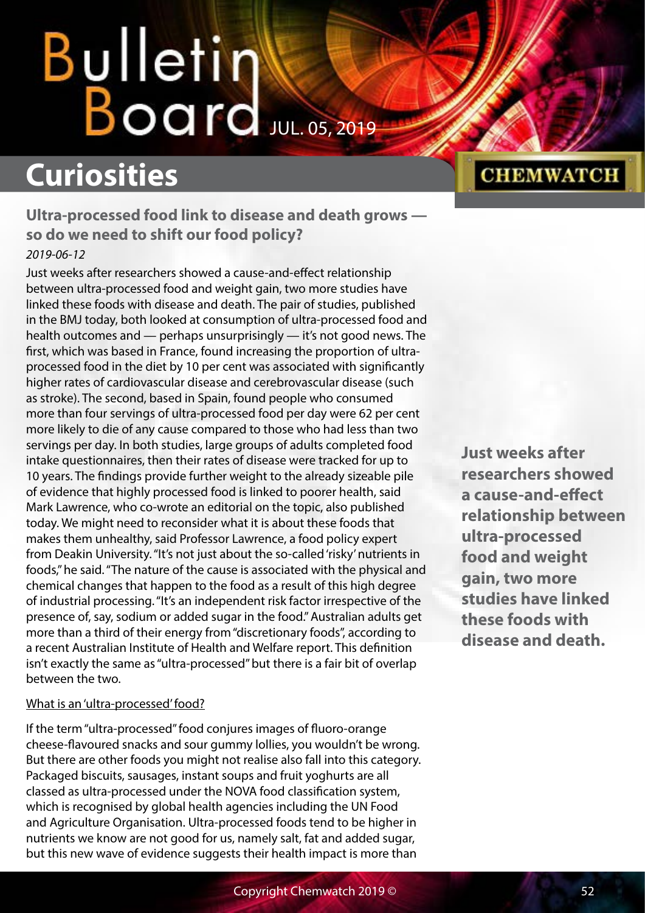## Curiosities

### Ultra-processed food link to disease and death grows — so do we need to shift our food policy?

*2019-06-12*

Just weeks after researchers showed a cause-and-effect relationship between ultra-processed food and weight gain, two more studies have linked these foods with disease and death. The pair of studies, published in the BMJ today, both looked at consumption of ultra-processed food and health outcomes and — perhaps unsurprisingly — it's not good news. The first, which was based in France, found increasing the proportion of ultra-processed food in the diet by 10 per cent was associated with significantly higher rates of cardiovascular disease and cerebrovascular disease (such as stroke). The second, based in Spain, found people who consumed more than four servings of ultra-processed food per day were 62 per cent more likely to die of any cause compared to those who had less than two servings per day. In both studies, large groups of adults completed food intake questionnaires, then their rates of disease were tracked for up to 10 years. The findings provide further weight to the already sizeable pile of evidence that highly processed food is linked to poorer health, said Mark Lawrence, who co-wrote an editorial on the topic, also published today. We might need to reconsider what it is about these foods that makes them unhealthy, said Professor Lawrence, a food policy expert from Deakin University. "It's not just about the so-called 'risky' nutrients in foods," he said. "The nature of the cause is associated with the physical and chemical changes that happen to the food as a result of this high degree of industrial processing. "It's an independent risk factor irrespective of the presence of, say, sodium or added sugar in the food." Australian adults get more than a third of their energy from "discretionary foods", according to a recent Australian Institute of Health and Welfare report. This definition isn't exactly the same as "ultra-processed" but there is a fair bit of overlap between the two.

**Just weeks after researchers showed a cause-and-effect relationship between ultra-processed food and weight gain, two more studies have linked these foods with disease and death.**

What is an 'ultra-processed' food?

If the term "ultra-processed" food conjures images of fluoro-orange cheese-flavoured snacks and sour gummy lollies, you wouldn't be wrong. But there are other foods you might not realise also fall into this category. Packaged biscuits, sausages, instant soups and fruit yoghurts are all classed as ultra-processed under the NOVA food classification system, which is recognised by global health agencies including the UN Food and Agriculture Organisation. Ultra-processed foods tend to be higher in nutrients we know are not good for us, namely salt, fat and added sugar, but this new wave of evidence suggests their health impact is more than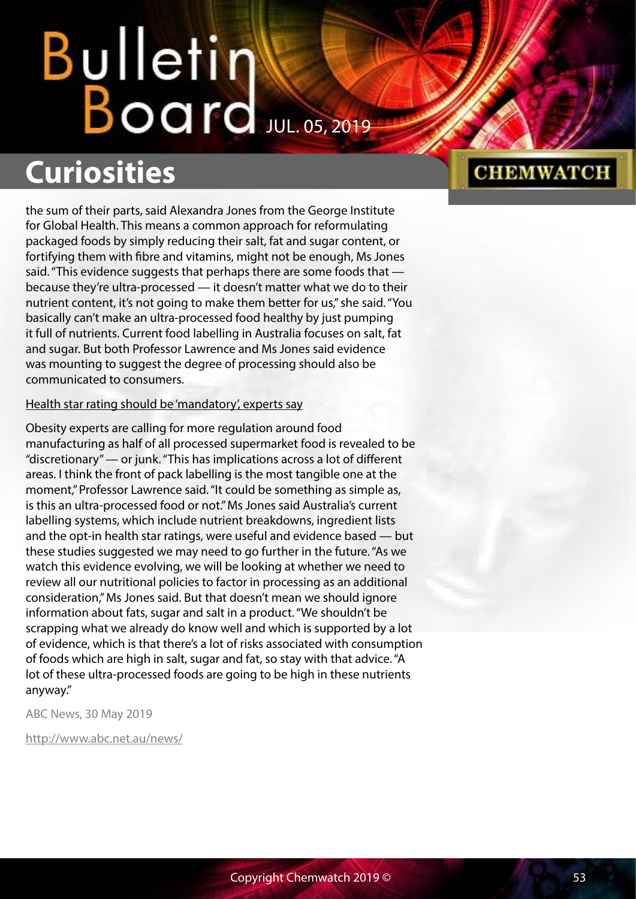the sum of their parts, said Alexandra Jones from the George Institute for Global Health. This means a common approach for reformulating packaged foods by simply reducing their salt, fat and sugar content, or fortifying them with fibre and vitamins, might not be enough, Ms Jones said. "This evidence suggests that perhaps there are some foods that — because they're ultra-processed — it doesn't matter what we do to their nutrient content, it's not going to make them better for us," she said. "You basically can't make an ultra-processed food healthy by just pumping it full of nutrients. Current food labelling in Australia focuses on salt, fat and sugar. But both Professor Lawrence and Ms Jones said evidence was mounting to suggest the degree of processing should also be communicated to consumers.

Health star rating should be 'mandatory', experts say

Obesity experts are calling for more regulation around food manufacturing as half of all processed supermarket food is revealed to be "discretionary" — or junk. "This has implications across a lot of different areas. I think the front of pack labelling is the most tangible one at the moment," Professor Lawrence said. "It could be something as simple as, is this an ultra-processed food or not." Ms Jones said Australia's current labelling systems, which include nutrient breakdowns, ingredient lists and the opt-in health star ratings, were useful and evidence based — but these studies suggested we may need to go further in the future. "As we watch this evidence evolving, we will be looking at whether we need to review all our nutritional policies to factor in processing as an additional consideration," Ms Jones said. But that doesn't mean we should ignore information about fats, sugar and salt in a product. "We shouldn't be scrapping what we already do know well and which is supported by a lot of evidence, which is that there's a lot of risks associated with consumption of foods which are high in salt, sugar and fat, so stay with that advice. "A lot of these ultra-processed foods are going to be high in these nutrients anyway."

ABC News, 30 May 2019

http://www.abc.net.au/news/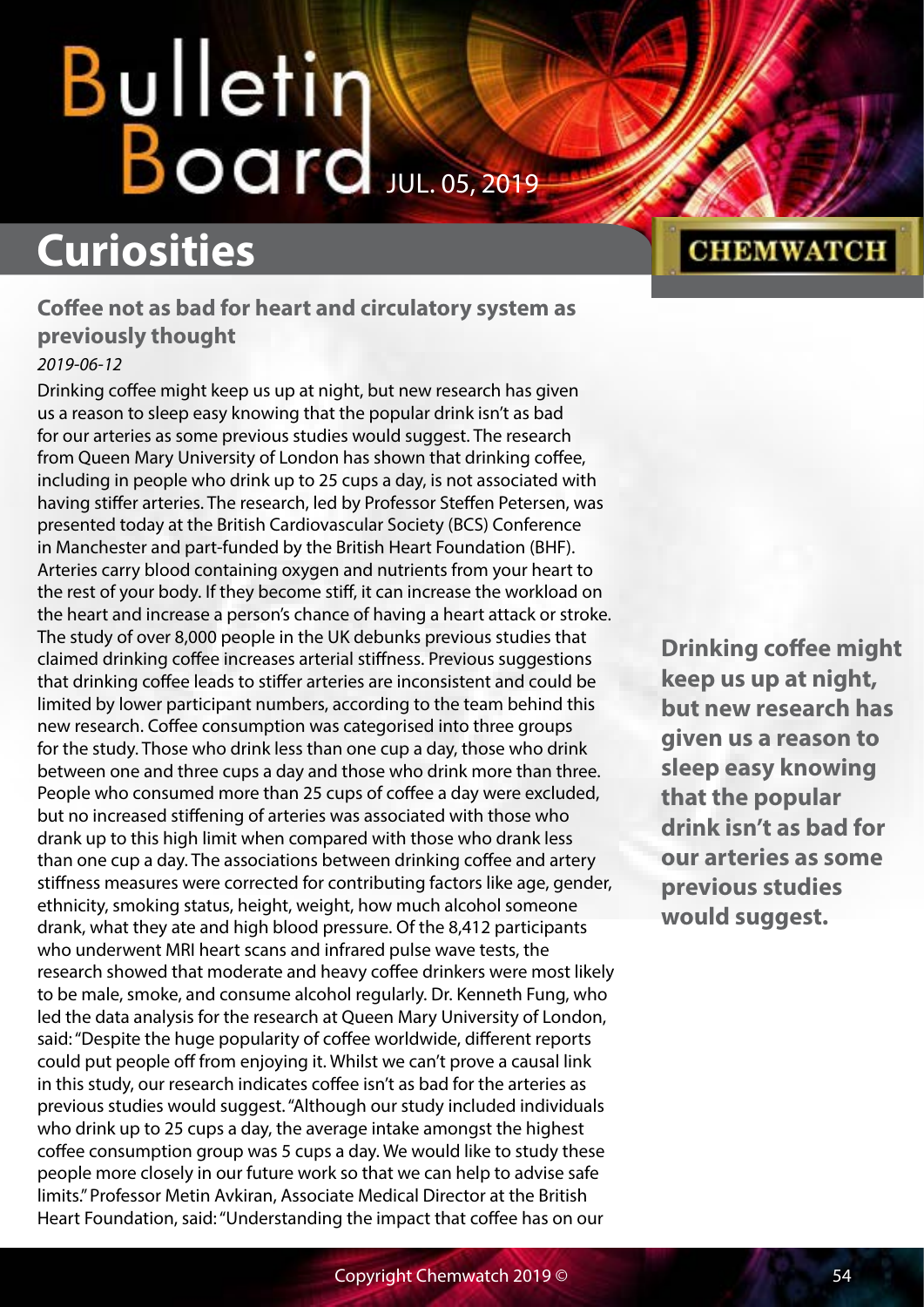# Curiosities

## Coffee not as bad for heart and circulatory system as previously thought

*2019-06-12*

Drinking coffee might keep us up at night, but new research has given us a reason to sleep easy knowing that the popular drink isn't as bad for our arteries as some previous studies would suggest. The research from Queen Mary University of London has shown that drinking coffee, including in people who drink up to 25 cups a day, is not associated with having stiffer arteries. The research, led by Professor Steffen Petersen, was presented today at the British Cardiovascular Society (BCS) Conference in Manchester and part-funded by the British Heart Foundation (BHF). Arteries carry blood containing oxygen and nutrients from your heart to the rest of your body. If they become stiff, it can increase the workload on the heart and increase a person's chance of having a heart attack or stroke. The study of over 8,000 people in the UK debunks previous studies that claimed drinking coffee increases arterial stiffness. Previous suggestions that drinking coffee leads to stiffer arteries are inconsistent and could be limited by lower participant numbers, according to the team behind this new research. Coffee consumption was categorised into three groups for the study. Those who drink less than one cup a day, those who drink between one and three cups a day and those who drink more than three. People who consumed more than 25 cups of coffee a day were excluded, but no increased stiffening of arteries was associated with those who drank up to this high limit when compared with those who drank less than one cup a day. The associations between drinking coffee and artery stiffness measures were corrected for contributing factors like age, gender, ethnicity, smoking status, height, weight, how much alcohol someone drank, what they ate and high blood pressure. Of the 8,412 participants who underwent MRI heart scans and infrared pulse wave tests, the research showed that moderate and heavy coffee drinkers were most likely to be male, smoke, and consume alcohol regularly. Dr. Kenneth Fung, who led the data analysis for the research at Queen Mary University of London, said: "Despite the huge popularity of coffee worldwide, different reports could put people off from enjoying it. Whilst we can't prove a causal link in this study, our research indicates coffee isn't as bad for the arteries as previous studies would suggest. "Although our study included individuals who drink up to 25 cups a day, the average intake amongst the highest coffee consumption group was 5 cups a day. We would like to study these people more closely in our future work so that we can help to advise safe limits." Professor Metin Avkiran, Associate Medical Director at the British Heart Foundation, said: "Understanding the impact that coffee has on our

**Drinking coffee might keep us up at night, but new research has given us a reason to sleep easy knowing that the popular drink isn't as bad for our arteries as some previous studies would suggest.**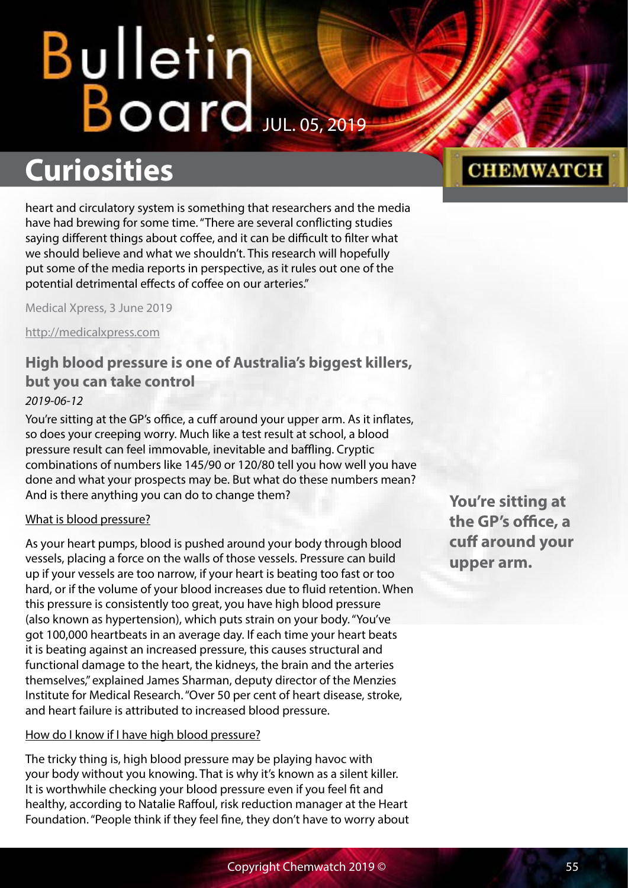heart and circulatory system is something that researchers and the media have had brewing for some time. "There are several conflicting studies saying different things about coffee, and it can be difficult to filter what we should believe and what we shouldn't. This research will hopefully put some of the media reports in perspective, as it rules out one of the potential detrimental effects of coffee on our arteries."

Medical Xpress, 3 June 2019

http://medicalxpress.com

## High blood pressure is one of Australia's biggest killers, but you can take control

*2019-06-12*

You're sitting at the GP's office, a cuff around your upper arm. As it inflates, so does your creeping worry. Much like a test result at school, a blood pressure result can feel immovable, inevitable and baffling. Cryptic combinations of numbers like 145/90 or 120/80 tell you how well you have done and what your prospects may be. But what do these numbers mean? And is there anything you can do to change them?

**You're sitting at the GP's office, a cuff around your upper arm.**

What is blood pressure?

As your heart pumps, blood is pushed around your body through blood vessels, placing a force on the walls of those vessels. Pressure can build up if your vessels are too narrow, if your heart is beating too fast or too hard, or if the volume of your blood increases due to fluid retention. When this pressure is consistently too great, you have high blood pressure (also known as hypertension), which puts strain on your body. "You've got 100,000 heartbeats in an average day. If each time your heart beats it is beating against an increased pressure, this causes structural and functional damage to the heart, the kidneys, the brain and the arteries themselves," explained James Sharman, deputy director of the Menzies Institute for Medical Research. "Over 50 per cent of heart disease, stroke, and heart failure is attributed to increased blood pressure.

How do I know if I have high blood pressure?

The tricky thing is, high blood pressure may be playing havoc with your body without you knowing. That is why it's known as a silent killer. It is worthwhile checking your blood pressure even if you feel fit and healthy, according to Natalie Raffoul, risk reduction manager at the Heart Foundation. "People think if they feel fine, they don't have to worry about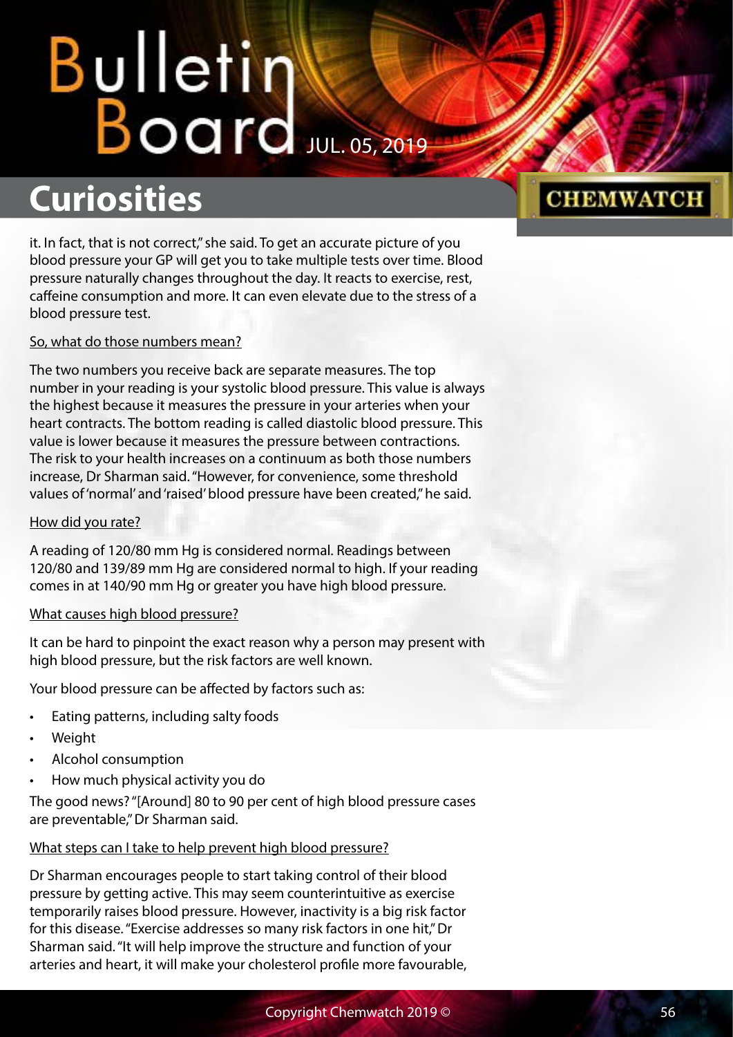it. In fact, that is not correct," she said. To get an accurate picture of you blood pressure your GP will get you to take multiple tests over time. Blood pressure naturally changes throughout the day. It reacts to exercise, rest, caffeine consumption and more. It can even elevate due to the stress of a blood pressure test.

So, what do those numbers mean?

The two numbers you receive back are separate measures. The top number in your reading is your systolic blood pressure. This value is always the highest because it measures the pressure in your arteries when your heart contracts. The bottom reading is called diastolic blood pressure. This value is lower because it measures the pressure between contractions. The risk to your health increases on a continuum as both those numbers increase, Dr Sharman said. "However, for convenience, some threshold values of 'normal' and 'raised' blood pressure have been created," he said.

How did you rate?

A reading of 120/80 mm Hg is considered normal. Readings between 120/80 and 139/89 mm Hg are considered normal to high. If your reading comes in at 140/90 mm Hg or greater you have high blood pressure.

What causes high blood pressure?

It can be hard to pinpoint the exact reason why a person may present with high blood pressure, but the risk factors are well known.

Your blood pressure can be affected by factors such as:

- Eating patterns, including salty foods
- Weight
- Alcohol consumption
- How much physical activity you do

The good news? "[Around] 80 to 90 per cent of high blood pressure cases are preventable," Dr Sharman said.

What steps can I take to help prevent high blood pressure?

Dr Sharman encourages people to start taking control of their blood pressure by getting active. This may seem counterintuitive as exercise temporarily raises blood pressure. However, inactivity is a big risk factor for this disease. "Exercise addresses so many risk factors in one hit," Dr Sharman said. "It will help improve the structure and function of your arteries and heart, it will make your cholesterol profile more favourable,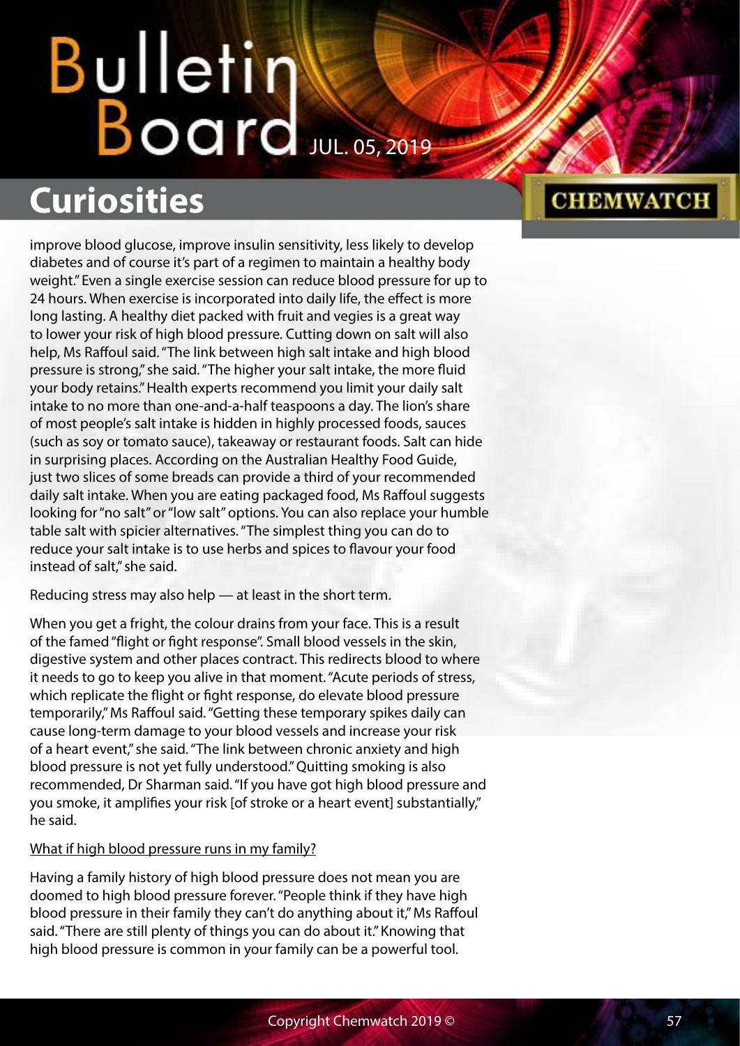improve blood glucose, improve insulin sensitivity, less likely to develop diabetes and of course it's part of a regimen to maintain a healthy body weight." Even a single exercise session can reduce blood pressure for up to 24 hours. When exercise is incorporated into daily life, the effect is more long lasting. A healthy diet packed with fruit and vegies is a great way to lower your risk of high blood pressure. Cutting down on salt will also help, Ms Raffoul said. "The link between high salt intake and high blood pressure is strong," she said. "The higher your salt intake, the more fluid your body retains." Health experts recommend you limit your daily salt intake to no more than one-and-a-half teaspoons a day. The lion's share of most people's salt intake is hidden in highly processed foods, sauces (such as soy or tomato sauce), takeaway or restaurant foods. Salt can hide in surprising places. According on the Australian Healthy Food Guide, just two slices of some breads can provide a third of your recommended daily salt intake. When you are eating packaged food, Ms Raffoul suggests looking for "no salt" or "low salt" options. You can also replace your humble table salt with spicier alternatives. "The simplest thing you can do to reduce your salt intake is to use herbs and spices to flavour your food instead of salt," she said.

Reducing stress may also help — at least in the short term.

When you get a fright, the colour drains from your face. This is a result of the famed "flight or fight response". Small blood vessels in the skin, digestive system and other places contract. This redirects blood to where it needs to go to keep you alive in that moment. "Acute periods of stress, which replicate the flight or fight response, do elevate blood pressure temporarily," Ms Raffoul said. "Getting these temporary spikes daily can cause long-term damage to your blood vessels and increase your risk of a heart event," she said. "The link between chronic anxiety and high blood pressure is not yet fully understood." Quitting smoking is also recommended, Dr Sharman said. "If you have got high blood pressure and you smoke, it amplifies your risk [of stroke or a heart event] substantially," he said.

What if high blood pressure runs in my family?

Having a family history of high blood pressure does not mean you are doomed to high blood pressure forever. "People think if they have high blood pressure in their family they can't do anything about it," Ms Raffoul said. "There are still plenty of things you can do about it." Knowing that high blood pressure is common in your family can be a powerful tool.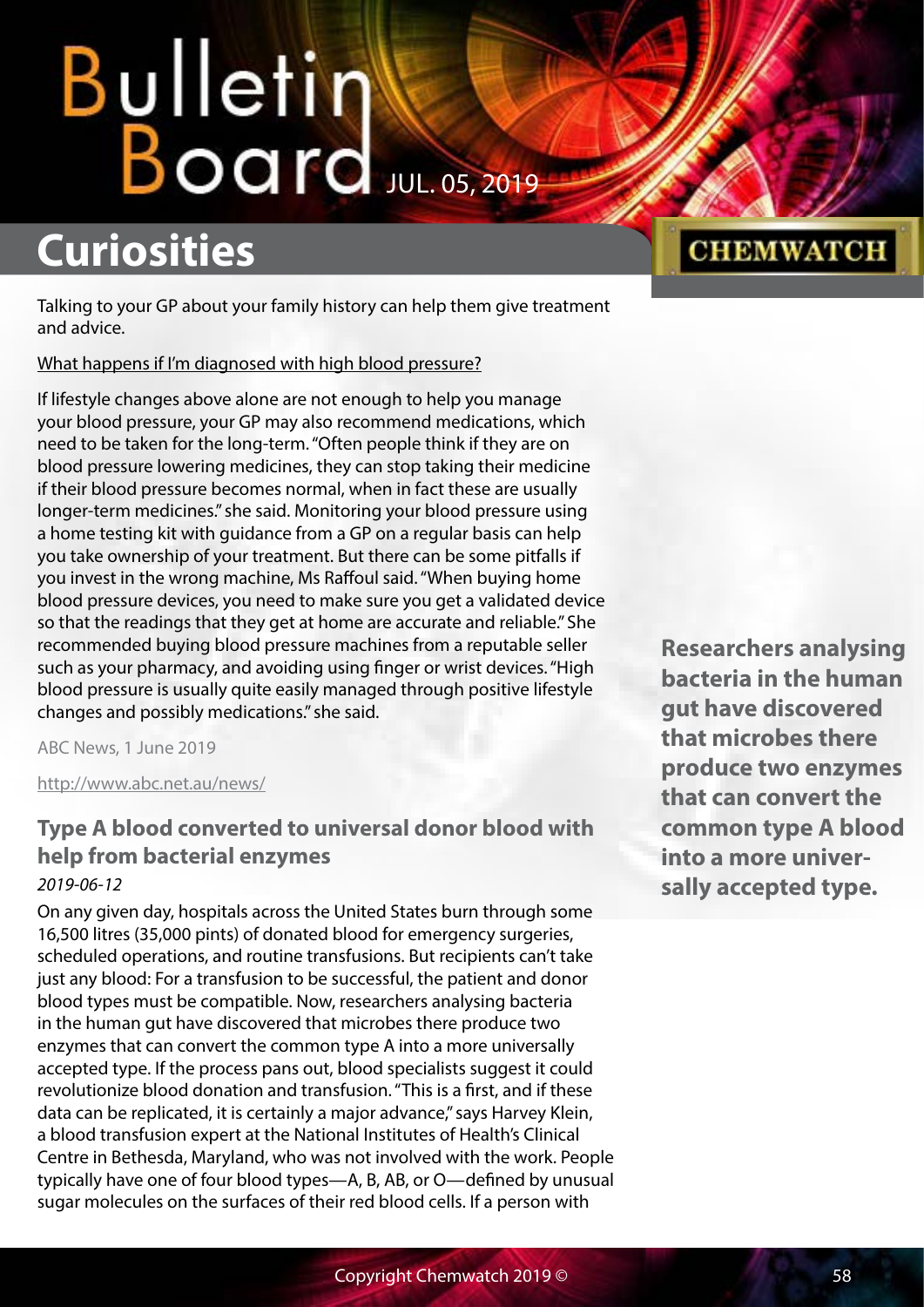Talking to your GP about your family history can help them give treatment and advice.

What happens if I'm diagnosed with high blood pressure?

If lifestyle changes above alone are not enough to help you manage your blood pressure, your GP may also recommend medications, which need to be taken for the long-term. "Often people think if they are on blood pressure lowering medicines, they can stop taking their medicine if their blood pressure becomes normal, when in fact these are usually longer-term medicines." she said. Monitoring your blood pressure using a home testing kit with guidance from a GP on a regular basis can help you take ownership of your treatment. But there can be some pitfalls if you invest in the wrong machine, Ms Raffoul said. "When buying home blood pressure devices, you need to make sure you get a validated device so that the readings that they get at home are accurate and reliable." She recommended buying blood pressure machines from a reputable seller such as your pharmacy, and avoiding using finger or wrist devices. "High blood pressure is usually quite easily managed through positive lifestyle changes and possibly medications." she said.

ABC News, 1 June 2019

http://www.abc.net.au/news/

## Type A blood converted to universal donor blood with help from bacterial enzymes

*2019-06-12*

On any given day, hospitals across the United States burn through some 16,500 litres (35,000 pints) of donated blood for emergency surgeries, scheduled operations, and routine transfusions. But recipients can't take just any blood: For a transfusion to be successful, the patient and donor blood types must be compatible. Now, researchers analysing bacteria in the human gut have discovered that microbes there produce two enzymes that can convert the common type A into a more universally accepted type. If the process pans out, blood specialists suggest it could revolutionize blood donation and transfusion. "This is a first, and if these data can be replicated, it is certainly a major advance," says Harvey Klein, a blood transfusion expert at the National Institutes of Health's Clinical Centre in Bethesda, Maryland, who was not involved with the work. People typically have one of four blood types—A, B, AB, or O—defined by unusual sugar molecules on the surfaces of their red blood cells. If a person with

**Researchers analysing bacteria in the human gut have discovered that microbes there produce two enzymes that can convert the common type A blood into a more universally accepted type.**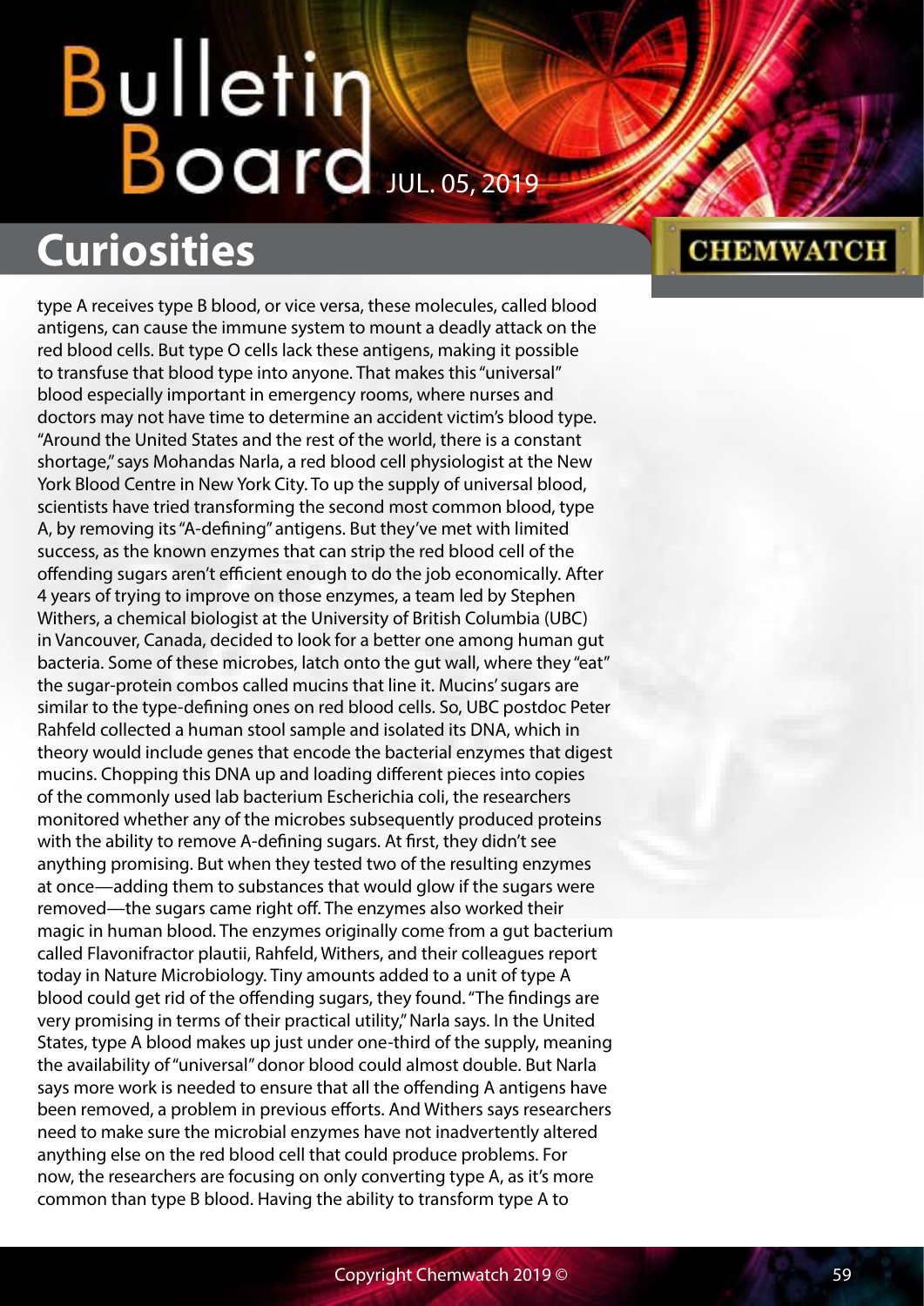type A receives type B blood, or vice versa, these molecules, called blood antigens, can cause the immune system to mount a deadly attack on the red blood cells. But type O cells lack these antigens, making it possible to transfuse that blood type into anyone. That makes this "universal" blood especially important in emergency rooms, where nurses and doctors may not have time to determine an accident victim's blood type. "Around the United States and the rest of the world, there is a constant shortage," says Mohandas Narla, a red blood cell physiologist at the New York Blood Centre in New York City. To up the supply of universal blood, scientists have tried transforming the second most common blood, type A, by removing its "A-defining" antigens. But they've met with limited success, as the known enzymes that can strip the red blood cell of the offending sugars aren't efficient enough to do the job economically. After 4 years of trying to improve on those enzymes, a team led by Stephen Withers, a chemical biologist at the University of British Columbia (UBC) in Vancouver, Canada, decided to look for a better one among human gut bacteria. Some of these microbes, latch onto the gut wall, where they "eat" the sugar-protein combos called mucins that line it. Mucins' sugars are similar to the type-defining ones on red blood cells. So, UBC postdoc Peter Rahfeld collected a human stool sample and isolated its DNA, which in theory would include genes that encode the bacterial enzymes that digest mucins. Chopping this DNA up and loading different pieces into copies of the commonly used lab bacterium Escherichia coli, the researchers monitored whether any of the microbes subsequently produced proteins with the ability to remove A-defining sugars. At first, they didn't see anything promising. But when they tested two of the resulting enzymes at once—adding them to substances that would glow if the sugars were removed—the sugars came right off. The enzymes also worked their magic in human blood. The enzymes originally come from a gut bacterium called Flavonifractor plautii, Rahfeld, Withers, and their colleagues report today in Nature Microbiology. Tiny amounts added to a unit of type A blood could get rid of the offending sugars, they found. "The findings are very promising in terms of their practical utility," Narla says. In the United States, type A blood makes up just under one-third of the supply, meaning the availability of "universal" donor blood could almost double. But Narla says more work is needed to ensure that all the offending A antigens have been removed, a problem in previous efforts. And Withers says researchers need to make sure the microbial enzymes have not inadvertently altered anything else on the red blood cell that could produce problems. For now, the researchers are focusing on only converting type A, as it's more common than type B blood. Having the ability to transform type A to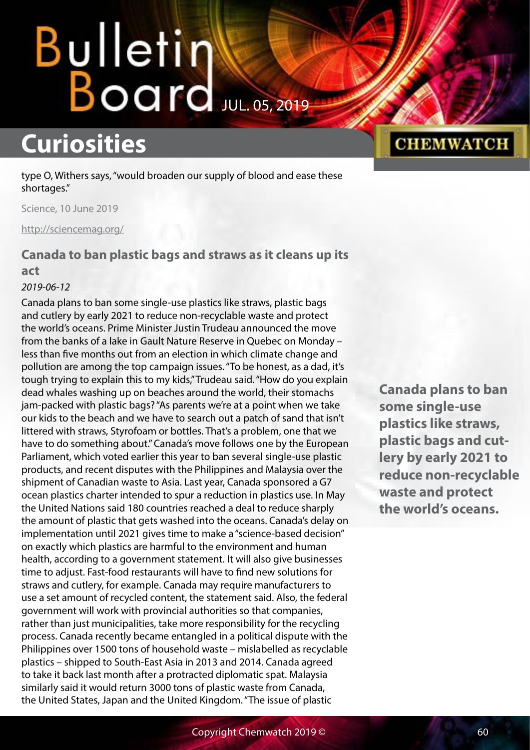type O, Withers says, "would broaden our supply of blood and ease these shortages."

Science, 10 June 2019

http://sciencemag.org/

### Canada to ban plastic bags and straws as it cleans up its act

*2019-06-12*

Canada plans to ban some single-use plastics like straws, plastic bags and cutlery by early 2021 to reduce non-recyclable waste and protect the world's oceans. Prime Minister Justin Trudeau announced the move from the banks of a lake in Gault Nature Reserve in Quebec on Monday – less than five months out from an election in which climate change and pollution are among the top campaign issues. "To be honest, as a dad, it's tough trying to explain this to my kids," Trudeau said. "How do you explain dead whales washing up on beaches around the world, their stomachs jam-packed with plastic bags? "As parents we're at a point when we take our kids to the beach and we have to search out a patch of sand that isn't littered with straws, Styrofoam or bottles. That's a problem, one that we have to do something about." Canada's move follows one by the European Parliament, which voted earlier this year to ban several single-use plastic products, and recent disputes with the Philippines and Malaysia over the shipment of Canadian waste to Asia. Last year, Canada sponsored a G7 ocean plastics charter intended to spur a reduction in plastics use. In May the United Nations said 180 countries reached a deal to reduce sharply the amount of plastic that gets washed into the oceans. Canada's delay on implementation until 2021 gives time to make a "science-based decision" on exactly which plastics are harmful to the environment and human health, according to a government statement. It will also give businesses time to adjust. Fast-food restaurants will have to find new solutions for straws and cutlery, for example. Canada may require manufacturers to use a set amount of recycled content, the statement said. Also, the federal government will work with provincial authorities so that companies, rather than just municipalities, take more responsibility for the recycling process. Canada recently became entangled in a political dispute with the Philippines over 1500 tons of household waste – mislabelled as recyclable plastics – shipped to South-East Asia in 2013 and 2014. Canada agreed to take it back last month after a protracted diplomatic spat. Malaysia similarly said it would return 3000 tons of plastic waste from Canada, the United States, Japan and the United Kingdom. "The issue of plastic

**Canada plans to ban some single-use plastics like straws, plastic bags and cutlery by early 2021 to reduce non-recyclable waste and protect the world's oceans.**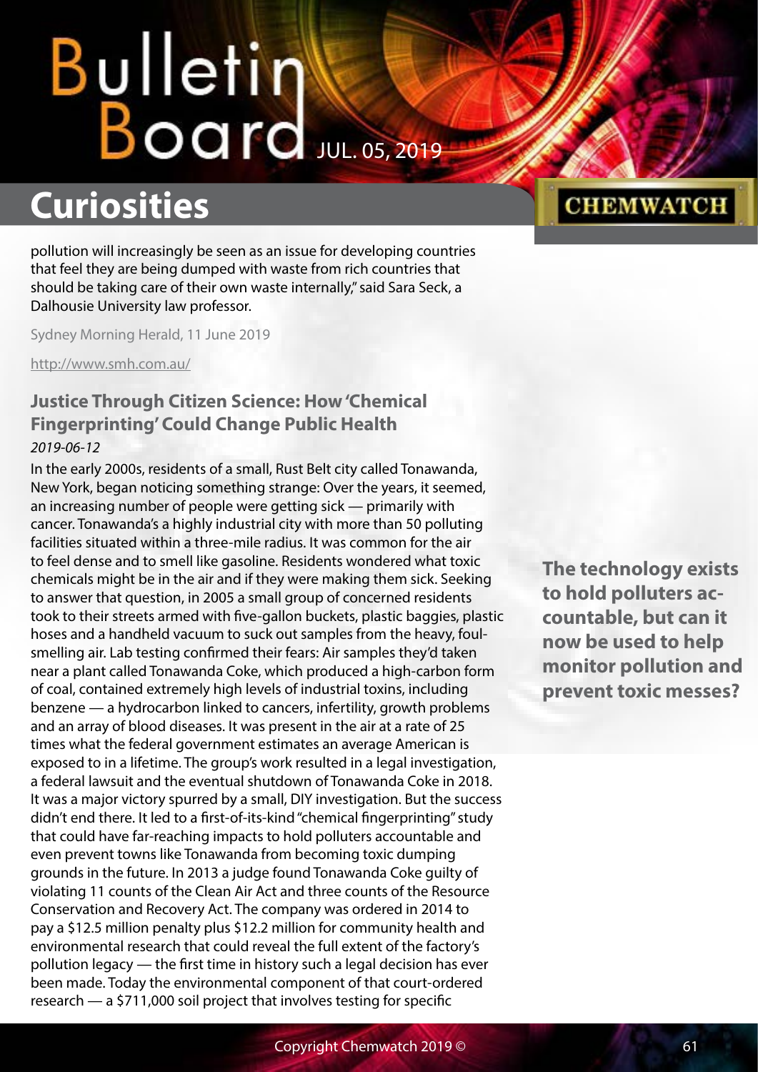pollution will increasingly be seen as an issue for developing countries that feel they are being dumped with waste from rich countries that should be taking care of their own waste internally," said Sara Seck, a Dalhousie University law professor.

Sydney Morning Herald, 11 June 2019

http://www.smh.com.au/

### Justice Through Citizen Science: How 'Chemical Fingerprinting' Could Change Public Health

*2019-06-12*

**The technology exists to hold polluters accountable, but can it now be used to help monitor pollution and prevent toxic messes?**

In the early 2000s, residents of a small, Rust Belt city called Tonawanda, New York, began noticing something strange: Over the years, it seemed, an increasing number of people were getting sick — primarily with cancer. Tonawanda's a highly industrial city with more than 50 polluting facilities situated within a three-mile radius. It was common for the air to feel dense and to smell like gasoline. Residents wondered what toxic chemicals might be in the air and if they were making them sick. Seeking to answer that question, in 2005 a small group of concerned residents took to their streets armed with five-gallon buckets, plastic baggies, plastic hoses and a handheld vacuum to suck out samples from the heavy, foul-smelling air. Lab testing confirmed their fears: Air samples they'd taken near a plant called Tonawanda Coke, which produced a high-carbon form of coal, contained extremely high levels of industrial toxins, including benzene — a hydrocarbon linked to cancers, infertility, growth problems and an array of blood diseases. It was present in the air at a rate of 25 times what the federal government estimates an average American is exposed to in a lifetime. The group's work resulted in a legal investigation, a federal lawsuit and the eventual shutdown of Tonawanda Coke in 2018. It was a major victory spurred by a small, DIY investigation. But the success didn't end there. It led to a first-of-its-kind "chemical fingerprinting" study that could have far-reaching impacts to hold polluters accountable and even prevent towns like Tonawanda from becoming toxic dumping grounds in the future. In 2013 a judge found Tonawanda Coke guilty of violating 11 counts of the Clean Air Act and three counts of the Resource Conservation and Recovery Act. The company was ordered in 2014 to pay a $12.5 million penalty plus $12.2 million for community health and environmental research that could reveal the full extent of the factory's pollution legacy — the first time in history such a legal decision has ever been made. Today the environmental component of that court-ordered research — a $711,000 soil project that involves testing for specific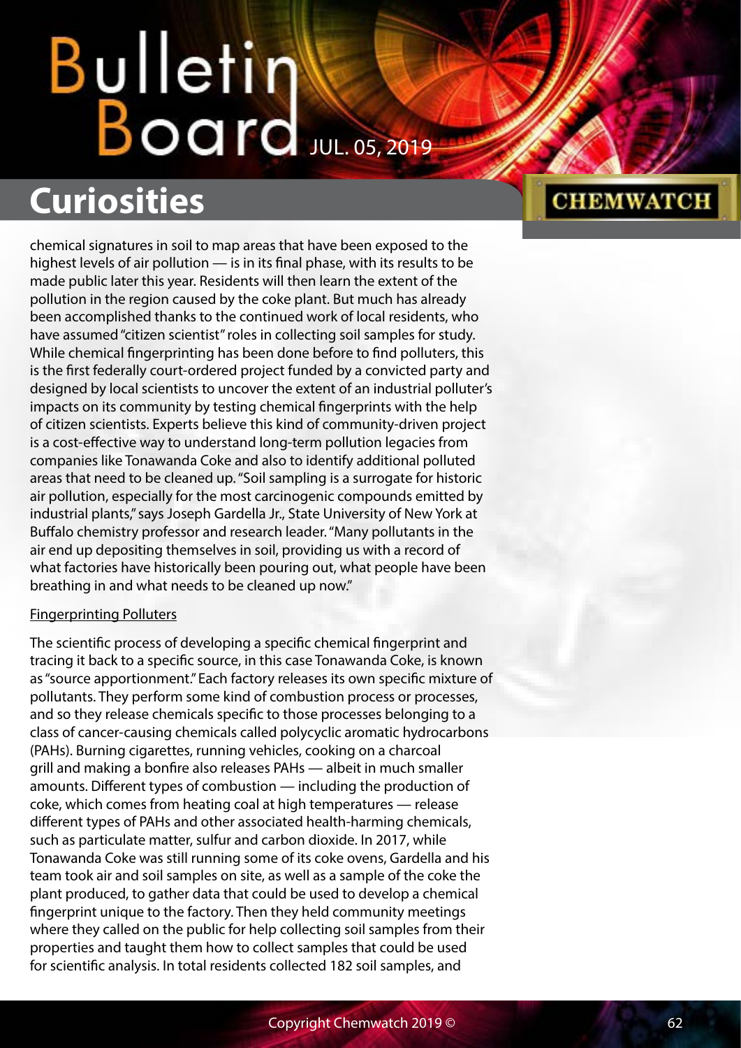chemical signatures in soil to map areas that have been exposed to the highest levels of air pollution — is in its final phase, with its results to be made public later this year. Residents will then learn the extent of the pollution in the region caused by the coke plant. But much has already been accomplished thanks to the continued work of local residents, who have assumed "citizen scientist" roles in collecting soil samples for study. While chemical fingerprinting has been done before to find polluters, this is the first federally court-ordered project funded by a convicted party and designed by local scientists to uncover the extent of an industrial polluter's impacts on its community by testing chemical fingerprints with the help of citizen scientists. Experts believe this kind of community-driven project is a cost-effective way to understand long-term pollution legacies from companies like Tonawanda Coke and also to identify additional polluted areas that need to be cleaned up. "Soil sampling is a surrogate for historic air pollution, especially for the most carcinogenic compounds emitted by industrial plants," says Joseph Gardella Jr., State University of New York at Buffalo chemistry professor and research leader. "Many pollutants in the air end up depositing themselves in soil, providing us with a record of what factories have historically been pouring out, what people have been breathing in and what needs to be cleaned up now."

Fingerprinting Polluters

The scientific process of developing a specific chemical fingerprint and tracing it back to a specific source, in this case Tonawanda Coke, is known as "source apportionment." Each factory releases its own specific mixture of pollutants. They perform some kind of combustion process or processes, and so they release chemicals specific to those processes belonging to a class of cancer-causing chemicals called polycyclic aromatic hydrocarbons (PAHs). Burning cigarettes, running vehicles, cooking on a charcoal grill and making a bonfire also releases PAHs — albeit in much smaller amounts. Different types of combustion — including the production of coke, which comes from heating coal at high temperatures — release different types of PAHs and other associated health-harming chemicals, such as particulate matter, sulfur and carbon dioxide. In 2017, while Tonawanda Coke was still running some of its coke ovens, Gardella and his team took air and soil samples on site, as well as a sample of the coke the plant produced, to gather data that could be used to develop a chemical fingerprint unique to the factory. Then they held community meetings where they called on the public for help collecting soil samples from their properties and taught them how to collect samples that could be used for scientific analysis. In total residents collected 182 soil samples, and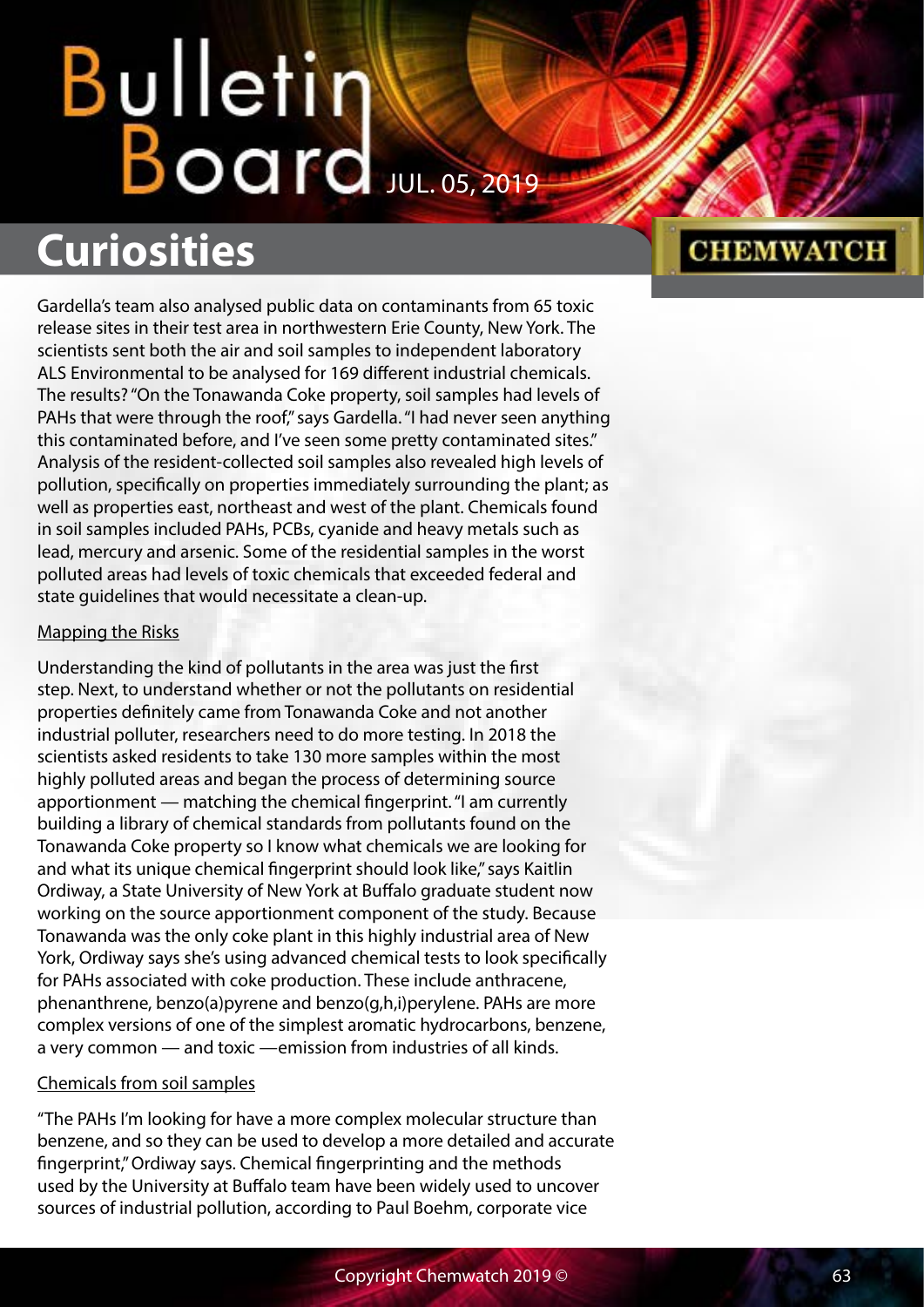Gardella's team also analysed public data on contaminants from 65 toxic release sites in their test area in northwestern Erie County, New York. The scientists sent both the air and soil samples to independent laboratory ALS Environmental to be analysed for 169 different industrial chemicals. The results? "On the Tonawanda Coke property, soil samples had levels of PAHs that were through the roof," says Gardella. "I had never seen anything this contaminated before, and I've seen some pretty contaminated sites." Analysis of the resident-collected soil samples also revealed high levels of pollution, specifically on properties immediately surrounding the plant; as well as properties east, northeast and west of the plant. Chemicals found in soil samples included PAHs, PCBs, cyanide and heavy metals such as lead, mercury and arsenic. Some of the residential samples in the worst polluted areas had levels of toxic chemicals that exceeded federal and state guidelines that would necessitate a clean-up.

## Mapping the Risks

Understanding the kind of pollutants in the area was just the first step. Next, to understand whether or not the pollutants on residential properties definitely came from Tonawanda Coke and not another industrial polluter, researchers need to do more testing. In 2018 the scientists asked residents to take 130 more samples within the most highly polluted areas and began the process of determining source apportionment — matching the chemical fingerprint. "I am currently building a library of chemical standards from pollutants found on the Tonawanda Coke property so I know what chemicals we are looking for and what its unique chemical fingerprint should look like," says Kaitlin Ordiway, a State University of New York at Buffalo graduate student now working on the source apportionment component of the study. Because Tonawanda was the only coke plant in this highly industrial area of New York, Ordiway says she's using advanced chemical tests to look specifically for PAHs associated with coke production. These include anthracene, phenanthrene, benzo(a)pyrene and benzo(g,h,i)perylene. PAHs are more complex versions of one of the simplest aromatic hydrocarbons, benzene, a very common — and toxic —emission from industries of all kinds.

## Chemicals from soil samples

"The PAHs I'm looking for have a more complex molecular structure than benzene, and so they can be used to develop a more detailed and accurate fingerprint," Ordiway says. Chemical fingerprinting and the methods used by the University at Buffalo team have been widely used to uncover sources of industrial pollution, according to Paul Boehm, corporate vice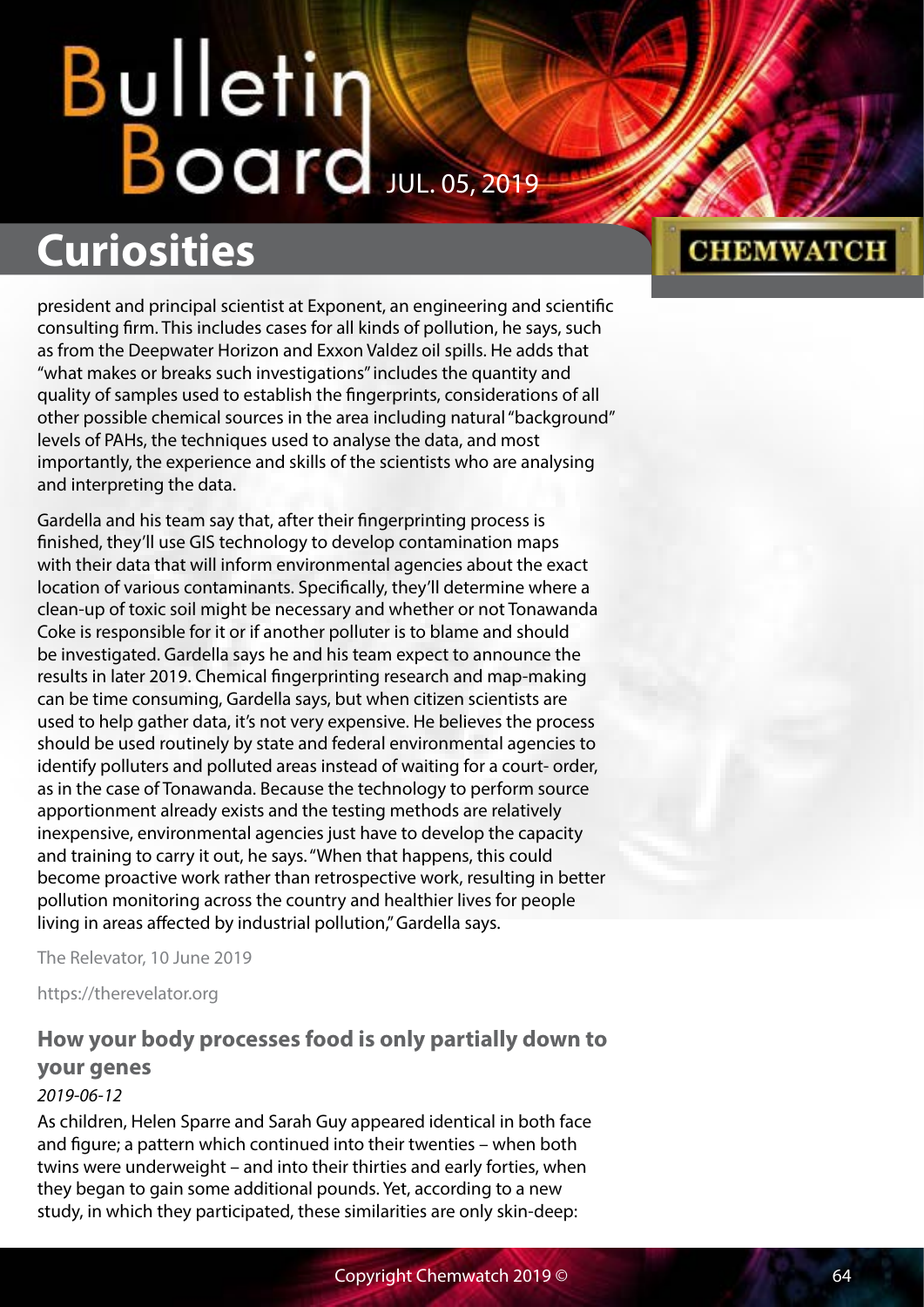president and principal scientist at Exponent, an engineering and scientific consulting firm. This includes cases for all kinds of pollution, he says, such as from the Deepwater Horizon and Exxon Valdez oil spills. He adds that "what makes or breaks such investigations" includes the quantity and quality of samples used to establish the fingerprints, considerations of all other possible chemical sources in the area including natural "background" levels of PAHs, the techniques used to analyse the data, and most importantly, the experience and skills of the scientists who are analysing and interpreting the data.

Gardella and his team say that, after their fingerprinting process is finished, they'll use GIS technology to develop contamination maps with their data that will inform environmental agencies about the exact location of various contaminants. Specifically, they'll determine where a clean-up of toxic soil might be necessary and whether or not Tonawanda Coke is responsible for it or if another polluter is to blame and should be investigated. Gardella says he and his team expect to announce the results in later 2019. Chemical fingerprinting research and map-making can be time consuming, Gardella says, but when citizen scientists are used to help gather data, it's not very expensive. He believes the process should be used routinely by state and federal environmental agencies to identify polluters and polluted areas instead of waiting for a court- order, as in the case of Tonawanda. Because the technology to perform source apportionment already exists and the testing methods are relatively inexpensive, environmental agencies just have to develop the capacity and training to carry it out, he says. "When that happens, this could become proactive work rather than retrospective work, resulting in better pollution monitoring across the country and healthier lives for people living in areas affected by industrial pollution," Gardella says.

The Relevator, 10 June 2019

https://therevelator.org

### How your body processes food is only partially down to your genes

*2019-06-12*

As children, Helen Sparre and Sarah Guy appeared identical in both face and figure; a pattern which continued into their twenties – when both twins were underweight – and into their thirties and early forties, when they began to gain some additional pounds. Yet, according to a new study, in which they participated, these similarities are only skin-deep: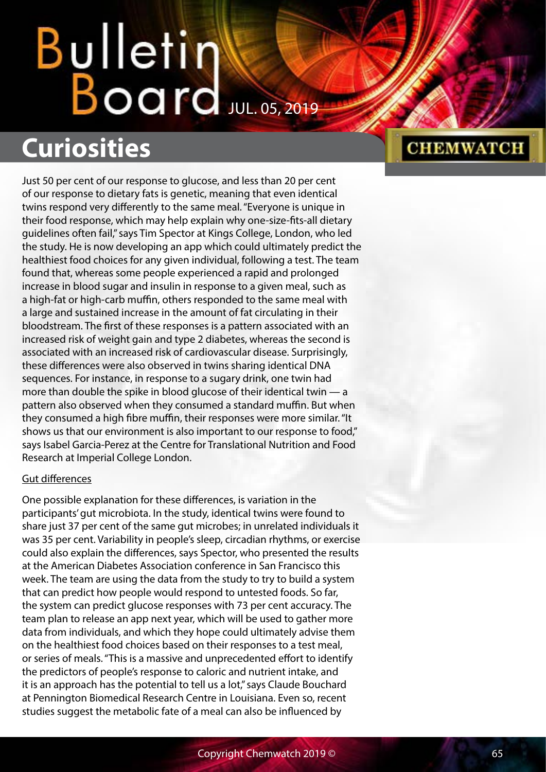## Curiosities

Just 50 per cent of our response to glucose, and less than 20 per cent of our response to dietary fats is genetic, meaning that even identical twins respond very differently to the same meal. "Everyone is unique in their food response, which may help explain why one-size-fits-all dietary guidelines often fail," says Tim Spector at Kings College, London, who led the study. He is now developing an app which could ultimately predict the healthiest food choices for any given individual, following a test. The team found that, whereas some people experienced a rapid and prolonged increase in blood sugar and insulin in response to a given meal, such as a high-fat or high-carb muffin, others responded to the same meal with a large and sustained increase in the amount of fat circulating in their bloodstream. The first of these responses is a pattern associated with an increased risk of weight gain and type 2 diabetes, whereas the second is associated with an increased risk of cardiovascular disease. Surprisingly, these differences were also observed in twins sharing identical DNA sequences. For instance, in response to a sugary drink, one twin had more than double the spike in blood glucose of their identical twin — a pattern also observed when they consumed a standard muffin. But when they consumed a high fibre muffin, their responses were more similar. "It shows us that our environment is also important to our response to food," says Isabel Garcia-Perez at the Centre for Translational Nutrition and Food Research at Imperial College London.

Gut differences

One possible explanation for these differences, is variation in the participants' gut microbiota. In the study, identical twins were found to share just 37 per cent of the same gut microbes; in unrelated individuals it was 35 per cent. Variability in people's sleep, circadian rhythms, or exercise could also explain the differences, says Spector, who presented the results at the American Diabetes Association conference in San Francisco this week. The team are using the data from the study to try to build a system that can predict how people would respond to untested foods. So far, the system can predict glucose responses with 73 per cent accuracy. The team plan to release an app next year, which will be used to gather more data from individuals, and which they hope could ultimately advise them on the healthiest food choices based on their responses to a test meal, or series of meals. "This is a massive and unprecedented effort to identify the predictors of people's response to caloric and nutrient intake, and it is an approach has the potential to tell us a lot," says Claude Bouchard at Pennington Biomedical Research Centre in Louisiana. Even so, recent studies suggest the metabolic fate of a meal can also be influenced by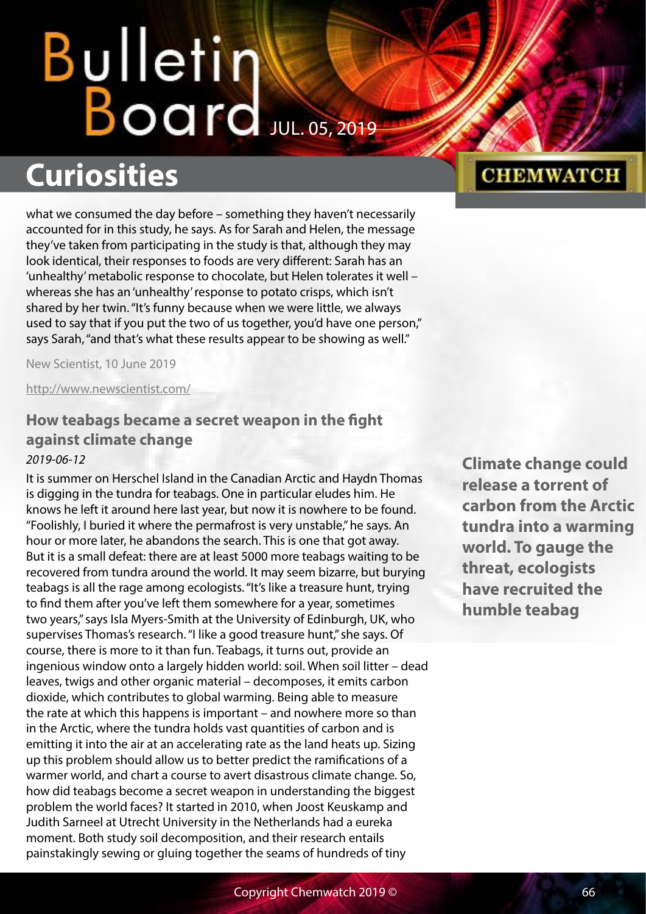what we consumed the day before – something they haven't necessarily accounted for in this study, he says. As for Sarah and Helen, the message they've taken from participating in the study is that, although they may look identical, their responses to foods are very different: Sarah has an 'unhealthy' metabolic response to chocolate, but Helen tolerates it well – whereas she has an 'unhealthy' response to potato crisps, which isn't shared by her twin. "It's funny because when we were little, we always used to say that if you put the two of us together, you'd have one person," says Sarah, "and that's what these results appear to be showing as well."

New Scientist, 10 June 2019

http://www.newscientist.com/

### How teabags became a secret weapon in the fight against climate change

*2019-06-12*

**Climate change could release a torrent of carbon from the Arctic tundra into a warming world. To gauge the threat, ecologists have recruited the humble teabag**

It is summer on Herschel Island in the Canadian Arctic and Haydn Thomas is digging in the tundra for teabags. One in particular eludes him. He knows he left it around here last year, but now it is nowhere to be found. "Foolishly, I buried it where the permafrost is very unstable," he says. An hour or more later, he abandons the search. This is one that got away. But it is a small defeat: there are at least 5000 more teabags waiting to be recovered from tundra around the world. It may seem bizarre, but burying teabags is all the rage among ecologists. "It's like a treasure hunt, trying to find them after you've left them somewhere for a year, sometimes two years," says Isla Myers-Smith at the University of Edinburgh, UK, who supervises Thomas's research. "I like a good treasure hunt," she says. Of course, there is more to it than fun. Teabags, it turns out, provide an ingenious window onto a largely hidden world: soil. When soil litter – dead leaves, twigs and other organic material – decomposes, it emits carbon dioxide, which contributes to global warming. Being able to measure the rate at which this happens is important – and nowhere more so than in the Arctic, where the tundra holds vast quantities of carbon and is emitting it into the air at an accelerating rate as the land heats up. Sizing up this problem should allow us to better predict the ramifications of a warmer world, and chart a course to avert disastrous climate change. So, how did teabags become a secret weapon in understanding the biggest problem the world faces? It started in 2010, when Joost Keuskamp and Judith Sarneel at Utrecht University in the Netherlands had a eureka moment. Both study soil decomposition, and their research entails painstakingly sewing or gluing together the seams of hundreds of tiny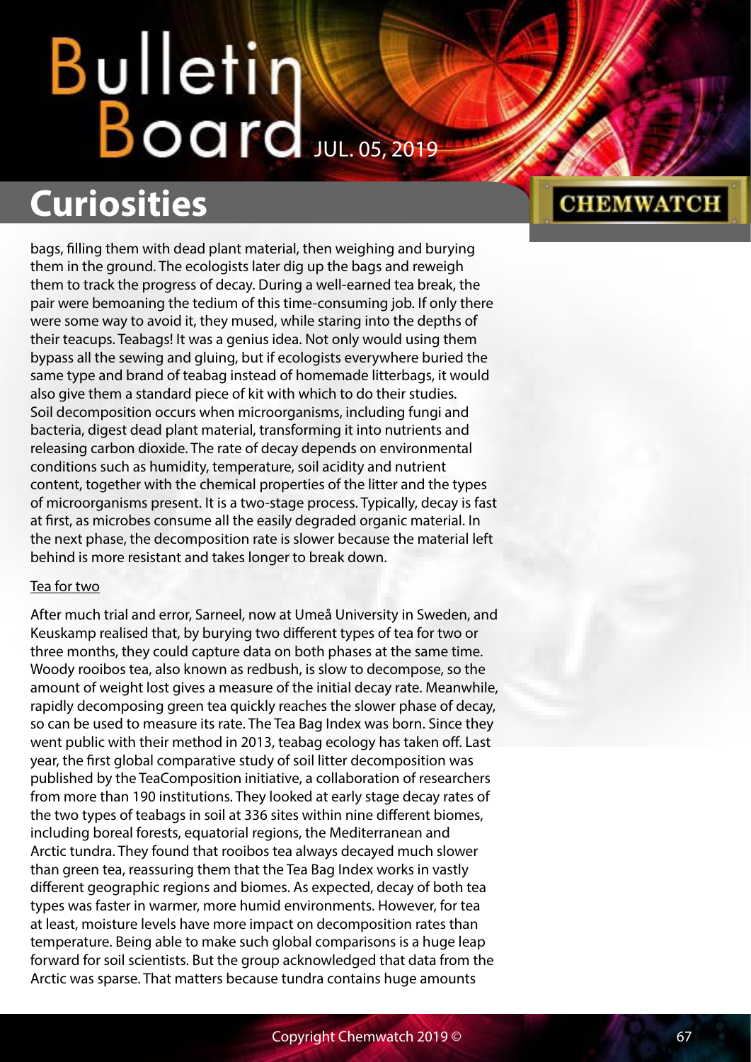bags, filling them with dead plant material, then weighing and burying them in the ground. The ecologists later dig up the bags and reweigh them to track the progress of decay. During a well-earned tea break, the pair were bemoaning the tedium of this time-consuming job. If only there were some way to avoid it, they mused, while staring into the depths of their teacups. Teabags! It was a genius idea. Not only would using them bypass all the sewing and gluing, but if ecologists everywhere buried the same type and brand of teabag instead of homemade litterbags, it would also give them a standard piece of kit with which to do their studies. Soil decomposition occurs when microorganisms, including fungi and bacteria, digest dead plant material, transforming it into nutrients and releasing carbon dioxide. The rate of decay depends on environmental conditions such as humidity, temperature, soil acidity and nutrient content, together with the chemical properties of the litter and the types of microorganisms present. It is a two-stage process. Typically, decay is fast at first, as microbes consume all the easily degraded organic material. In the next phase, the decomposition rate is slower because the material left behind is more resistant and takes longer to break down.

Tea for two

After much trial and error, Sarneel, now at Umeå University in Sweden, and Keuskamp realised that, by burying two different types of tea for two or three months, they could capture data on both phases at the same time. Woody rooibos tea, also known as redbush, is slow to decompose, so the amount of weight lost gives a measure of the initial decay rate. Meanwhile, rapidly decomposing green tea quickly reaches the slower phase of decay, so can be used to measure its rate. The Tea Bag Index was born. Since they went public with their method in 2013, teabag ecology has taken off. Last year, the first global comparative study of soil litter decomposition was published by the TeaComposition initiative, a collaboration of researchers from more than 190 institutions. They looked at early stage decay rates of the two types of teabags in soil at 336 sites within nine different biomes, including boreal forests, equatorial regions, the Mediterranean and Arctic tundra. They found that rooibos tea always decayed much slower than green tea, reassuring them that the Tea Bag Index works in vastly different geographic regions and biomes. As expected, decay of both tea types was faster in warmer, more humid environments. However, for tea at least, moisture levels have more impact on decomposition rates than temperature. Being able to make such global comparisons is a huge leap forward for soil scientists. But the group acknowledged that data from the Arctic was sparse. That matters because tundra contains huge amounts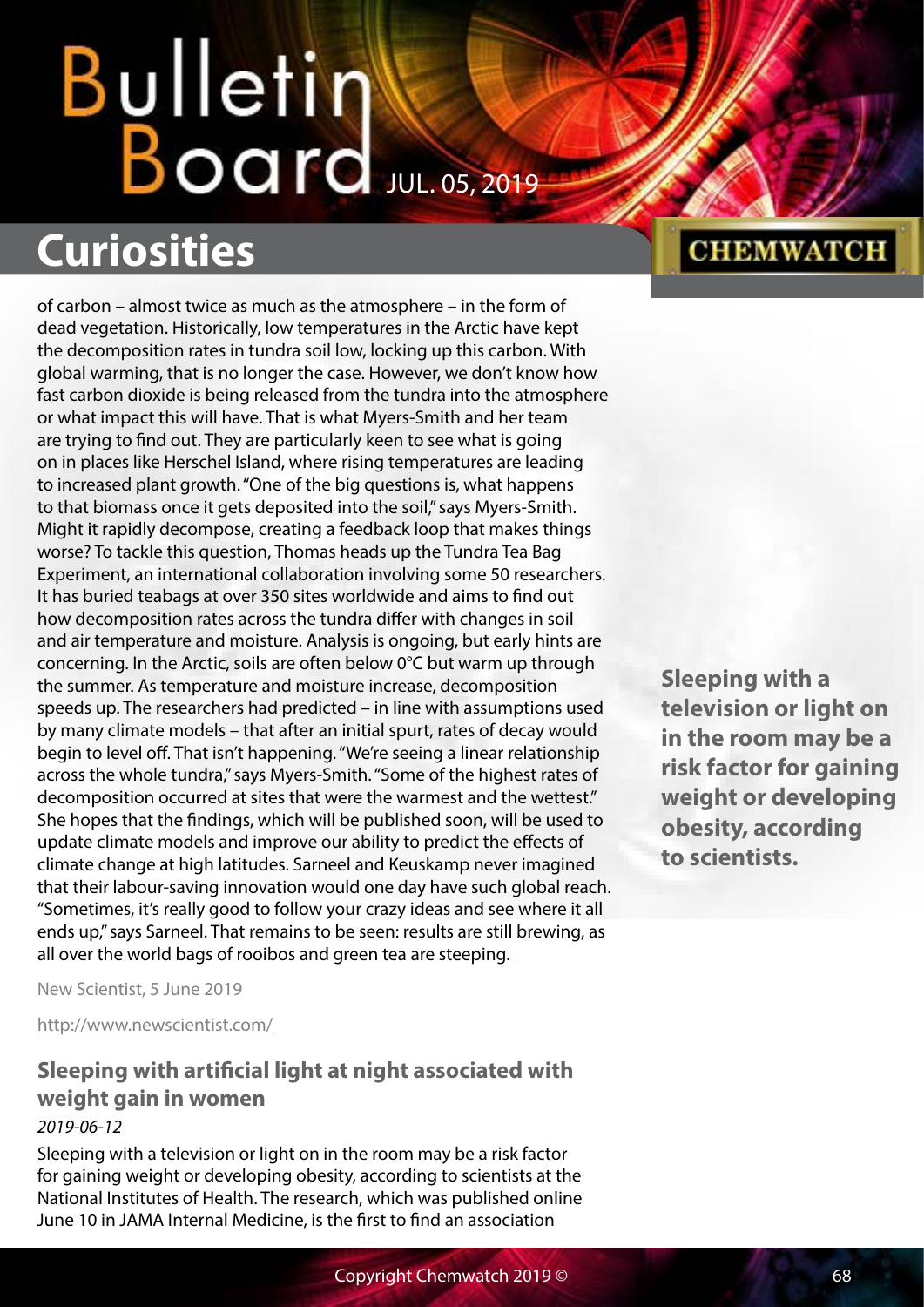of carbon – almost twice as much as the atmosphere – in the form of dead vegetation. Historically, low temperatures in the Arctic have kept the decomposition rates in tundra soil low, locking up this carbon. With global warming, that is no longer the case. However, we don't know how fast carbon dioxide is being released from the tundra into the atmosphere or what impact this will have. That is what Myers-Smith and her team are trying to find out. They are particularly keen to see what is going on in places like Herschel Island, where rising temperatures are leading to increased plant growth. "One of the big questions is, what happens to that biomass once it gets deposited into the soil," says Myers-Smith. Might it rapidly decompose, creating a feedback loop that makes things worse? To tackle this question, Thomas heads up the Tundra Tea Bag Experiment, an international collaboration involving some 50 researchers. It has buried teabags at over 350 sites worldwide and aims to find out how decomposition rates across the tundra differ with changes in soil and air temperature and moisture. Analysis is ongoing, but early hints are concerning. In the Arctic, soils are often below 0°C but warm up through the summer. As temperature and moisture increase, decomposition speeds up. The researchers had predicted – in line with assumptions used by many climate models – that after an initial spurt, rates of decay would begin to level off. That isn't happening. "We're seeing a linear relationship across the whole tundra," says Myers-Smith. "Some of the highest rates of decomposition occurred at sites that were the warmest and the wettest." She hopes that the findings, which will be published soon, will be used to update climate models and improve our ability to predict the effects of climate change at high latitudes. Sarneel and Keuskamp never imagined that their labour-saving innovation would one day have such global reach. "Sometimes, it's really good to follow your crazy ideas and see where it all ends up," says Sarneel. That remains to be seen: results are still brewing, as all over the world bags of rooibos and green tea are steeping.

New Scientist, 5 June 2019

http://www.newscientist.com/

### Sleeping with artificial light at night associated with weight gain in women

*2019-06-12*

**Sleeping with a television or light on in the room may be a risk factor for gaining weight or developing obesity, according to scientists.**

Sleeping with a television or light on in the room may be a risk factor for gaining weight or developing obesity, according to scientists at the National Institutes of Health. The research, which was published online June 10 in JAMA Internal Medicine, is the first to find an association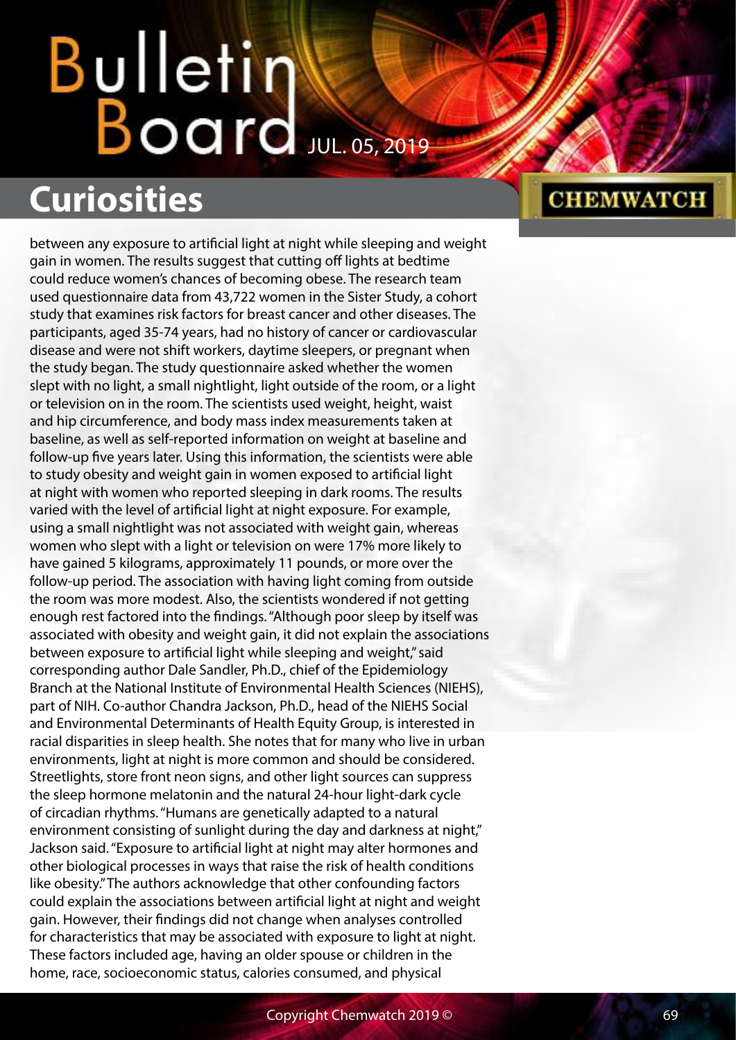between any exposure to artificial light at night while sleeping and weight gain in women. The results suggest that cutting off lights at bedtime could reduce women's chances of becoming obese. The research team used questionnaire data from 43,722 women in the Sister Study, a cohort study that examines risk factors for breast cancer and other diseases. The participants, aged 35-74 years, had no history of cancer or cardiovascular disease and were not shift workers, daytime sleepers, or pregnant when the study began. The study questionnaire asked whether the women slept with no light, a small nightlight, light outside of the room, or a light or television on in the room. The scientists used weight, height, waist and hip circumference, and body mass index measurements taken at baseline, as well as self-reported information on weight at baseline and follow-up five years later. Using this information, the scientists were able to study obesity and weight gain in women exposed to artificial light at night with women who reported sleeping in dark rooms. The results varied with the level of artificial light at night exposure. For example, using a small nightlight was not associated with weight gain, whereas women who slept with a light or television on were 17% more likely to have gained 5 kilograms, approximately 11 pounds, or more over the follow-up period. The association with having light coming from outside the room was more modest. Also, the scientists wondered if not getting enough rest factored into the findings. "Although poor sleep by itself was associated with obesity and weight gain, it did not explain the associations between exposure to artificial light while sleeping and weight," said corresponding author Dale Sandler, Ph.D., chief of the Epidemiology Branch at the National Institute of Environmental Health Sciences (NIEHS), part of NIH. Co-author Chandra Jackson, Ph.D., head of the NIEHS Social and Environmental Determinants of Health Equity Group, is interested in racial disparities in sleep health. She notes that for many who live in urban environments, light at night is more common and should be considered. Streetlights, store front neon signs, and other light sources can suppress the sleep hormone melatonin and the natural 24-hour light-dark cycle of circadian rhythms. "Humans are genetically adapted to a natural environment consisting of sunlight during the day and darkness at night," Jackson said. "Exposure to artificial light at night may alter hormones and other biological processes in ways that raise the risk of health conditions like obesity." The authors acknowledge that other confounding factors could explain the associations between artificial light at night and weight gain. However, their findings did not change when analyses controlled for characteristics that may be associated with exposure to light at night. These factors included age, having an older spouse or children in the home, race, socioeconomic status, calories consumed, and physical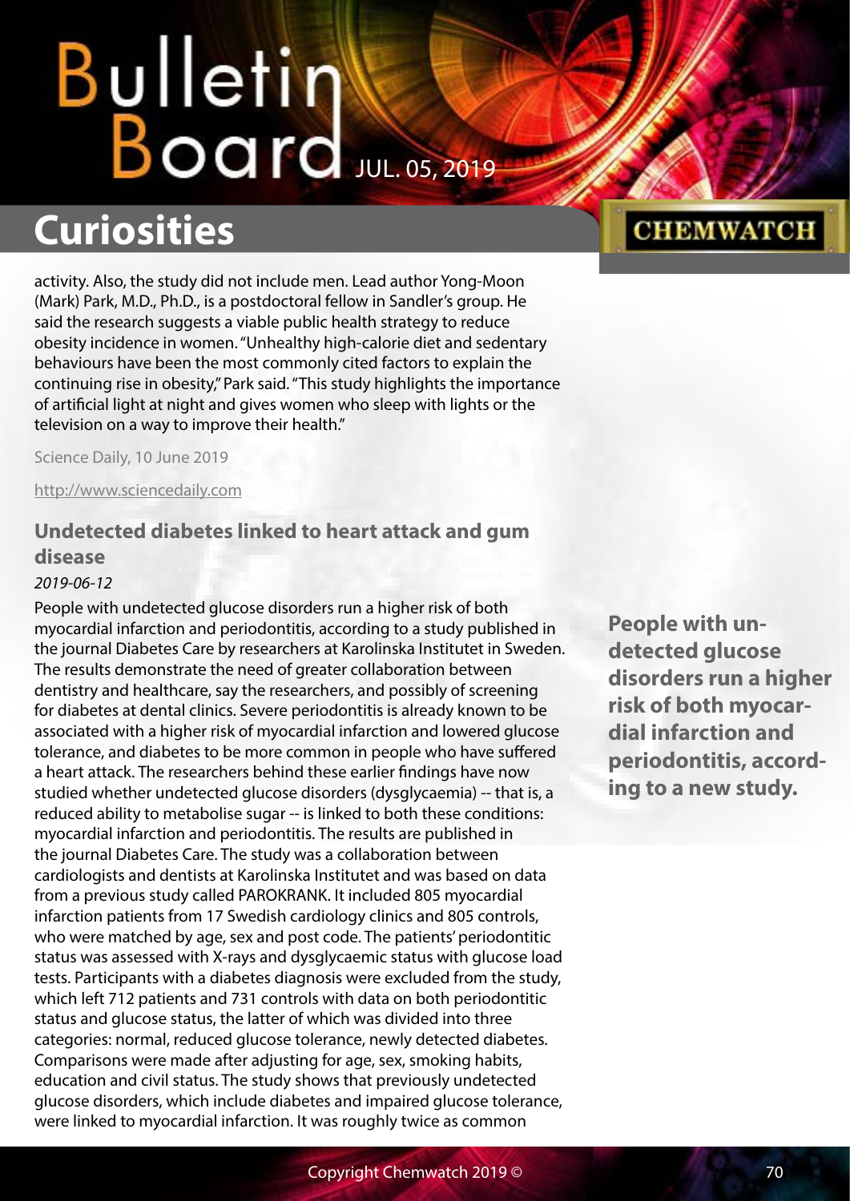activity. Also, the study did not include men. Lead author Yong-Moon (Mark) Park, M.D., Ph.D., is a postdoctoral fellow in Sandler's group. He said the research suggests a viable public health strategy to reduce obesity incidence in women. "Unhealthy high-calorie diet and sedentary behaviours have been the most commonly cited factors to explain the continuing rise in obesity," Park said. "This study highlights the importance of artificial light at night and gives women who sleep with lights or the television on a way to improve their health."

Science Daily, 10 June 2019

http://www.sciencedaily.com

## Undetected diabetes linked to heart attack and gum disease

*2019-06-12*

People with undetected glucose disorders run a higher risk of both myocardial infarction and periodontitis, according to a study published in the journal Diabetes Care by researchers at Karolinska Institutet in Sweden. The results demonstrate the need of greater collaboration between dentistry and healthcare, say the researchers, and possibly of screening for diabetes at dental clinics. Severe periodontitis is already known to be associated with a higher risk of myocardial infarction and lowered glucose tolerance, and diabetes to be more common in people who have suffered a heart attack. The researchers behind these earlier findings have now studied whether undetected glucose disorders (dysglycaemia) -- that is, a reduced ability to metabolise sugar -- is linked to both these conditions: myocardial infarction and periodontitis. The results are published in the journal Diabetes Care. The study was a collaboration between cardiologists and dentists at Karolinska Institutet and was based on data from a previous study called PAROKRANK. It included 805 myocardial infarction patients from 17 Swedish cardiology clinics and 805 controls, who were matched by age, sex and post code. The patients' periodontitic status was assessed with X-rays and dysglycaemic status with glucose load tests. Participants with a diabetes diagnosis were excluded from the study, which left 712 patients and 731 controls with data on both periodontitic status and glucose status, the latter of which was divided into three categories: normal, reduced glucose tolerance, newly detected diabetes. Comparisons were made after adjusting for age, sex, smoking habits, education and civil status. The study shows that previously undetected glucose disorders, which include diabetes and impaired glucose tolerance, were linked to myocardial infarction. It was roughly twice as common

**People with undetected glucose disorders run a higher risk of both myocardial infarction and periodontitis, according to a new study.**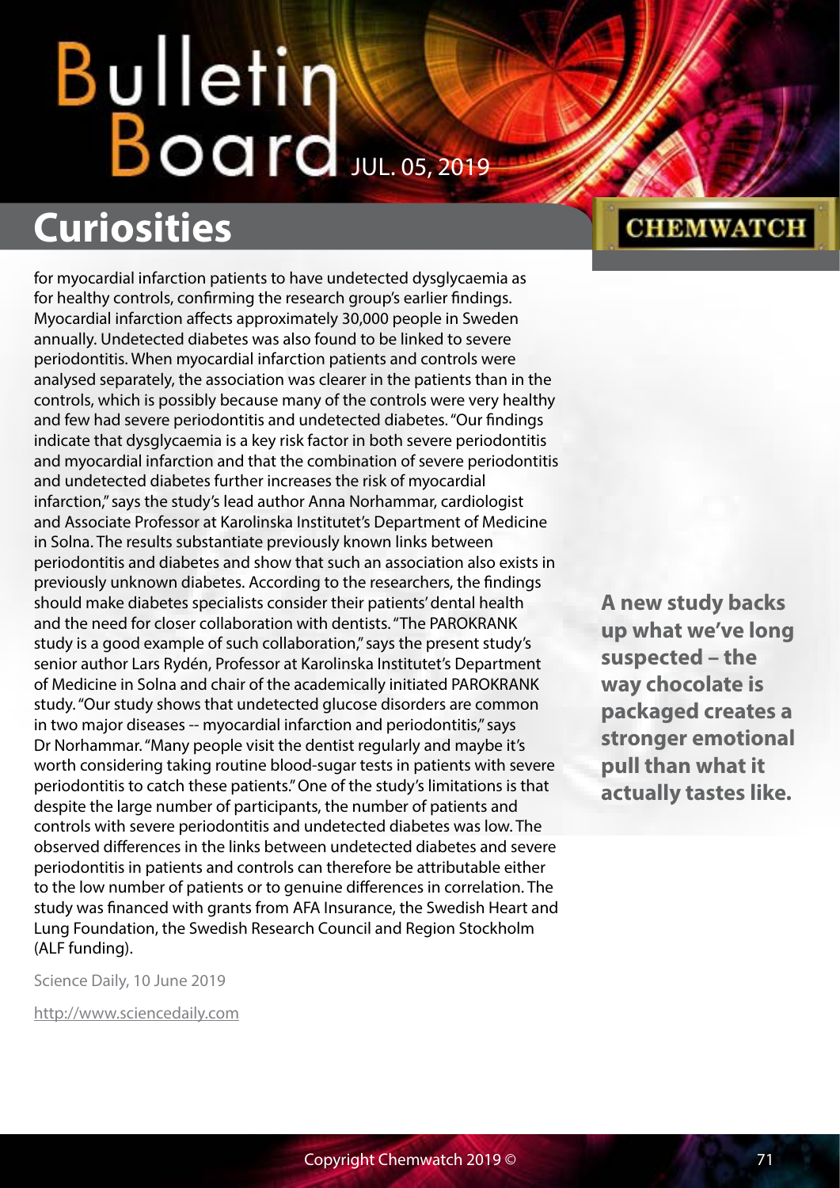## Curiosities

for myocardial infarction patients to have undetected dysglycaemia as for healthy controls, confirming the research group's earlier findings. Myocardial infarction affects approximately 30,000 people in Sweden annually. Undetected diabetes was also found to be linked to severe periodontitis. When myocardial infarction patients and controls were analysed separately, the association was clearer in the patients than in the controls, which is possibly because many of the controls were very healthy and few had severe periodontitis and undetected diabetes. "Our findings indicate that dysglycaemia is a key risk factor in both severe periodontitis and myocardial infarction and that the combination of severe periodontitis and undetected diabetes further increases the risk of myocardial infarction," says the study's lead author Anna Norhammar, cardiologist and Associate Professor at Karolinska Institutet's Department of Medicine in Solna. The results substantiate previously known links between periodontitis and diabetes and show that such an association also exists in previously unknown diabetes. According to the researchers, the findings should make diabetes specialists consider their patients' dental health and the need for closer collaboration with dentists. "The PAROKRANK study is a good example of such collaboration," says the present study's senior author Lars Rydén, Professor at Karolinska Institutet's Department of Medicine in Solna and chair of the academically initiated PAROKRANK study. "Our study shows that undetected glucose disorders are common in two major diseases -- myocardial infarction and periodontitis," says Dr Norhammar. "Many people visit the dentist regularly and maybe it's worth considering taking routine blood-sugar tests in patients with severe periodontitis to catch these patients." One of the study's limitations is that despite the large number of participants, the number of patients and controls with severe periodontitis and undetected diabetes was low. The observed differences in the links between undetected diabetes and severe periodontitis in patients and controls can therefore be attributable either to the low number of patients or to genuine differences in correlation. The study was financed with grants from AFA Insurance, the Swedish Heart and Lung Foundation, the Swedish Research Council and Region Stockholm (ALF funding).

Science Daily, 10 June 2019

http://www.sciencedaily.com

**A new study backs up what we've long suspected – the way chocolate is packaged creates a stronger emotional pull than what it actually tastes like.**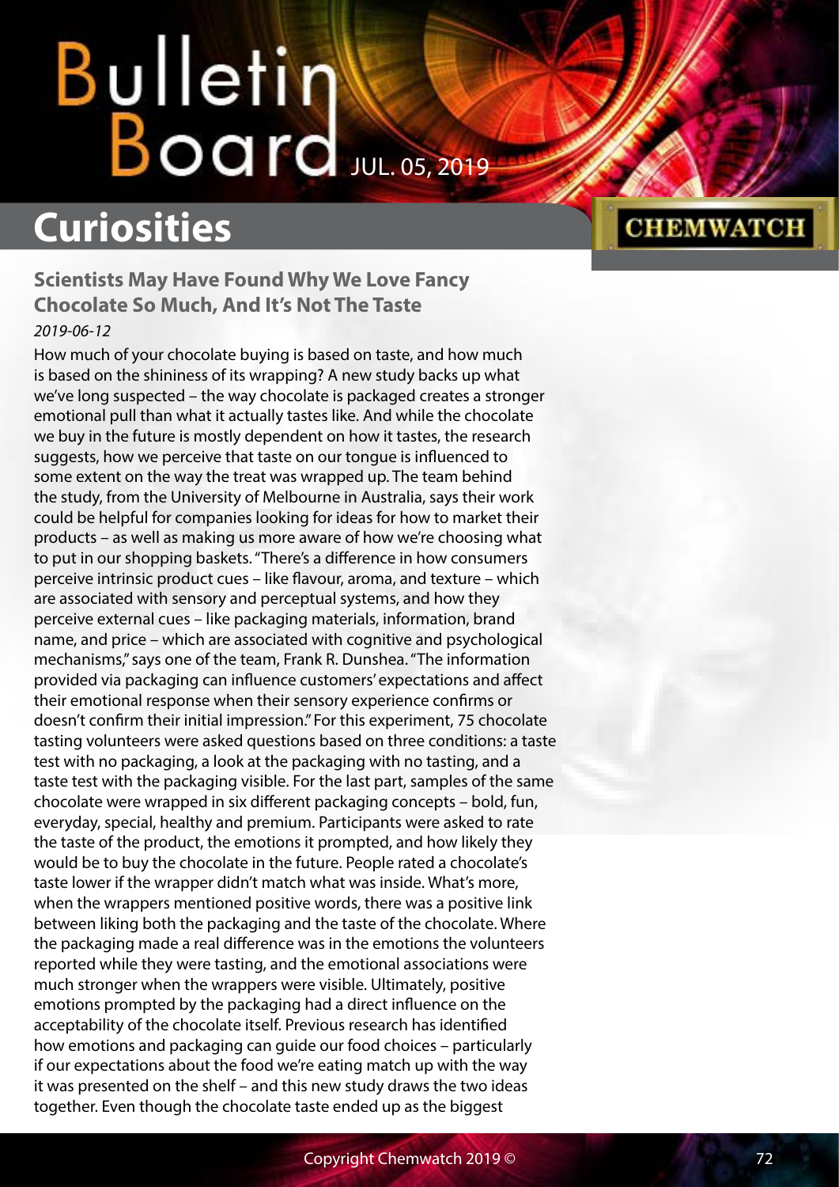## Curiosities

### Scientists May Have Found Why We Love Fancy Chocolate So Much, And It's Not The Taste

*2019-06-12*

How much of your chocolate buying is based on taste, and how much is based on the shininess of its wrapping? A new study backs up what we've long suspected – the way chocolate is packaged creates a stronger emotional pull than what it actually tastes like. And while the chocolate we buy in the future is mostly dependent on how it tastes, the research suggests, how we perceive that taste on our tongue is influenced to some extent on the way the treat was wrapped up. The team behind the study, from the University of Melbourne in Australia, says their work could be helpful for companies looking for ideas for how to market their products – as well as making us more aware of how we're choosing what to put in our shopping baskets. "There's a difference in how consumers perceive intrinsic product cues – like flavour, aroma, and texture – which are associated with sensory and perceptual systems, and how they perceive external cues – like packaging materials, information, brand name, and price – which are associated with cognitive and psychological mechanisms," says one of the team, Frank R. Dunshea. "The information provided via packaging can influence customers' expectations and affect their emotional response when their sensory experience confirms or doesn't confirm their initial impression." For this experiment, 75 chocolate tasting volunteers were asked questions based on three conditions: a taste test with no packaging, a look at the packaging with no tasting, and a taste test with the packaging visible. For the last part, samples of the same chocolate were wrapped in six different packaging concepts – bold, fun, everyday, special, healthy and premium. Participants were asked to rate the taste of the product, the emotions it prompted, and how likely they would be to buy the chocolate in the future. People rated a chocolate's taste lower if the wrapper didn't match what was inside. What's more, when the wrappers mentioned positive words, there was a positive link between liking both the packaging and the taste of the chocolate. Where the packaging made a real difference was in the emotions the volunteers reported while they were tasting, and the emotional associations were much stronger when the wrappers were visible. Ultimately, positive emotions prompted by the packaging had a direct influence on the acceptability of the chocolate itself. Previous research has identified how emotions and packaging can guide our food choices – particularly if our expectations about the food we're eating match up with the way it was presented on the shelf – and this new study draws the two ideas together. Even though the chocolate taste ended up as the biggest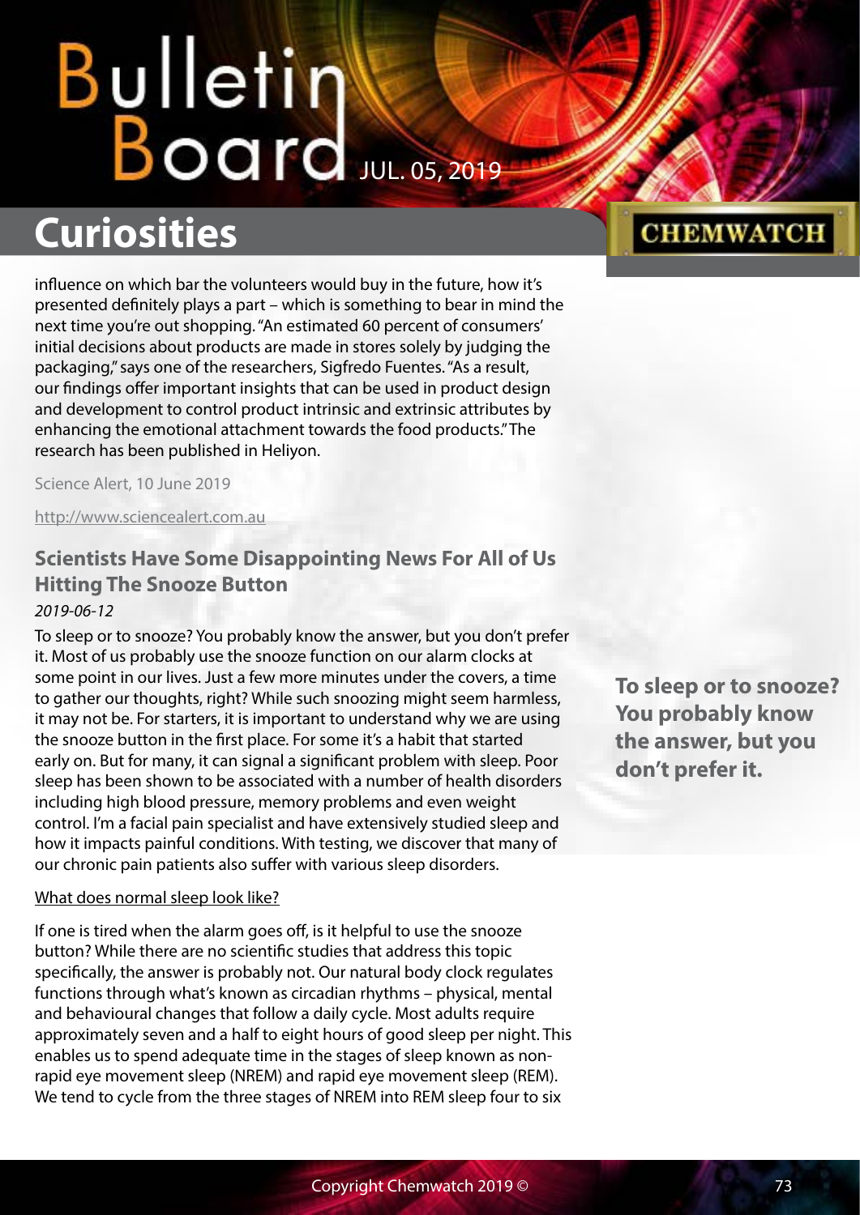influence on which bar the volunteers would buy in the future, how it's presented definitely plays a part – which is something to bear in mind the next time you're out shopping. "An estimated 60 percent of consumers' initial decisions about products are made in stores solely by judging the packaging," says one of the researchers, Sigfredo Fuentes. "As a result, our findings offer important insights that can be used in product design and development to control product intrinsic and extrinsic attributes by enhancing the emotional attachment towards the food products." The research has been published in Heliyon.

Science Alert, 10 June 2019

http://www.sciencealert.com.au

## Scientists Have Some Disappointing News For All of Us Hitting The Snooze Button

*2019-06-12*

To sleep or to snooze? You probably know the answer, but you don't prefer it. Most of us probably use the snooze function on our alarm clocks at some point in our lives. Just a few more minutes under the covers, a time to gather our thoughts, right? While such snoozing might seem harmless, it may not be. For starters, it is important to understand why we are using the snooze button in the first place. For some it's a habit that started early on. But for many, it can signal a significant problem with sleep. Poor sleep has been shown to be associated with a number of health disorders including high blood pressure, memory problems and even weight control. I'm a facial pain specialist and have extensively studied sleep and how it impacts painful conditions. With testing, we discover that many of our chronic pain patients also suffer with various sleep disorders.

**To sleep or to snooze? You probably know the answer, but you don't prefer it.**

What does normal sleep look like?

If one is tired when the alarm goes off, is it helpful to use the snooze button? While there are no scientific studies that address this topic specifically, the answer is probably not. Our natural body clock regulates functions through what's known as circadian rhythms – physical, mental and behavioural changes that follow a daily cycle. Most adults require approximately seven and a half to eight hours of good sleep per night. This enables us to spend adequate time in the stages of sleep known as non-rapid eye movement sleep (NREM) and rapid eye movement sleep (REM). We tend to cycle from the three stages of NREM into REM sleep four to six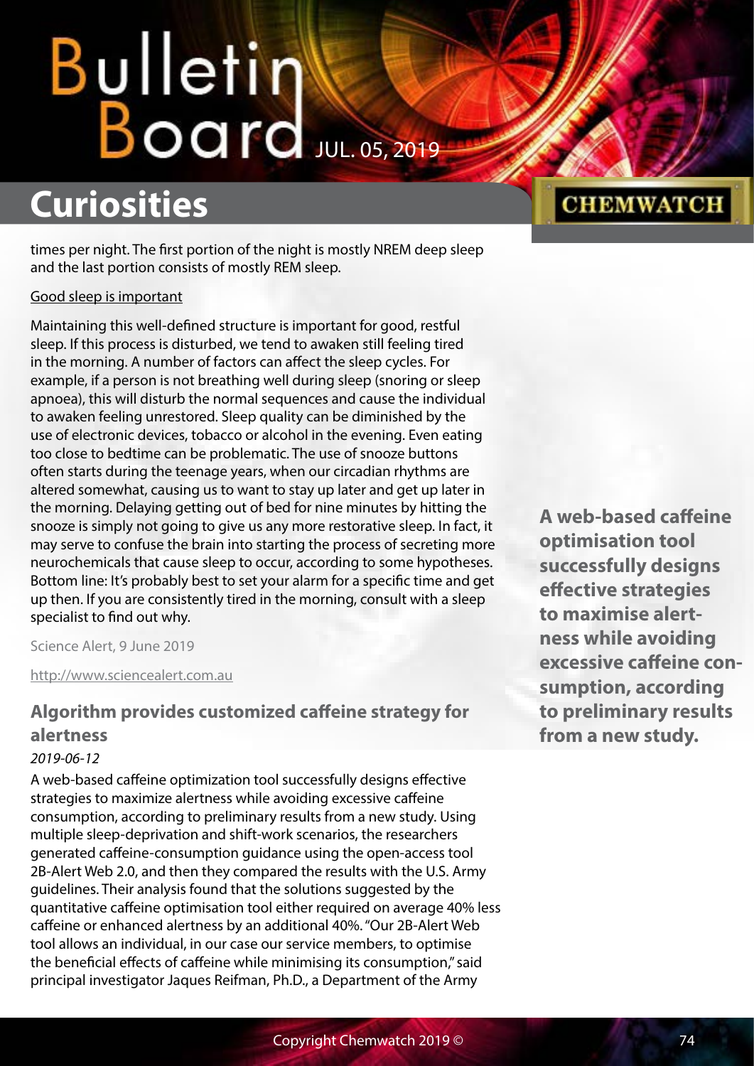times per night. The first portion of the night is mostly NREM deep sleep and the last portion consists of mostly REM sleep.

Good sleep is important

Maintaining this well-defined structure is important for good, restful sleep. If this process is disturbed, we tend to awaken still feeling tired in the morning. A number of factors can affect the sleep cycles. For example, if a person is not breathing well during sleep (snoring or sleep apnoea), this will disturb the normal sequences and cause the individual to awaken feeling unrestored. Sleep quality can be diminished by the use of electronic devices, tobacco or alcohol in the evening. Even eating too close to bedtime can be problematic. The use of snooze buttons often starts during the teenage years, when our circadian rhythms are altered somewhat, causing us to want to stay up later and get up later in the morning. Delaying getting out of bed for nine minutes by hitting the snooze is simply not going to give us any more restorative sleep. In fact, it may serve to confuse the brain into starting the process of secreting more neurochemicals that cause sleep to occur, according to some hypotheses. Bottom line: It's probably best to set your alarm for a specific time and get up then. If you are consistently tired in the morning, consult with a sleep specialist to find out why.

Science Alert, 9 June 2019

http://www.sciencealert.com.au

## Algorithm provides customized caffeine strategy for alertness

*2019-06-12*

**A web-based caffeine optimisation tool successfully designs effective strategies to maximise alertness while avoiding excessive caffeine consumption, according to preliminary results from a new study.**

A web-based caffeine optimization tool successfully designs effective strategies to maximize alertness while avoiding excessive caffeine consumption, according to preliminary results from a new study. Using multiple sleep-deprivation and shift-work scenarios, the researchers generated caffeine-consumption guidance using the open-access tool 2B-Alert Web 2.0, and then they compared the results with the U.S. Army guidelines. Their analysis found that the solutions suggested by the quantitative caffeine optimisation tool either required on average 40% less caffeine or enhanced alertness by an additional 40%. "Our 2B-Alert Web tool allows an individual, in our case our service members, to optimise the beneficial effects of caffeine while minimising its consumption," said principal investigator Jaques Reifman, Ph.D., a Department of the Army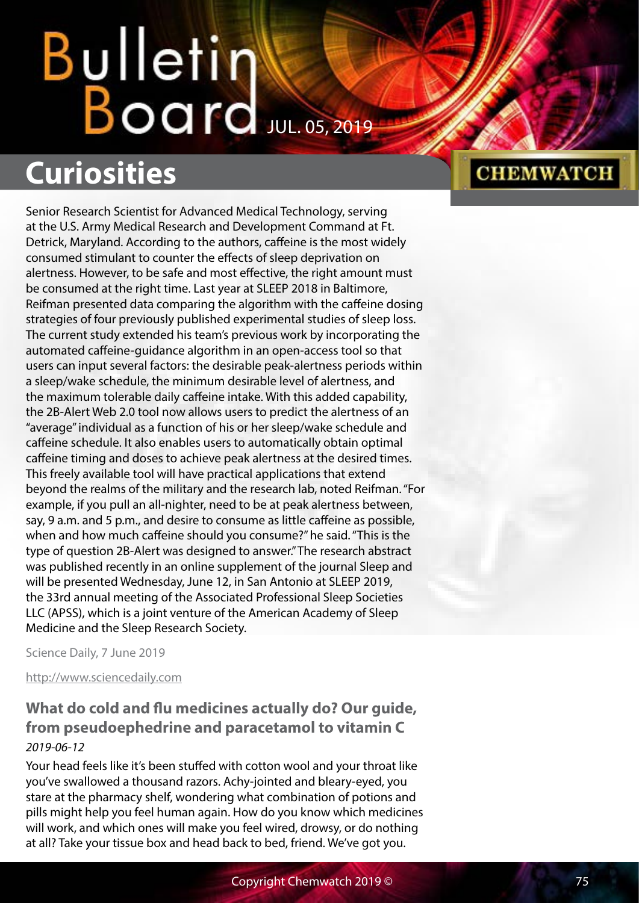Senior Research Scientist for Advanced Medical Technology, serving at the U.S. Army Medical Research and Development Command at Ft. Detrick, Maryland. According to the authors, caffeine is the most widely consumed stimulant to counter the effects of sleep deprivation on alertness. However, to be safe and most effective, the right amount must be consumed at the right time. Last year at SLEEP 2018 in Baltimore, Reifman presented data comparing the algorithm with the caffeine dosing strategies of four previously published experimental studies of sleep loss. The current study extended his team's previous work by incorporating the automated caffeine-guidance algorithm in an open-access tool so that users can input several factors: the desirable peak-alertness periods within a sleep/wake schedule, the minimum desirable level of alertness, and the maximum tolerable daily caffeine intake. With this added capability, the 2B-Alert Web 2.0 tool now allows users to predict the alertness of an "average" individual as a function of his or her sleep/wake schedule and caffeine schedule. It also enables users to automatically obtain optimal caffeine timing and doses to achieve peak alertness at the desired times. This freely available tool will have practical applications that extend beyond the realms of the military and the research lab, noted Reifman. "For example, if you pull an all-nighter, need to be at peak alertness between, say, 9 a.m. and 5 p.m., and desire to consume as little caffeine as possible, when and how much caffeine should you consume?" he said. "This is the type of question 2B-Alert was designed to answer." The research abstract was published recently in an online supplement of the journal Sleep and will be presented Wednesday, June 12, in San Antonio at SLEEP 2019, the 33rd annual meeting of the Associated Professional Sleep Societies LLC (APSS), which is a joint venture of the American Academy of Sleep Medicine and the Sleep Research Society.

Science Daily, 7 June 2019

http://www.sciencedaily.com

### What do cold and flu medicines actually do? Our guide, from pseudoephedrine and paracetamol to vitamin C

*2019-06-12*

Your head feels like it's been stuffed with cotton wool and your throat like you've swallowed a thousand razors. Achy-jointed and bleary-eyed, you stare at the pharmacy shelf, wondering what combination of potions and pills might help you feel human again. How do you know which medicines will work, and which ones will make you feel wired, drowsy, or do nothing at all? Take your tissue box and head back to bed, friend. We've got you.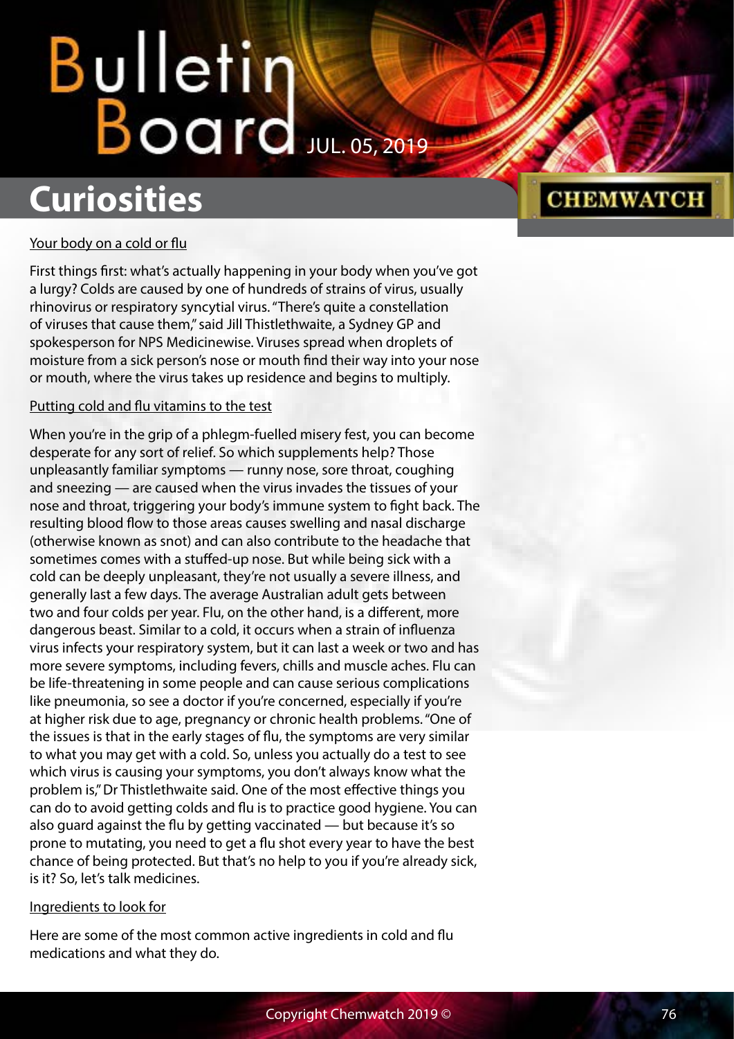# Curiosities

Your body on a cold or flu

First things first: what's actually happening in your body when you've got a lurgy? Colds are caused by one of hundreds of strains of virus, usually rhinovirus or respiratory syncytial virus. "There's quite a constellation of viruses that cause them," said Jill Thistlethwaite, a Sydney GP and spokesperson for NPS Medicinewise. Viruses spread when droplets of moisture from a sick person's nose or mouth find their way into your nose or mouth, where the virus takes up residence and begins to multiply.

Putting cold and flu vitamins to the test

When you're in the grip of a phlegm-fuelled misery fest, you can become desperate for any sort of relief. So which supplements help? Those unpleasantly familiar symptoms — runny nose, sore throat, coughing and sneezing — are caused when the virus invades the tissues of your nose and throat, triggering your body's immune system to fight back. The resulting blood flow to those areas causes swelling and nasal discharge (otherwise known as snot) and can also contribute to the headache that sometimes comes with a stuffed-up nose. But while being sick with a cold can be deeply unpleasant, they're not usually a severe illness, and generally last a few days. The average Australian adult gets between two and four colds per year. Flu, on the other hand, is a different, more dangerous beast. Similar to a cold, it occurs when a strain of influenza virus infects your respiratory system, but it can last a week or two and has more severe symptoms, including fevers, chills and muscle aches. Flu can be life-threatening in some people and can cause serious complications like pneumonia, so see a doctor if you're concerned, especially if you're at higher risk due to age, pregnancy or chronic health problems. "One of the issues is that in the early stages of flu, the symptoms are very similar to what you may get with a cold. So, unless you actually do a test to see which virus is causing your symptoms, you don't always know what the problem is," Dr Thistlethwaite said. One of the most effective things you can do to avoid getting colds and flu is to practice good hygiene. You can also guard against the flu by getting vaccinated — but because it's so prone to mutating, you need to get a flu shot every year to have the best chance of being protected. But that's no help to you if you're already sick, is it? So, let's talk medicines.

Ingredients to look for

Here are some of the most common active ingredients in cold and flu medications and what they do.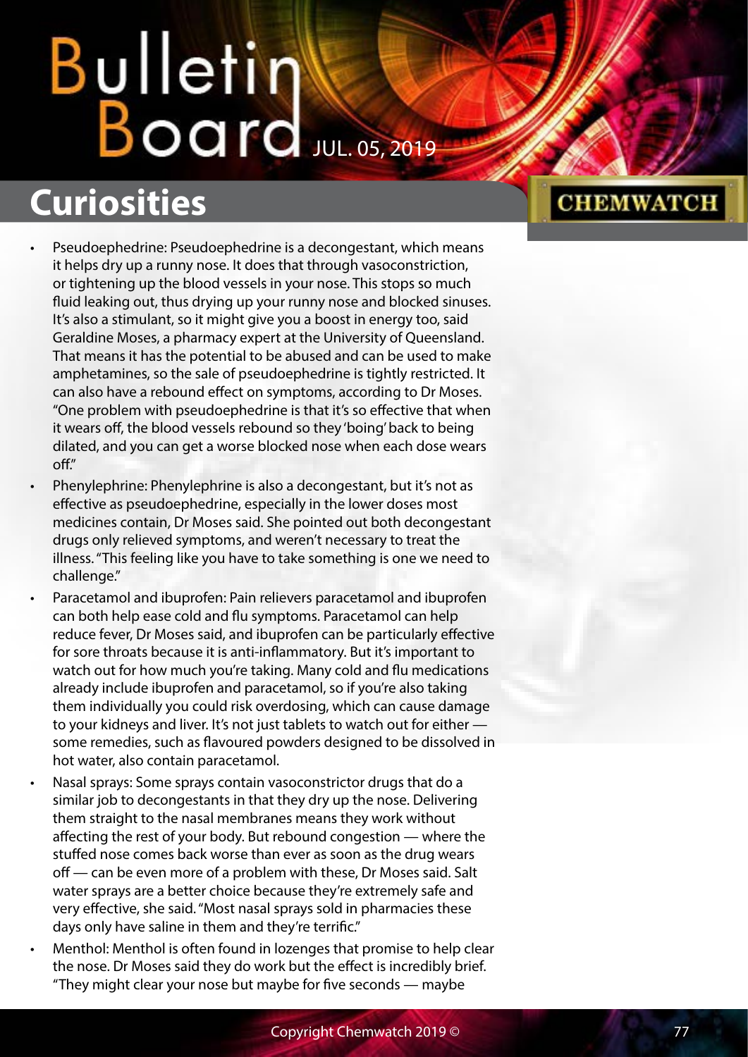# Curiosities

- Pseudoephedrine: Pseudoephedrine is a decongestant, which means it helps dry up a runny nose. It does that through vasoconstriction, or tightening up the blood vessels in your nose. This stops so much fluid leaking out, thus drying up your runny nose and blocked sinuses. It's also a stimulant, so it might give you a boost in energy too, said Geraldine Moses, a pharmacy expert at the University of Queensland. That means it has the potential to be abused and can be used to make amphetamines, so the sale of pseudoephedrine is tightly restricted. It can also have a rebound effect on symptoms, according to Dr Moses. "One problem with pseudoephedrine is that it's so effective that when it wears off, the blood vessels rebound so they 'boing' back to being dilated, and you can get a worse blocked nose when each dose wears off."
- Phenylephrine: Phenylephrine is also a decongestant, but it's not as effective as pseudoephedrine, especially in the lower doses most medicines contain, Dr Moses said. She pointed out both decongestant drugs only relieved symptoms, and weren't necessary to treat the illness. "This feeling like you have to take something is one we need to challenge."
- Paracetamol and ibuprofen: Pain relievers paracetamol and ibuprofen can both help ease cold and flu symptoms. Paracetamol can help reduce fever, Dr Moses said, and ibuprofen can be particularly effective for sore throats because it is anti-inflammatory. But it's important to watch out for how much you're taking. Many cold and flu medications already include ibuprofen and paracetamol, so if you're also taking them individually you could risk overdosing, which can cause damage to your kidneys and liver. It's not just tablets to watch out for either — some remedies, such as flavoured powders designed to be dissolved in hot water, also contain paracetamol.
- Nasal sprays: Some sprays contain vasoconstrictor drugs that do a similar job to decongestants in that they dry up the nose. Delivering them straight to the nasal membranes means they work without affecting the rest of your body. But rebound congestion — where the stuffed nose comes back worse than ever as soon as the drug wears off — can be even more of a problem with these, Dr Moses said. Salt water sprays are a better choice because they're extremely safe and very effective, she said. "Most nasal sprays sold in pharmacies these days only have saline in them and they're terrific."
- Menthol: Menthol is often found in lozenges that promise to help clear the nose. Dr Moses said they do work but the effect is incredibly brief. "They might clear your nose but maybe for five seconds — maybe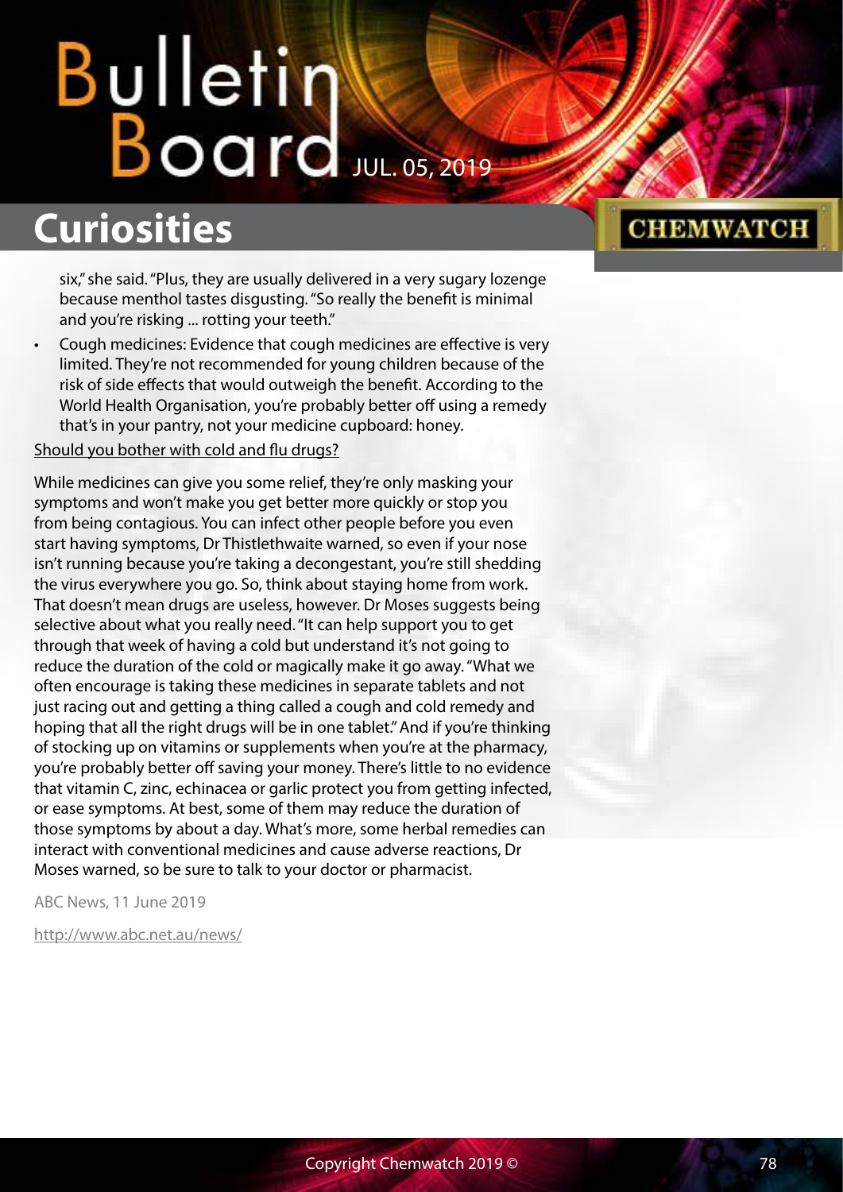six," she said. "Plus, they are usually delivered in a very sugary lozenge because menthol tastes disgusting. "So really the benefit is minimal and you're risking ... rotting your teeth."

- Cough medicines: Evidence that cough medicines are effective is very limited. They're not recommended for young children because of the risk of side effects that would outweigh the benefit. According to the World Health Organisation, you're probably better off using a remedy that's in your pantry, not your medicine cupboard: honey.

Should you bother with cold and flu drugs?

While medicines can give you some relief, they're only masking your symptoms and won't make you get better more quickly or stop you from being contagious. You can infect other people before you even start having symptoms, Dr Thistlethwaite warned, so even if your nose isn't running because you're taking a decongestant, you're still shedding the virus everywhere you go. So, think about staying home from work. That doesn't mean drugs are useless, however. Dr Moses suggests being selective about what you really need. "It can help support you to get through that week of having a cold but understand it's not going to reduce the duration of the cold or magically make it go away. "What we often encourage is taking these medicines in separate tablets and not just racing out and getting a thing called a cough and cold remedy and hoping that all the right drugs will be in one tablet." And if you're thinking of stocking up on vitamins or supplements when you're at the pharmacy, you're probably better off saving your money. There's little to no evidence that vitamin C, zinc, echinacea or garlic protect you from getting infected, or ease symptoms. At best, some of them may reduce the duration of those symptoms by about a day. What's more, some herbal remedies can interact with conventional medicines and cause adverse reactions, Dr Moses warned, so be sure to talk to your doctor or pharmacist.

ABC News, 11 June 2019

http://www.abc.net.au/news/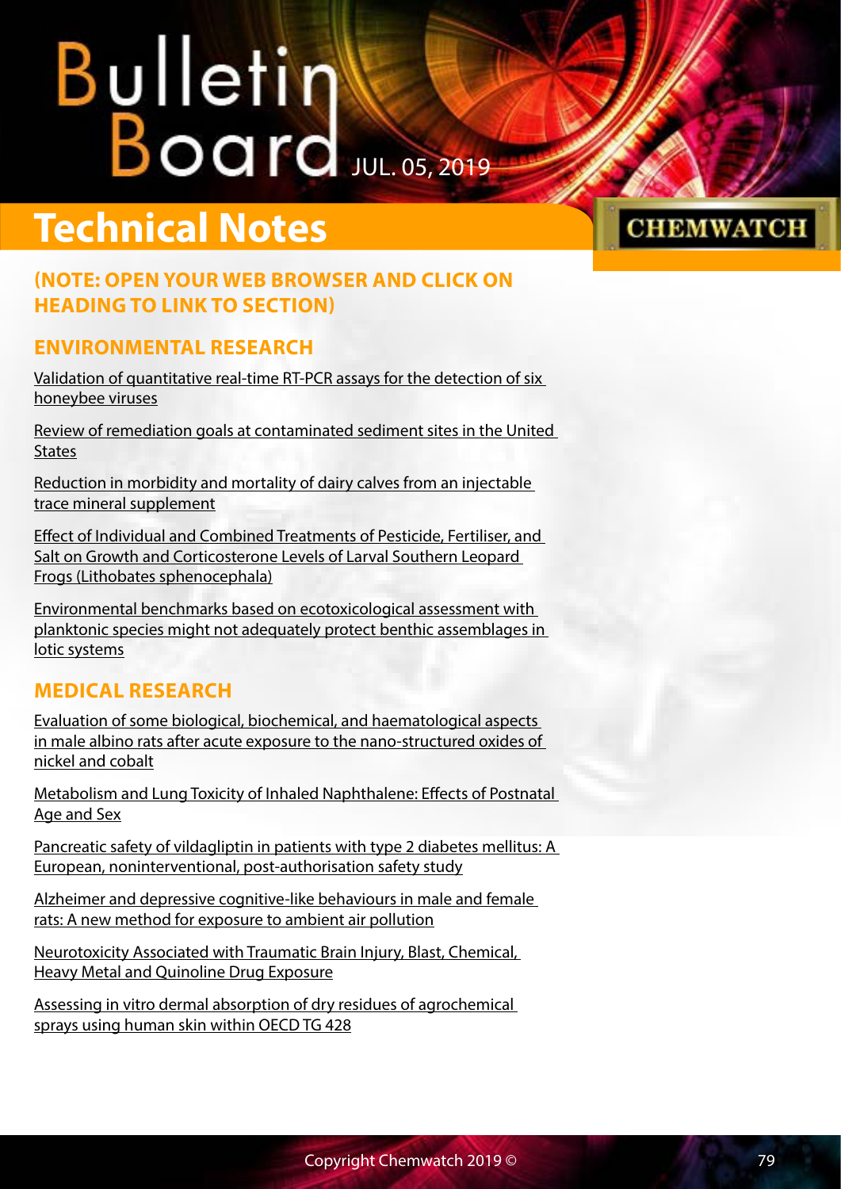# Technical Notes

## (NOTE: OPEN YOUR WEB BROWSER AND CLICK ON HEADING TO LINK TO SECTION)

### ENVIRONMENTAL RESEARCH

Validation of quantitative real-time RT-PCR assays for the detection of six honeybee viruses

Review of remediation goals at contaminated sediment sites in the United States

Reduction in morbidity and mortality of dairy calves from an injectable trace mineral supplement

Effect of Individual and Combined Treatments of Pesticide, Fertiliser, and Salt on Growth and Corticosterone Levels of Larval Southern Leopard Frogs (Lithobates sphenocephala)

Environmental benchmarks based on ecotoxicological assessment with planktonic species might not adequately protect benthic assemblages in lotic systems

### MEDICAL RESEARCH

Evaluation of some biological, biochemical, and haematological aspects in male albino rats after acute exposure to the nano-structured oxides of nickel and cobalt

Metabolism and Lung Toxicity of Inhaled Naphthalene: Effects of Postnatal Age and Sex

Pancreatic safety of vildagliptin in patients with type 2 diabetes mellitus: A European, noninterventional, post-authorisation safety study

Alzheimer and depressive cognitive-like behaviours in male and female rats: A new method for exposure to ambient air pollution

Neurotoxicity Associated with Traumatic Brain Injury, Blast, Chemical, Heavy Metal and Quinoline Drug Exposure

Assessing in vitro dermal absorption of dry residues of agrochemical sprays using human skin within OECD TG 428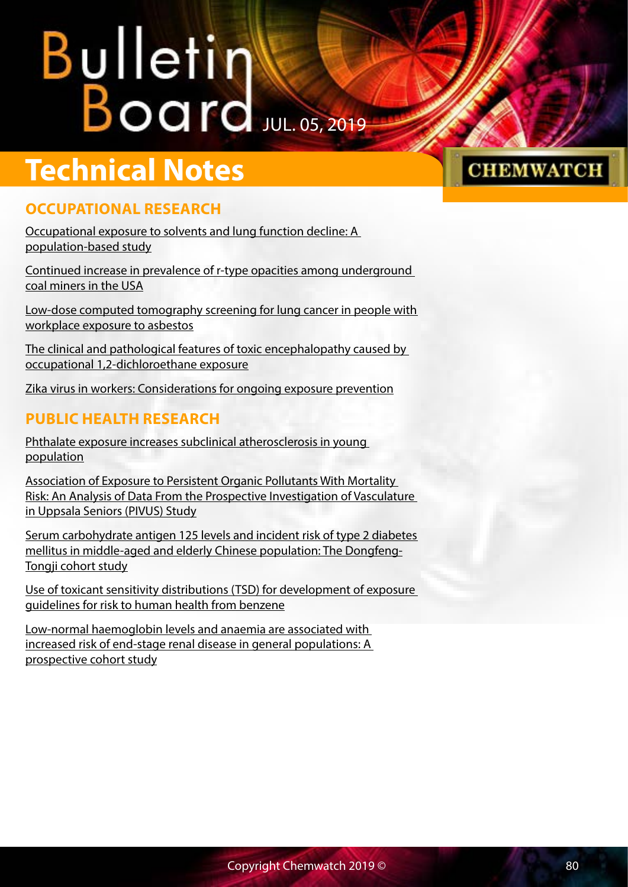# Technical Notes

## OCCUPATIONAL RESEARCH

Occupational exposure to solvents and lung function decline: A population-based study

Continued increase in prevalence of r-type opacities among underground coal miners in the USA

Low-dose computed tomography screening for lung cancer in people with workplace exposure to asbestos

The clinical and pathological features of toxic encephalopathy caused by occupational 1,2-dichloroethane exposure

Zika virus in workers: Considerations for ongoing exposure prevention

## PUBLIC HEALTH RESEARCH

Phthalate exposure increases subclinical atherosclerosis in young population

Association of Exposure to Persistent Organic Pollutants With Mortality Risk: An Analysis of Data From the Prospective Investigation of Vasculature in Uppsala Seniors (PIVUS) Study

Serum carbohydrate antigen 125 levels and incident risk of type 2 diabetes mellitus in middle-aged and elderly Chinese population: The Dongfeng-Tongji cohort study

Use of toxicant sensitivity distributions (TSD) for development of exposure guidelines for risk to human health from benzene

Low-normal haemoglobin levels and anaemia are associated with increased risk of end-stage renal disease in general populations: A prospective cohort study